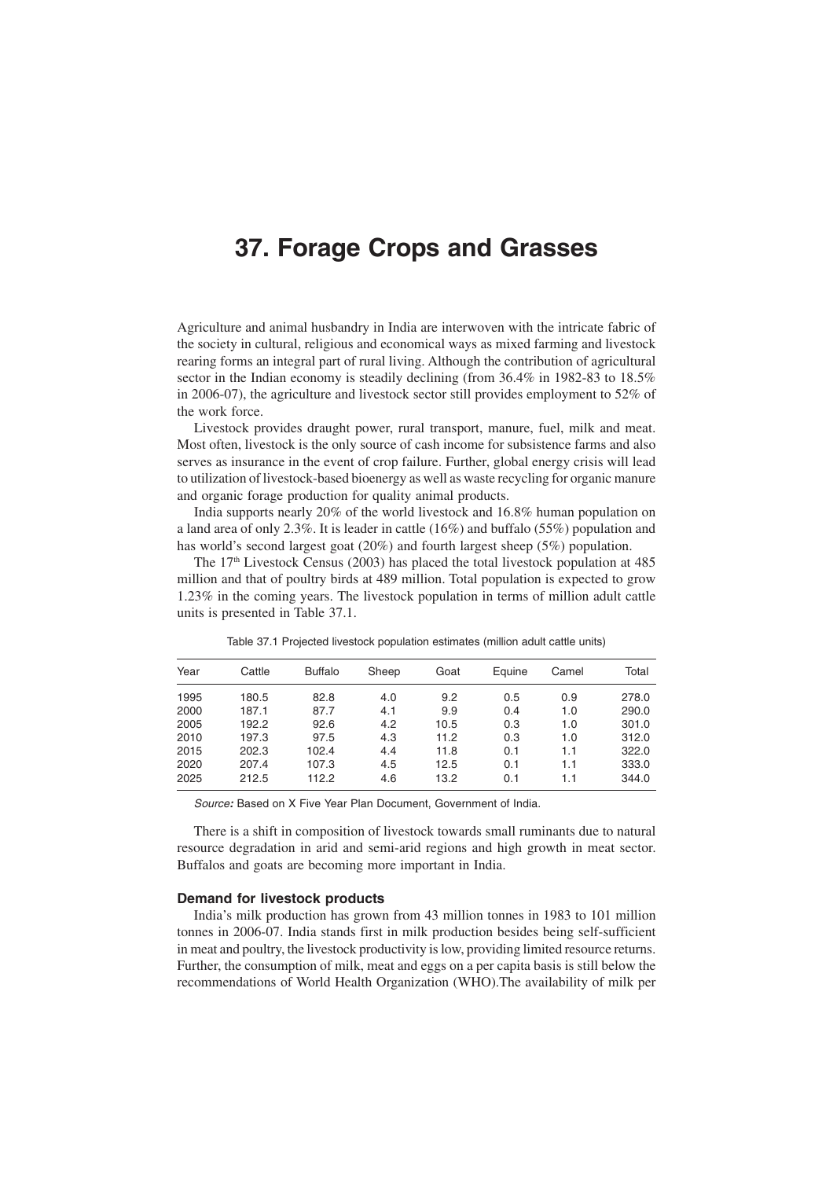# 37. Forage Crops and Grasses

Agriculture and animal husbandry in India are interwoven with the intricate fabric of the society in cultural, religious and economical ways as mixed farming and livestock rearing forms an integral part of rural living. Although the contribution of agricultural sector in the Indian economy is steadily declining (from 36.4% in 1982-83 to 18.5% in 2006-07), the agriculture and livestock sector still provides employment to 52% of the work force.

Livestock provides draught power, rural transport, manure, fuel, milk and meat. Most often, livestock is the only source of cash income for subsistence farms and also serves as insurance in the event of crop failure. Further, global energy crisis will lead to utilization of livestock-based bioenergy as well as waste recycling for organic manure and organic forage production for quality animal products.

India supports nearly 20% of the world livestock and 16.8% human population on a land area of only 2.3%. It is leader in cattle (16%) and buffalo (55%) population and has world's second largest goat (20%) and fourth largest sheep (5%) population.

The 17th Livestock Census (2003) has placed the total livestock population at 485 million and that of poultry birds at 489 million. Total population is expected to grow 1.23% in the coming years. The livestock population in terms of million adult cattle units is presented in Table 37.1.

Table 37.1 Projected livestock population estimates (million adult cattle units)

| Year | Cattle | Buffalo | Sheep | Goat | Equine | Camel | Total |
|---|---|---|---|---|---|---|---|
| 1995 | 180.5 | 82.8 | 4.0 | 9.2 | 0.5 | 0.9 | 278.0 |
| 2000 | 187.1 | 87.7 | 4.1 | 9.9 | 0.4 | 1.0 | 290.0 |
| 2005 | 192.2 | 92.6 | 4.2 | 10.5 | 0.3 | 1.0 | 301.0 |
| 2010 | 197.3 | 97.5 | 4.3 | 11.2 | 0.3 | 1.0 | 312.0 |
| 2015 | 202.3 | 102.4 | 4.4 | 11.8 | 0.1 | 1.1 | 322.0 |
| 2020 | 207.4 | 107.3 | 4.5 | 12.5 | 0.1 | 1.1 | 333.0 |
| 2025 | 212.5 | 112.2 | 4.6 | 13.2 | 0.1 | 1.1 | 344.0 |

*Source:* Based on X Five Year Plan Document, Government of India.

There is a shift in composition of livestock towards small ruminants due to natural resource degradation in arid and semi-arid regions and high growth in meat sector. Buffalos and goats are becoming more important in India.

### Demand for livestock products

India's milk production has grown from 43 million tonnes in 1983 to 101 million tonnes in 2006-07. India stands first in milk production besides being self-sufficient in meat and poultry, the livestock productivity is low, providing limited resource returns. Further, the consumption of milk, meat and eggs on a per capita basis is still below the recommendations of World Health Organization (WHO).The availability of milk per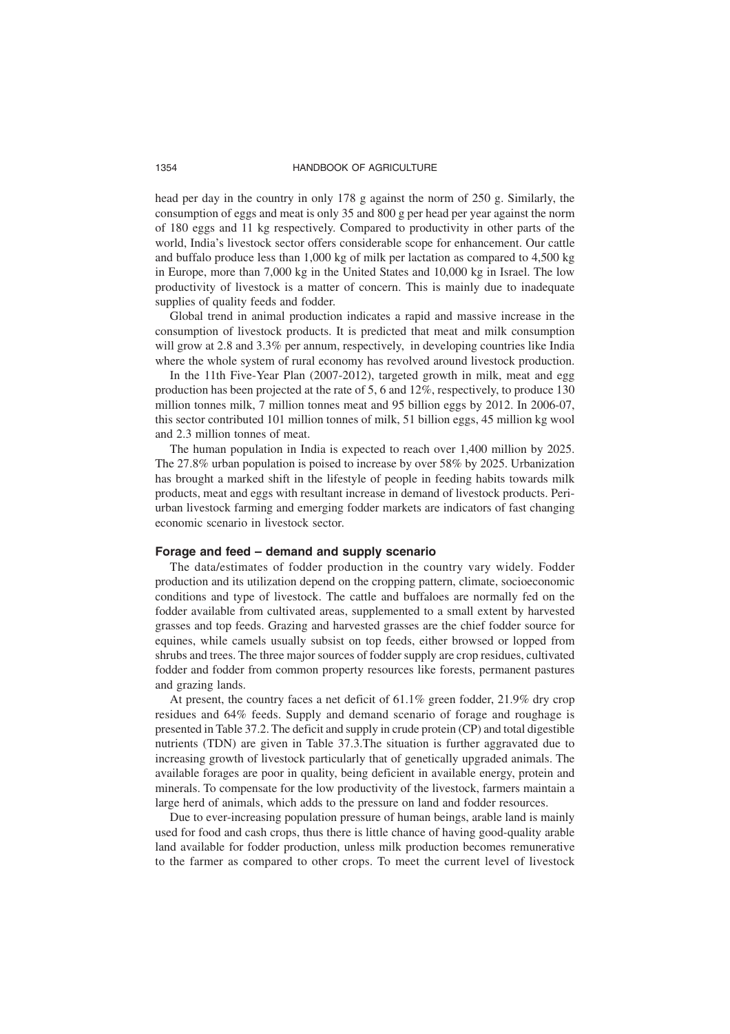head per day in the country in only 178 g against the norm of 250 g. Similarly, the consumption of eggs and meat is only 35 and 800 g per head per year against the norm of 180 eggs and 11 kg respectively. Compared to productivity in other parts of the world, India's livestock sector offers considerable scope for enhancement. Our cattle and buffalo produce less than 1,000 kg of milk per lactation as compared to 4,500 kg in Europe, more than 7,000 kg in the United States and 10,000 kg in Israel. The low productivity of livestock is a matter of concern. This is mainly due to inadequate supplies of quality feeds and fodder.

Global trend in animal production indicates a rapid and massive increase in the consumption of livestock products. It is predicted that meat and milk consumption will grow at 2.8 and 3.3% per annum, respectively, in developing countries like India where the whole system of rural economy has revolved around livestock production.

In the 11th Five-Year Plan (2007-2012), targeted growth in milk, meat and egg production has been projected at the rate of 5, 6 and 12%, respectively, to produce 130 million tonnes milk, 7 million tonnes meat and 95 billion eggs by 2012. In 2006-07, this sector contributed 101 million tonnes of milk, 51 billion eggs, 45 million kg wool and 2.3 million tonnes of meat.

The human population in India is expected to reach over 1,400 million by 2025. The 27.8% urban population is poised to increase by over 58% by 2025. Urbanization has brought a marked shift in the lifestyle of people in feeding habits towards milk products, meat and eggs with resultant increase in demand of livestock products. Peri-urban livestock farming and emerging fodder markets are indicators of fast changing economic scenario in livestock sector.

### Forage and feed – demand and supply scenario

The data/estimates of fodder production in the country vary widely. Fodder production and its utilization depend on the cropping pattern, climate, socioeconomic conditions and type of livestock. The cattle and buffaloes are normally fed on the fodder available from cultivated areas, supplemented to a small extent by harvested grasses and top feeds. Grazing and harvested grasses are the chief fodder source for equines, while camels usually subsist on top feeds, either browsed or lopped from shrubs and trees. The three major sources of fodder supply are crop residues, cultivated fodder and fodder from common property resources like forests, permanent pastures and grazing lands.

At present, the country faces a net deficit of 61.1% green fodder, 21.9% dry crop residues and 64% feeds. Supply and demand scenario of forage and roughage is presented in Table 37.2. The deficit and supply in crude protein (CP) and total digestible nutrients (TDN) are given in Table 37.3.The situation is further aggravated due to increasing growth of livestock particularly that of genetically upgraded animals. The available forages are poor in quality, being deficient in available energy, protein and minerals. To compensate for the low productivity of the livestock, farmers maintain a large herd of animals, which adds to the pressure on land and fodder resources.

Due to ever-increasing population pressure of human beings, arable land is mainly used for food and cash crops, thus there is little chance of having good-quality arable land available for fodder production, unless milk production becomes remunerative to the farmer as compared to other crops. To meet the current level of livestock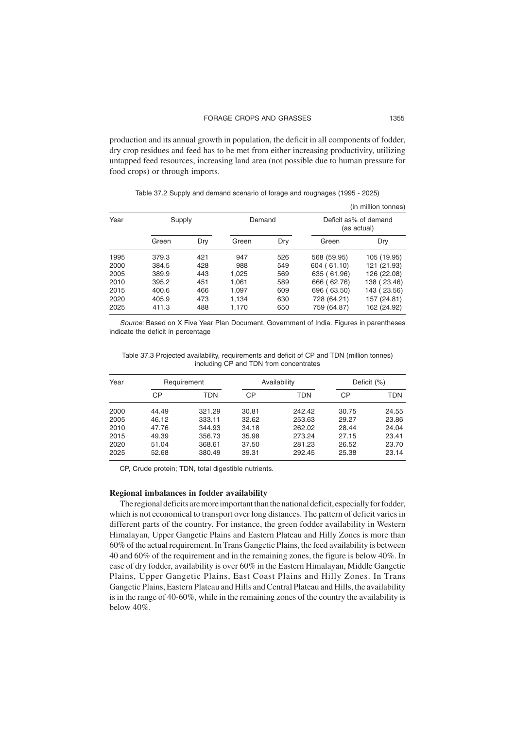production and its annual growth in population, the deficit in all components of fodder, dry crop residues and feed has to be met from either increasing productivity, utilizing untapped feed resources, increasing land area (not possible due to human pressure for food crops) or through imports.

Table 37.2 Supply and demand scenario of forage and roughages (1995 - 2025)

(in million tonnes)

| Year | Supply | | Demand | | Deficit as% of demand (as actual) | |
|---|---|---|---|---|---|---|
| | Green | Dry | Green | Dry | Green | Dry |
| 1995 | 379.3 | 421 | 947 | 526 | 568 (59.95) | 105 (19.95) |
| 2000 | 384.5 | 428 | 988 | 549 | 604 ( 61.10) | 121 (21.93) |
| 2005 | 389.9 | 443 | 1,025 | 569 | 635 ( 61.96) | 126 (22.08) |
| 2010 | 395.2 | 451 | 1,061 | 589 | 666 ( 62.76) | 138 ( 23.46) |
| 2015 | 400.6 | 466 | 1,097 | 609 | 696 ( 63.50) | 143 ( 23.56) |
| 2020 | 405.9 | 473 | 1,134 | 630 | 728 (64.21) | 157 (24.81) |
| 2025 | 411.3 | 488 | 1,170 | 650 | 759 (64.87) | 162 (24.92) |

*Source:* Based on X Five Year Plan Document, Government of India. Figures in parentheses indicate the deficit in percentage

Table 37.3 Projected availability, requirements and deficit of CP and TDN (million tonnes) including CP and TDN from concentrates

| Year | Requirement | | Availability | | Deficit (%) | |
|---|---|---|---|---|---|---|
| | CP | TDN | CP | TDN | CP | TDN |
| 2000 | 44.49 | 321.29 | 30.81 | 242.42 | 30.75 | 24.55 |
| 2005 | 46.12 | 333.11 | 32.62 | 253.63 | 29.27 | 23.86 |
| 2010 | 47.76 | 344.93 | 34.18 | 262.02 | 28.44 | 24.04 |
| 2015 | 49.39 | 356.73 | 35.98 | 273.24 | 27.15 | 23.41 |
| 2020 | 51.04 | 368.61 | 37.50 | 281.23 | 26.52 | 23.70 |
| 2025 | 52.68 | 380.49 | 39.31 | 292.45 | 25.38 | 23.14 |

CP, Crude protein; TDN, total digestible nutrients.

**Regional imbalances in fodder availability**

The regional deficits are more important than the national deficit, especially for fodder, which is not economical to transport over long distances. The pattern of deficit varies in different parts of the country. For instance, the green fodder availability in Western Himalayan, Upper Gangetic Plains and Eastern Plateau and Hilly Zones is more than 60% of the actual requirement. In Trans Gangetic Plains, the feed availability is between 40 and 60% of the requirement and in the remaining zones, the figure is below 40%. In case of dry fodder, availability is over 60% in the Eastern Himalayan, Middle Gangetic Plains, Upper Gangetic Plains, East Coast Plains and Hilly Zones. In Trans Gangetic Plains, Eastern Plateau and Hills and Central Plateau and Hills, the availability is in the range of 40-60%, while in the remaining zones of the country the availability is below 40%.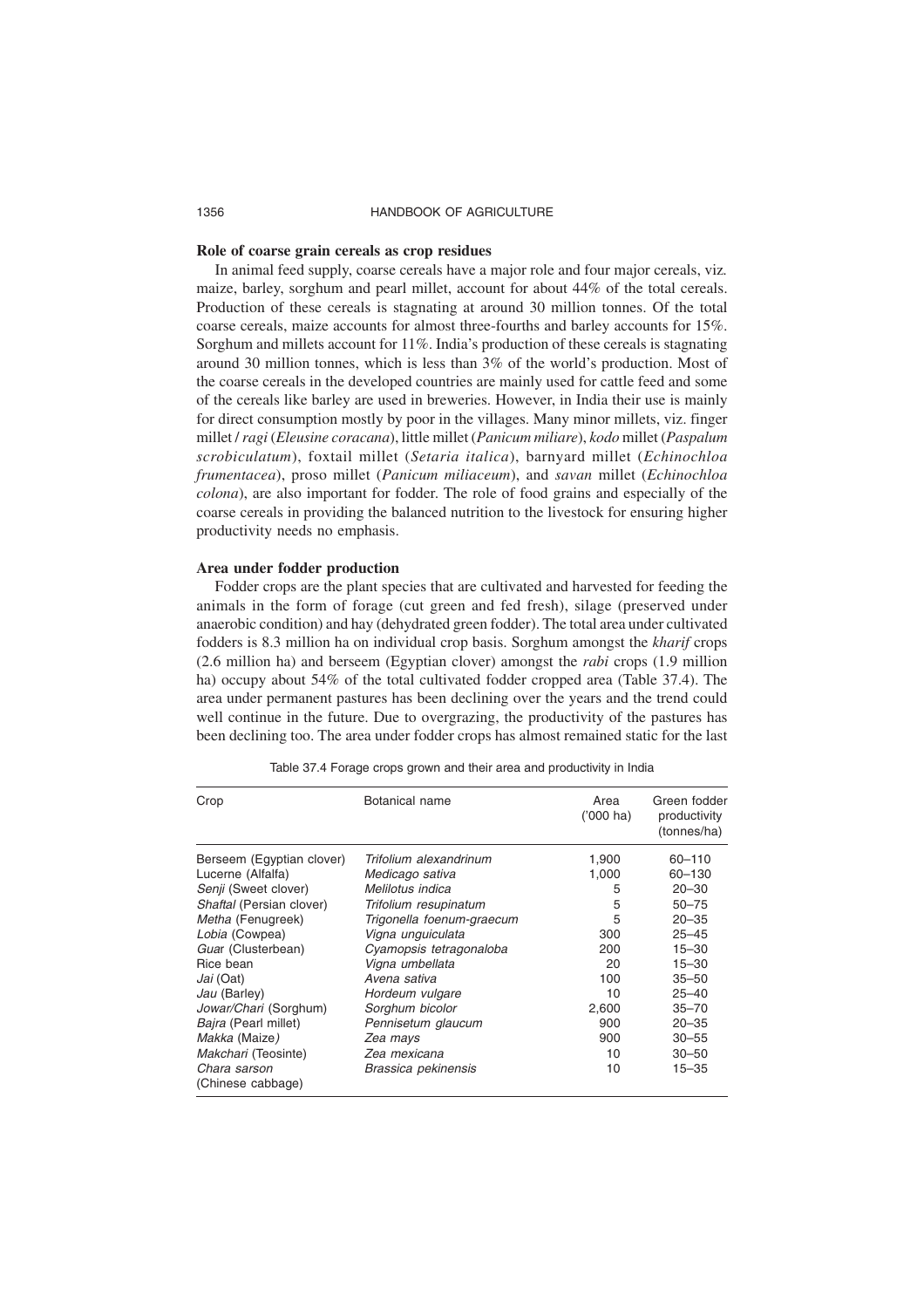**Role of coarse grain cereals as crop residues**

In animal feed supply, coarse cereals have a major role and four major cereals, viz. maize, barley, sorghum and pearl millet, account for about 44% of the total cereals. Production of these cereals is stagnating at around 30 million tonnes. Of the total coarse cereals, maize accounts for almost three-fourths and barley accounts for 15%. Sorghum and millets account for 11%. India's production of these cereals is stagnating around 30 million tonnes, which is less than 3% of the world's production. Most of the coarse cereals in the developed countries are mainly used for cattle feed and some of the cereals like barley are used in breweries. However, in India their use is mainly for direct consumption mostly by poor in the villages. Many minor millets, viz. finger millet / *ragi* (*Eleusine coracana*), little millet (*Panicum miliare*), *kodo* millet (*Paspalum scrobiculatum*), foxtail millet (*Setaria italica*), barnyard millet (*Echinochloa frumentacea*), proso millet (*Panicum miliaceum*), and *savan* millet (*Echinochloa colona*), are also important for fodder. The role of food grains and especially of the coarse cereals in providing the balanced nutrition to the livestock for ensuring higher productivity needs no emphasis.

**Area under fodder production**

Fodder crops are the plant species that are cultivated and harvested for feeding the animals in the form of forage (cut green and fed fresh), silage (preserved under anaerobic condition) and hay (dehydrated green fodder). The total area under cultivated fodders is 8.3 million ha on individual crop basis. Sorghum amongst the *kharif* crops (2.6 million ha) and berseem (Egyptian clover) amongst the *rabi* crops (1.9 million ha) occupy about 54% of the total cultivated fodder cropped area (Table 37.4). The area under permanent pastures has been declining over the years and the trend could well continue in the future. Due to overgrazing, the productivity of the pastures has been declining too. The area under fodder crops has almost remained static for the last

Table 37.4 Forage crops grown and their area and productivity in India

| Crop | Botanical name | Area ('000 ha) | Green fodder productivity (tonnes/ha) |
|---|---|---|---|
| Berseem (Egyptian clover) | *Trifolium alexandrinum* | 1,900 | 60–110 |
| Lucerne (Alfalfa) | *Medicago sativa* | 1,000 | 60–130 |
| *Senji* (Sweet clover) | *Melilotus indica* | 5 | 20–30 |
| *Shaftal* (Persian clover) | *Trifolium resupinatum* | 5 | 50–75 |
| *Metha* (Fenugreek) | *Trigonella foenum-graecum* | 5 | 20–35 |
| *Lobia* (Cowpea) | *Vigna unguiculata* | 300 | 25–45 |
| *Guar* (Clusterbean) | *Cyamopsis tetragonaloba* | 200 | 15–30 |
| Rice bean | *Vigna umbellata* | 20 | 15–30 |
| *Jai* (Oat) | *Avena sativa* | 100 | 35–50 |
| *Jau* (Barley) | *Hordeum vulgare* | 10 | 25–40 |
| *Jowar/Chari* (Sorghum) | *Sorghum bicolor* | 2,600 | 35–70 |
| *Bajra* (Pearl millet) | *Pennisetum glaucum* | 900 | 20–35 |
| *Makka* (Maize) | *Zea mays* | 900 | 30–55 |
| *Makchari* (Teosinte) | *Zea mexicana* | 10 | 30–50 |
| *Chara sarson* (Chinese cabbage) | *Brassica pekinensis* | 10 | 15–35 |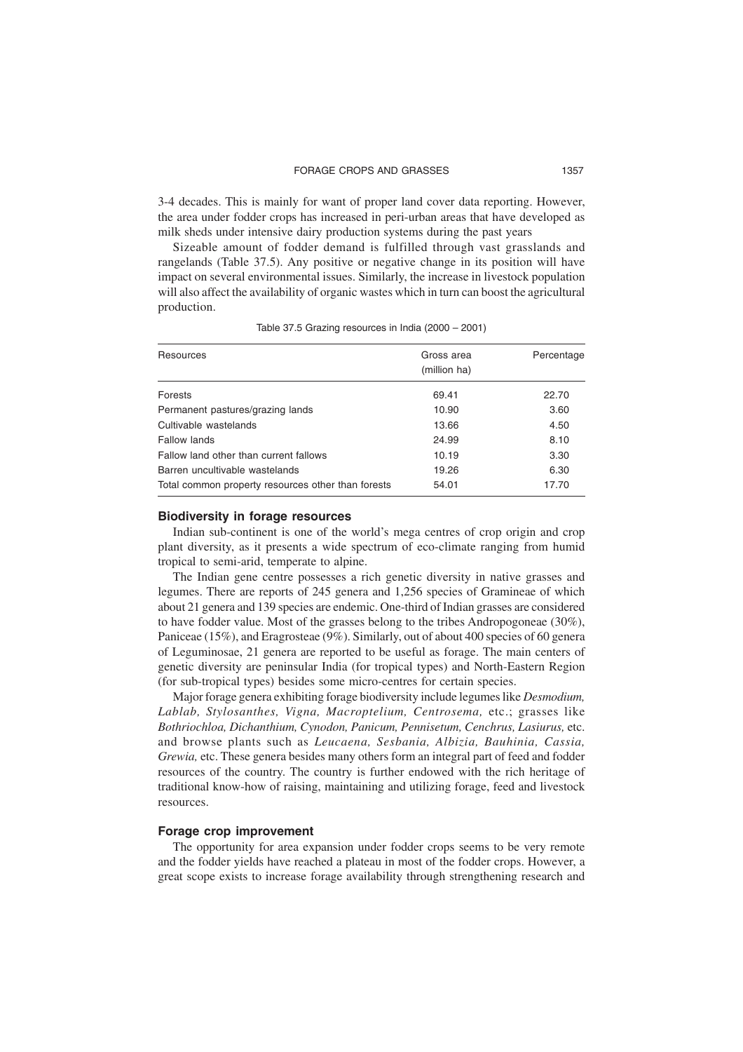3-4 decades. This is mainly for want of proper land cover data reporting. However, the area under fodder crops has increased in peri-urban areas that have developed as milk sheds under intensive dairy production systems during the past years

Sizeable amount of fodder demand is fulfilled through vast grasslands and rangelands (Table 37.5). Any positive or negative change in its position will have impact on several environmental issues. Similarly, the increase in livestock population will also affect the availability of organic wastes which in turn can boost the agricultural production.

Table 37.5 Grazing resources in India (2000 – 2001)

| Resources | Gross area (million ha) | Percentage |
|---|---|---|
| Forests | 69.41 | 22.70 |
| Permanent pastures/grazing lands | 10.90 | 3.60 |
| Cultivable wastelands | 13.66 | 4.50 |
| Fallow lands | 24.99 | 8.10 |
| Fallow land other than current fallows | 10.19 | 3.30 |
| Barren uncultivable wastelands | 19.26 | 6.30 |
| Total common property resources other than forests | 54.01 | 17.70 |

### Biodiversity in forage resources

Indian sub-continent is one of the world's mega centres of crop origin and crop plant diversity, as it presents a wide spectrum of eco-climate ranging from humid tropical to semi-arid, temperate to alpine.

The Indian gene centre possesses a rich genetic diversity in native grasses and legumes. There are reports of 245 genera and 1,256 species of Gramineae of which about 21 genera and 139 species are endemic. One-third of Indian grasses are considered to have fodder value. Most of the grasses belong to the tribes Andropogoneae (30%), Paniceae (15%), and Eragrosteae (9%). Similarly, out of about 400 species of 60 genera of Leguminosae, 21 genera are reported to be useful as forage. The main centers of genetic diversity are peninsular India (for tropical types) and North-Eastern Region (for sub-tropical types) besides some micro-centres for certain species.

Major forage genera exhibiting forage biodiversity include legumes like *Desmodium, Lablab, Stylosanthes, Vigna, Macroptelium, Centrosema,* etc.; grasses like *Bothriochloa, Dichanthium, Cynodon, Panicum, Pennisetum, Cenchrus, Lasiurus,* etc. and browse plants such as *Leucaena, Sesbania, Albizia, Bauhinia, Cassia, Grewia,* etc. These genera besides many others form an integral part of feed and fodder resources of the country. The country is further endowed with the rich heritage of traditional know-how of raising, maintaining and utilizing forage, feed and livestock resources.

### Forage crop improvement

The opportunity for area expansion under fodder crops seems to be very remote and the fodder yields have reached a plateau in most of the fodder crops. However, a great scope exists to increase forage availability through strengthening research and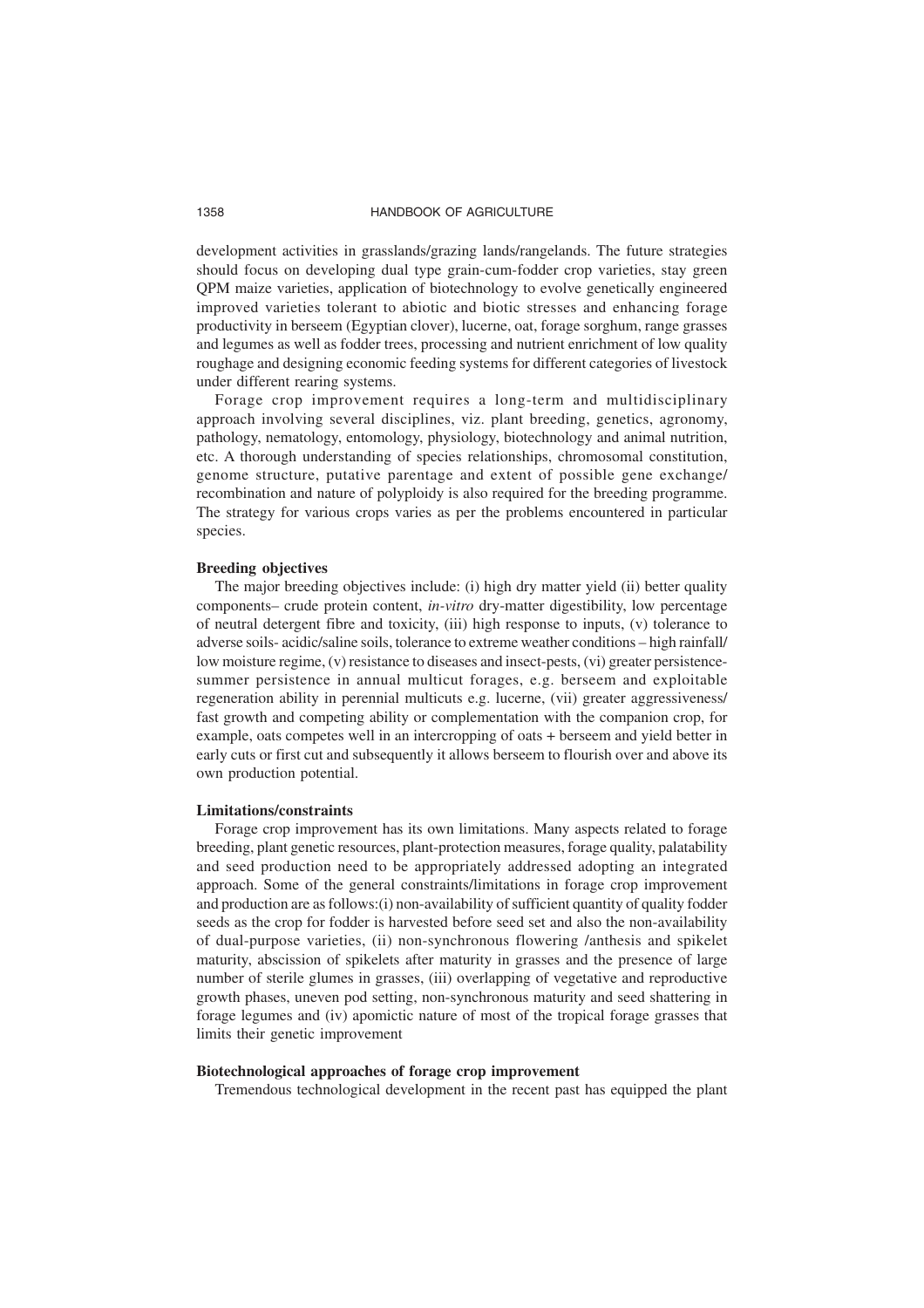development activities in grasslands/grazing lands/rangelands. The future strategies should focus on developing dual type grain-cum-fodder crop varieties, stay green QPM maize varieties, application of biotechnology to evolve genetically engineered improved varieties tolerant to abiotic and biotic stresses and enhancing forage productivity in berseem (Egyptian clover), lucerne, oat, forage sorghum, range grasses and legumes as well as fodder trees, processing and nutrient enrichment of low quality roughage and designing economic feeding systems for different categories of livestock under different rearing systems.

Forage crop improvement requires a long-term and multidisciplinary approach involving several disciplines, viz. plant breeding, genetics, agronomy, pathology, nematology, entomology, physiology, biotechnology and animal nutrition, etc. A thorough understanding of species relationships, chromosomal constitution, genome structure, putative parentage and extent of possible gene exchange/ recombination and nature of polyploidy is also required for the breeding programme. The strategy for various crops varies as per the problems encountered in particular species.

**Breeding objectives**

The major breeding objectives include: (i) high dry matter yield (ii) better quality components– crude protein content, *in-vitro* dry-matter digestibility, low percentage of neutral detergent fibre and toxicity, (iii) high response to inputs, (v) tolerance to adverse soils- acidic/saline soils, tolerance to extreme weather conditions – high rainfall/ low moisture regime, (v) resistance to diseases and insect-pests, (vi) greater persistence-summer persistence in annual multicut forages, e.g. berseem and exploitable regeneration ability in perennial multicuts e.g. lucerne, (vii) greater aggressiveness/ fast growth and competing ability or complementation with the companion crop, for example, oats competes well in an intercropping of oats + berseem and yield better in early cuts or first cut and subsequently it allows berseem to flourish over and above its own production potential.

**Limitations/constraints**

Forage crop improvement has its own limitations. Many aspects related to forage breeding, plant genetic resources, plant-protection measures, forage quality, palatability and seed production need to be appropriately addressed adopting an integrated approach. Some of the general constraints/limitations in forage crop improvement and production are as follows:(i) non-availability of sufficient quantity of quality fodder seeds as the crop for fodder is harvested before seed set and also the non-availability of dual-purpose varieties, (ii) non-synchronous flowering /anthesis and spikelet maturity, abscission of spikelets after maturity in grasses and the presence of large number of sterile glumes in grasses, (iii) overlapping of vegetative and reproductive growth phases, uneven pod setting, non-synchronous maturity and seed shattering in forage legumes and (iv) apomictic nature of most of the tropical forage grasses that limits their genetic improvement

**Biotechnological approaches of forage crop improvement**

Tremendous technological development in the recent past has equipped the plant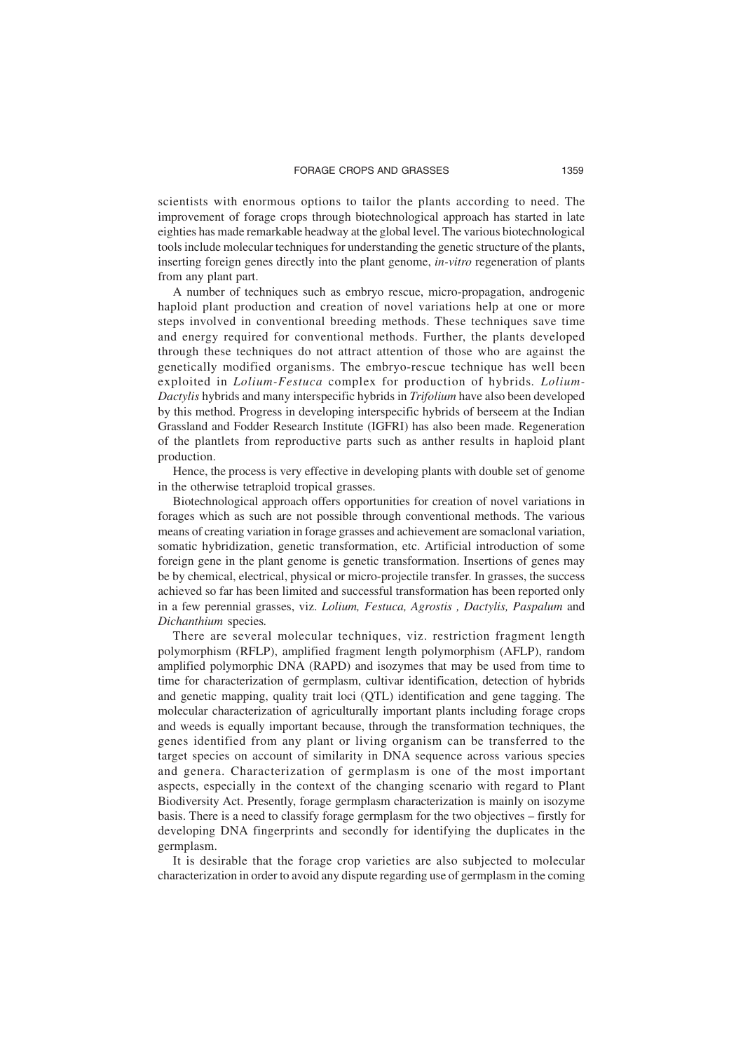scientists with enormous options to tailor the plants according to need. The improvement of forage crops through biotechnological approach has started in late eighties has made remarkable headway at the global level. The various biotechnological tools include molecular techniques for understanding the genetic structure of the plants, inserting foreign genes directly into the plant genome, *in-vitro* regeneration of plants from any plant part.

A number of techniques such as embryo rescue, micro-propagation, androgenic haploid plant production and creation of novel variations help at one or more steps involved in conventional breeding methods. These techniques save time and energy required for conventional methods. Further, the plants developed through these techniques do not attract attention of those who are against the genetically modified organisms. The embryo-rescue technique has well been exploited in *Lolium-Festuca* complex for production of hybrids. *Lolium-Dactylis* hybrids and many interspecific hybrids in *Trifolium* have also been developed by this method. Progress in developing interspecific hybrids of berseem at the Indian Grassland and Fodder Research Institute (IGFRI) has also been made. Regeneration of the plantlets from reproductive parts such as anther results in haploid plant production.

Hence, the process is very effective in developing plants with double set of genome in the otherwise tetraploid tropical grasses.

Biotechnological approach offers opportunities for creation of novel variations in forages which as such are not possible through conventional methods. The various means of creating variation in forage grasses and achievement are somaclonal variation, somatic hybridization, genetic transformation, etc. Artificial introduction of some foreign gene in the plant genome is genetic transformation. Insertions of genes may be by chemical, electrical, physical or micro-projectile transfer. In grasses, the success achieved so far has been limited and successful transformation has been reported only in a few perennial grasses, viz. *Lolium, Festuca, Agrostis , Dactylis, Paspalum* and *Dichanthium* species.

There are several molecular techniques, viz. restriction fragment length polymorphism (RFLP), amplified fragment length polymorphism (AFLP), random amplified polymorphic DNA (RAPD) and isozymes that may be used from time to time for characterization of germplasm, cultivar identification, detection of hybrids and genetic mapping, quality trait loci (QTL) identification and gene tagging. The molecular characterization of agriculturally important plants including forage crops and weeds is equally important because, through the transformation techniques, the genes identified from any plant or living organism can be transferred to the target species on account of similarity in DNA sequence across various species and genera. Characterization of germplasm is one of the most important aspects, especially in the context of the changing scenario with regard to Plant Biodiversity Act. Presently, forage germplasm characterization is mainly on isozyme basis. There is a need to classify forage germplasm for the two objectives – firstly for developing DNA fingerprints and secondly for identifying the duplicates in the germplasm.

It is desirable that the forage crop varieties are also subjected to molecular characterization in order to avoid any dispute regarding use of germplasm in the coming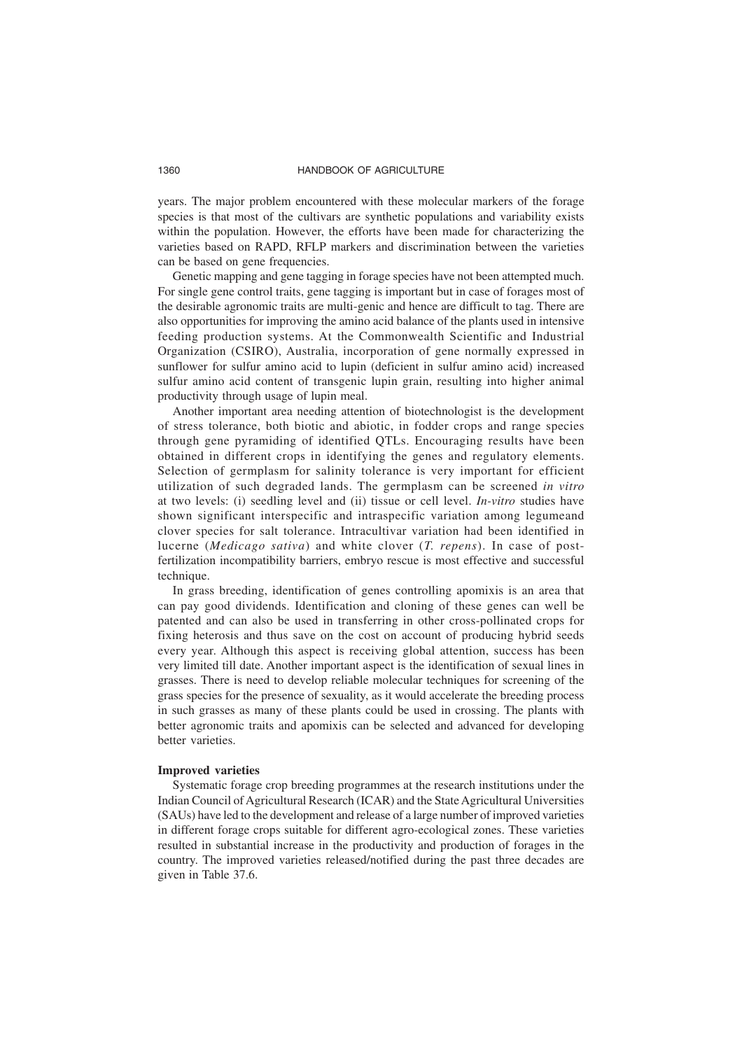years. The major problem encountered with these molecular markers of the forage species is that most of the cultivars are synthetic populations and variability exists within the population. However, the efforts have been made for characterizing the varieties based on RAPD, RFLP markers and discrimination between the varieties can be based on gene frequencies.

Genetic mapping and gene tagging in forage species have not been attempted much. For single gene control traits, gene tagging is important but in case of forages most of the desirable agronomic traits are multi-genic and hence are difficult to tag. There are also opportunities for improving the amino acid balance of the plants used in intensive feeding production systems. At the Commonwealth Scientific and Industrial Organization (CSIRO), Australia, incorporation of gene normally expressed in sunflower for sulfur amino acid to lupin (deficient in sulfur amino acid) increased sulfur amino acid content of transgenic lupin grain, resulting into higher animal productivity through usage of lupin meal.

Another important area needing attention of biotechnologist is the development of stress tolerance, both biotic and abiotic, in fodder crops and range species through gene pyramiding of identified QTLs. Encouraging results have been obtained in different crops in identifying the genes and regulatory elements. Selection of germplasm for salinity tolerance is very important for efficient utilization of such degraded lands. The germplasm can be screened *in vitro* at two levels: (i) seedling level and (ii) tissue or cell level. *In-vitro* studies have shown significant interspecific and intraspecific variation among legumeand clover species for salt tolerance. Intracultivar variation had been identified in lucerne (*Medicago sativa*) and white clover (*T. repens*). In case of post-fertilization incompatibility barriers, embryo rescue is most effective and successful technique.

In grass breeding, identification of genes controlling apomixis is an area that can pay good dividends. Identification and cloning of these genes can well be patented and can also be used in transferring in other cross-pollinated crops for fixing heterosis and thus save on the cost on account of producing hybrid seeds every year. Although this aspect is receiving global attention, success has been very limited till date. Another important aspect is the identification of sexual lines in grasses. There is need to develop reliable molecular techniques for screening of the grass species for the presence of sexuality, as it would accelerate the breeding process in such grasses as many of these plants could be used in crossing. The plants with better agronomic traits and apomixis can be selected and advanced for developing better varieties.

**Improved varieties**

Systematic forage crop breeding programmes at the research institutions under the Indian Council of Agricultural Research (ICAR) and the State Agricultural Universities (SAUs) have led to the development and release of a large number of improved varieties in different forage crops suitable for different agro-ecological zones. These varieties resulted in substantial increase in the productivity and production of forages in the country. The improved varieties released/notified during the past three decades are given in Table 37.6.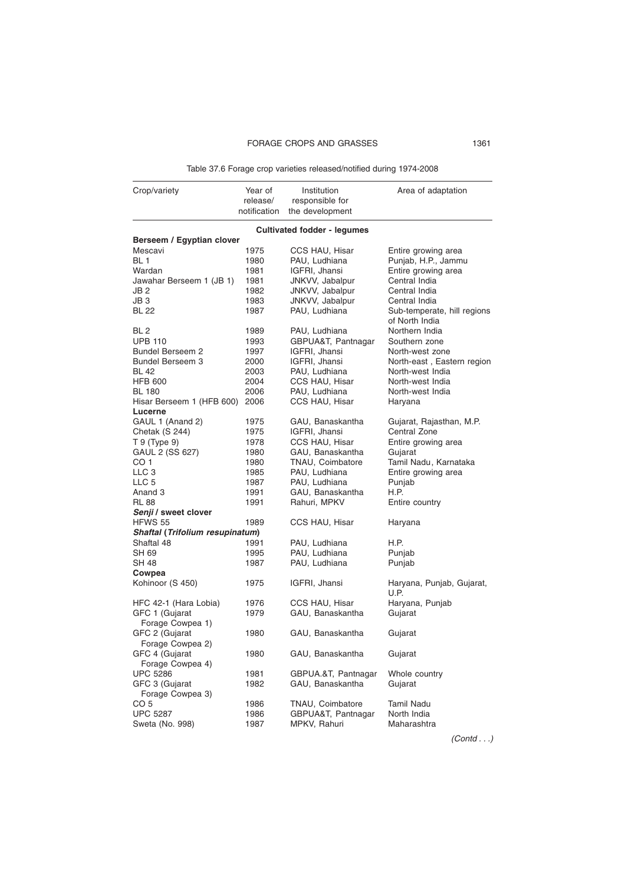Table 37.6 Forage crop varieties released/notified during 1974-2008

| Crop/variety | Year of release/ notification | Institution responsible for the development | Area of adaptation |
|---|---|---|---|
| | | **Cultivated fodder - legumes** | |
| **Berseem / Egyptian clover** | | | |
| Mescavi | 1975 | CCS HAU, Hisar | Entire growing area |
| BL 1 | 1980 | PAU, Ludhiana | Punjab, H.P., Jammu |
| Wardan | 1981 | IGFRI, Jhansi | Entire growing area |
| Jawahar Berseem 1 (JB 1) | 1981 | JNKVV, Jabalpur | Central India |
| JB 2 | 1982 | JNKVV, Jabalpur | Central India |
| JB 3 | 1983 | JNKVV, Jabalpur | Central India |
| BL 22 | 1987 | PAU, Ludhiana | Sub-temperate, hill regions of North India |
| BL 2 | 1989 | PAU, Ludhiana | Northern India |
| UPB 110 | 1993 | GBPUA&T, Pantnagar | Southern zone |
| Bundel Berseem 2 | 1997 | IGFRI, Jhansi | North-west zone |
| Bundel Berseem 3 | 2000 | IGFRI, Jhansi | North-east , Eastern region |
| BL 42 | 2003 | PAU, Ludhiana | North-west India |
| HFB 600 | 2004 | CCS HAU, Hisar | North-west India |
| BL 180 | 2006 | PAU, Ludhiana | North-west India |
| Hisar Berseem 1 (HFB 600) | 2006 | CCS HAU, Hisar | Haryana |
| **Lucerne** | | | |
| GAUL 1 (Anand 2) | 1975 | GAU, Banaskantha | Gujarat, Rajasthan, M.P. |
| Chetak (S 244) | 1975 | IGFRI, Jhansi | Central Zone |
| T 9 (Type 9) | 1978 | CCS HAU, Hisar | Entire growing area |
| GAUL 2 (SS 627) | 1980 | GAU, Banaskantha | Gujarat |
| CO 1 | 1980 | TNAU, Coimbatore | Tamil Nadu, Karnataka |
| LLC 3 | 1985 | PAU, Ludhiana | Entire growing area |
| LLC 5 | 1987 | PAU, Ludhiana | Punjab |
| Anand 3 | 1991 | GAU, Banaskantha | H.P. |
| RL 88 | 1991 | Rahuri, MPKV | Entire country |
| ***Senji* / sweet clover** | | | |
| HFWS 55 | 1989 | CCS HAU, Hisar | Haryana |
| ***Shaftal* (*Trifolium resupinatum*)** | | | |
| Shaftal 48 | 1991 | PAU, Ludhiana | H.P. |
| SH 69 | 1995 | PAU, Ludhiana | Punjab |
| SH 48 | 1987 | PAU, Ludhiana | Punjab |
| **Cowpea** | | | |
| Kohinoor (S 450) | 1975 | IGFRI, Jhansi | Haryana, Punjab, Gujarat, U.P. |
| HFC 42-1 (Hara Lobia) | 1976 | CCS HAU, Hisar | Haryana, Punjab |
| GFC 1 (Gujarat Forage Cowpea 1) | 1979 | GAU, Banaskantha | Gujarat |
| GFC 2 (Gujarat Forage Cowpea 2) | 1980 | GAU, Banaskantha | Gujarat |
| GFC 4 (Gujarat Forage Cowpea 4) | 1980 | GAU, Banaskantha | Gujarat |
| UPC 5286 | 1981 | GBPUA.&T, Pantnagar | Whole country |
| GFC 3 (Gujarat Forage Cowpea 3) | 1982 | GAU, Banaskantha | Gujarat |
| CO 5 | 1986 | TNAU, Coimbatore | Tamil Nadu |
| UPC 5287 | 1986 | GBPUA&T, Pantnagar | North India |
| Sweta (No. 998) | 1987 | MPKV, Rahuri | Maharashtra |

*(Contd . . .)*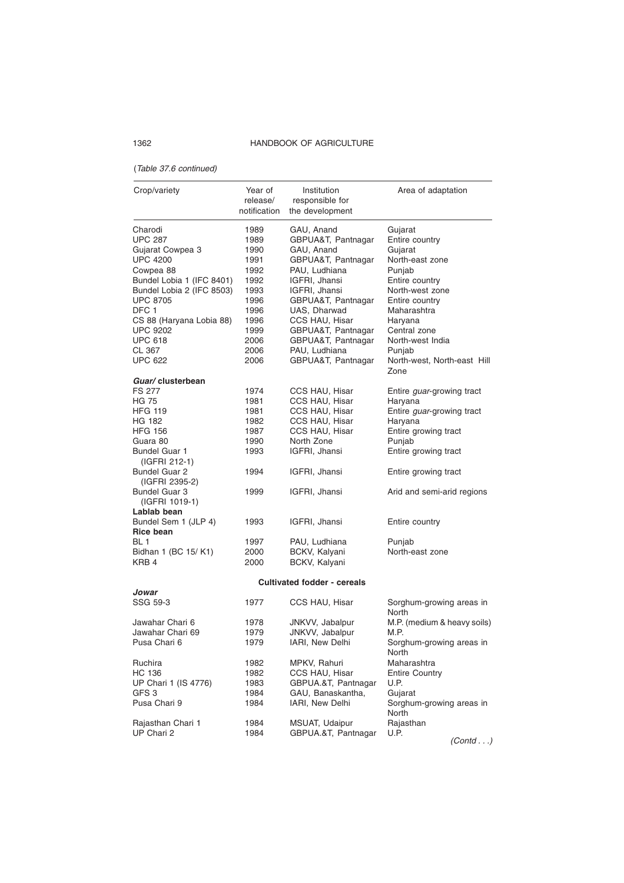(*Table 37.6 continued*)

| Crop/variety | Year of release/ notification | Institution responsible for the development | Area of adaptation |
|---|---|---|---|
| Charodi | 1989 | GAU, Anand | Gujarat |
| UPC 287 | 1989 | GBPUA&T, Pantnagar | Entire country |
| Gujarat Cowpea 3 | 1990 | GAU, Anand | Gujarat |
| UPC 4200 | 1991 | GBPUA&T, Pantnagar | North-east zone |
| Cowpea 88 | 1992 | PAU, Ludhiana | Punjab |
| Bundel Lobia 1 (IFC 8401) | 1992 | IGFRI, Jhansi | Entire country |
| Bundel Lobia 2 (IFC 8503) | 1993 | IGFRI, Jhansi | North-west zone |
| UPC 8705 | 1996 | GBPUA&T, Pantnagar | Entire country |
| DFC 1 | 1996 | UAS, Dharwad | Maharashtra |
| CS 88 (Haryana Lobia 88) | 1996 | CCS HAU, Hisar | Haryana |
| UPC 9202 | 1999 | GBPUA&T, Pantnagar | Central zone |
| UPC 618 | 2006 | GBPUA&T, Pantnagar | North-west India |
| CL 367 | 2006 | PAU, Ludhiana | Punjab |
| UPC 622 | 2006 | GBPUA&T, Pantnagar | North-west, North-east Hill Zone |
| ***Guar*/ clusterbean** | | | |
| FS 277 | 1974 | CCS HAU, Hisar | Entire *guar*-growing tract |
| HG 75 | 1981 | CCS HAU, Hisar | Haryana |
| HFG 119 | 1981 | CCS HAU, Hisar | Entire *guar*-growing tract |
| HG 182 | 1982 | CCS HAU, Hisar | Haryana |
| HFG 156 | 1987 | CCS HAU, Hisar | Entire growing tract |
| Guara 80 | 1990 | North Zone | Punjab |
| Bundel Guar 1 (IGFRI 212-1) | 1993 | IGFRI, Jhansi | Entire growing tract |
| Bundel Guar 2 (IGFRI 2395-2) | 1994 | IGFRI, Jhansi | Entire growing tract |
| Bundel Guar 3 (IGFRI 1019-1) | 1999 | IGFRI, Jhansi | Arid and semi-arid regions |
| **Lablab bean** | | | |
| Bundel Sem 1 (JLP 4) | 1993 | IGFRI, Jhansi | Entire country |
| **Rice bean** | | | |
| BL 1 | 1997 | PAU, Ludhiana | Punjab |
| Bidhan 1 (BC 15/ K1) | 2000 | BCKV, Kalyani | North-east zone |
| KRB 4 | 2000 | BCKV, Kalyani | |
| | | **Cultivated fodder - cereals** | |
| ***Jowar*** | | | |
| SSG 59-3 | 1977 | CCS HAU, Hisar | Sorghum-growing areas in North |
| Jawahar Chari 6 | 1978 | JNKVV, Jabalpur | M.P. (medium & heavy soils) |
| Jawahar Chari 69 | 1979 | JNKVV, Jabalpur | M.P. |
| Pusa Chari 6 | 1979 | IARI, New Delhi | Sorghum-growing areas in North |
| Ruchira | 1982 | MPKV, Rahuri | Maharashtra |
| HC 136 | 1982 | CCS HAU, Hisar | Entire Country |
| UP Chari 1 (IS 4776) | 1983 | GBPUA.&T, Pantnagar | U.P. |
| GFS 3 | 1984 | GAU, Banaskantha, | Gujarat |
| Pusa Chari 9 | 1984 | IARI, New Delhi | Sorghum-growing areas in North |
| Rajasthan Chari 1 | 1984 | MSUAT, Udaipur | Rajasthan |
| UP Chari 2 | 1984 | GBPUA.&T, Pantnagar | U.P. |

*(Contd . . .)*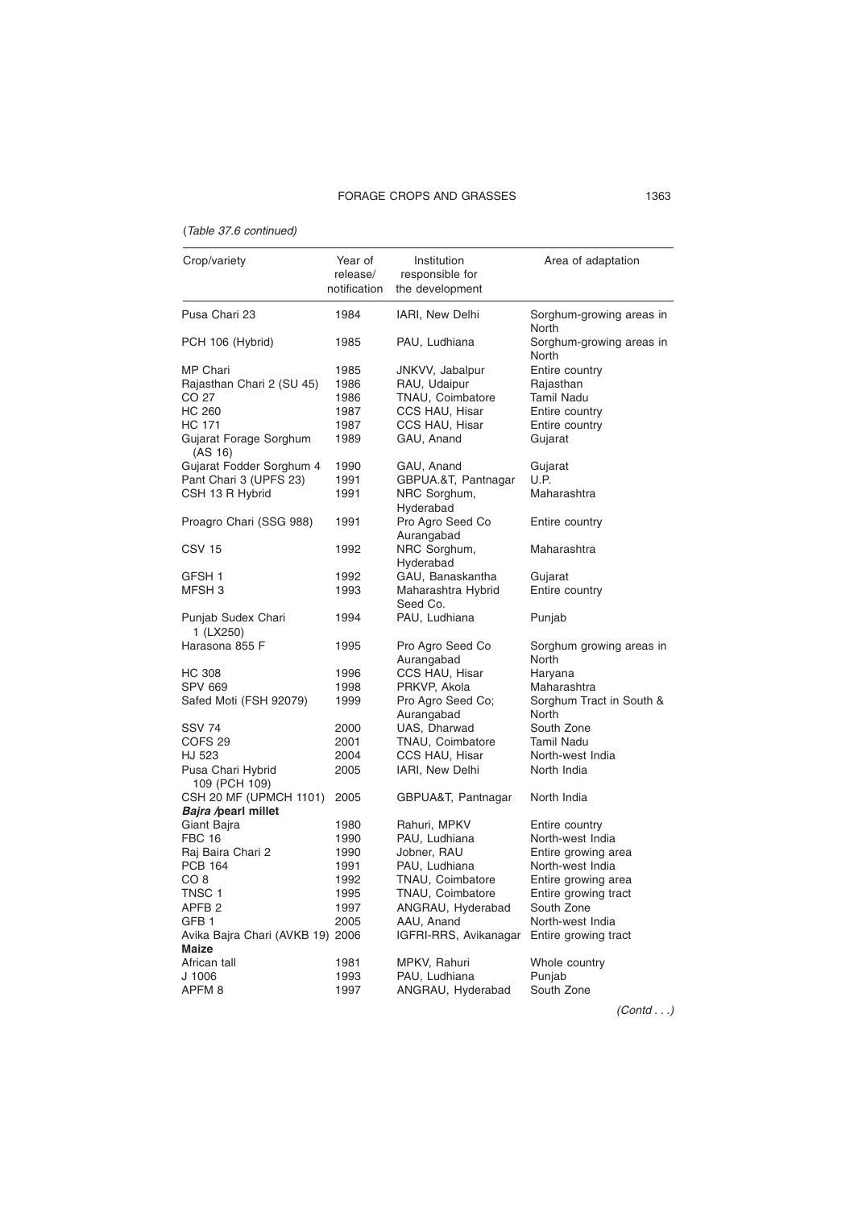(*Table 37.6 continued*)

| Crop/variety | Year of release/ notification | Institution responsible for the development | Area of adaptation |
|---|---|---|---|
| Pusa Chari 23 | 1984 | IARI, New Delhi | Sorghum-growing areas in North |
| PCH 106 (Hybrid) | 1985 | PAU, Ludhiana | Sorghum-growing areas in North |
| MP Chari | 1985 | JNKVV, Jabalpur | Entire country |
| Rajasthan Chari 2 (SU 45) | 1986 | RAU, Udaipur | Rajasthan |
| CO 27 | 1986 | TNAU, Coimbatore | Tamil Nadu |
| HC 260 | 1987 | CCS HAU, Hisar | Entire country |
| HC 171 | 1987 | CCS HAU, Hisar | Entire country |
| Gujarat Forage Sorghum (AS 16) | 1989 | GAU, Anand | Gujarat |
| Gujarat Fodder Sorghum 4 | 1990 | GAU, Anand | Gujarat |
| Pant Chari 3 (UPFS 23) | 1991 | GBPUA.&T, Pantnagar | U.P. |
| CSH 13 R Hybrid | 1991 | NRC Sorghum, Hyderabad | Maharashtra |
| Proagro Chari (SSG 988) | 1991 | Pro Agro Seed Co Aurangabad | Entire country |
| CSV 15 | 1992 | NRC Sorghum, Hyderabad | Maharashtra |
| GFSH 1 | 1992 | GAU, Banaskantha | Gujarat |
| MFSH 3 | 1993 | Maharashtra Hybrid Seed Co. | Entire country |
| Punjab Sudex Chari 1 (LX250) | 1994 | PAU, Ludhiana | Punjab |
| Harasona 855 F | 1995 | Pro Agro Seed Co Aurangabad | Sorghum growing areas in North |
| HC 308 | 1996 | CCS HAU, Hisar | Haryana |
| SPV 669 | 1998 | PRKVP, Akola | Maharashtra |
| Safed Moti (FSH 92079) | 1999 | Pro Agro Seed Co; Aurangabad | Sorghum Tract in South & North |
| SSV 74 | 2000 | UAS, Dharwad | South Zone |
| COFS 29 | 2001 | TNAU, Coimbatore | Tamil Nadu |
| HJ 523 | 2004 | CCS HAU, Hisar | North-west India |
| Pusa Chari Hybrid 109 (PCH 109) | 2005 | IARI, New Delhi | North India |
| CSH 20 MF (UPMCH 1101) | 2005 | GBPUA&T, Pantnagar | North India |
| ***Bajra* /pearl millet** | | | |
| Giant Bajra | 1980 | Rahuri, MPKV | Entire country |
| FBC 16 | 1990 | PAU, Ludhiana | North-west India |
| Raj Baira Chari 2 | 1990 | Jobner, RAU | Entire growing area |
| PCB 164 | 1991 | PAU, Ludhiana | North-west India |
| CO 8 | 1992 | TNAU, Coimbatore | Entire growing area |
| TNSC 1 | 1995 | TNAU, Coimbatore | Entire growing tract |
| APFB 2 | 1997 | ANGRAU, Hyderabad | South Zone |
| GFB 1 | 2005 | AAU, Anand | North-west India |
| Avika Bajra Chari (AVKB 19) | 2006 | IGFRI-RRS, Avikanagar | Entire growing tract |
| **Maize** | | | |
| African tall | 1981 | MPKV, Rahuri | Whole country |
| J 1006 | 1993 | PAU, Ludhiana | Punjab |
| APFM 8 | 1997 | ANGRAU, Hyderabad | South Zone |

*(Contd . . .)*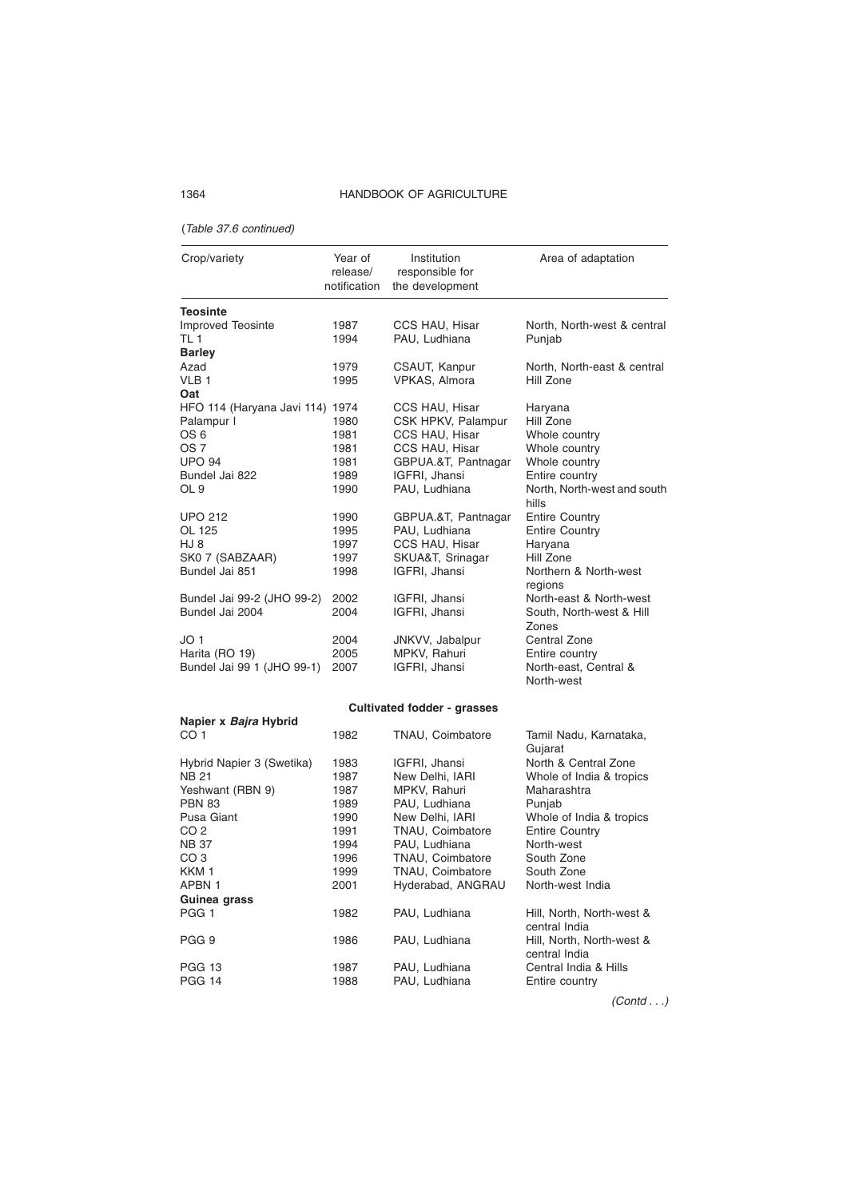(*Table 37.6 continued*)

| Crop/variety | Year of release/ notification | Institution responsible for the development | Area of adaptation |
|---|---|---|---|
| **Teosinte** | | | |
| Improved Teosinte | 1987 | CCS HAU, Hisar | North, North-west & central |
| TL 1 | 1994 | PAU, Ludhiana | Punjab |
| **Barley** | | | |
| Azad | 1979 | CSAUT, Kanpur | North, North-east & central |
| VLB 1 | 1995 | VPKAS, Almora | Hill Zone |
| **Oat** | | | |
| HFO 114 (Haryana Javi 114) | 1974 | CCS HAU, Hisar | Haryana |
| Palampur I | 1980 | CSK HPKV, Palampur | Hill Zone |
| OS 6 | 1981 | CCS HAU, Hisar | Whole country |
| OS 7 | 1981 | CCS HAU, Hisar | Whole country |
| UPO 94 | 1981 | GBPUA.&T, Pantnagar | Whole country |
| Bundel Jai 822 | 1989 | IGFRI, Jhansi | Entire country |
| OL 9 | 1990 | PAU, Ludhiana | North, North-west and south hills |
| UPO 212 | 1990 | GBPUA.&T, Pantnagar | Entire Country |
| OL 125 | 1995 | PAU, Ludhiana | Entire Country |
| HJ 8 | 1997 | CCS HAU, Hisar | Haryana |
| SK0 7 (SABZAAR) | 1997 | SKUA&T, Srinagar | Hill Zone |
| Bundel Jai 851 | 1998 | IGFRI, Jhansi | Northern & North-west regions |
| Bundel Jai 99-2 (JHO 99-2) | 2002 | IGFRI, Jhansi | North-east & North-west |
| Bundel Jai 2004 | 2004 | IGFRI, Jhansi | South, North-west & Hill Zones |
| JO 1 | 2004 | JNKVV, Jabalpur | Central Zone |
| Harita (RO 19) | 2005 | MPKV, Rahuri | Entire country |
| Bundel Jai 99 1 (JHO 99-1) | 2007 | IGFRI, Jhansi | North-east, Central & North-west |
| | | **Cultivated fodder - grasses** | |
| **Napier x *Bajra* Hybrid** | | | |
| CO 1 | 1982 | TNAU, Coimbatore | Tamil Nadu, Karnataka, Gujarat |
| Hybrid Napier 3 (Swetika) | 1983 | IGFRI, Jhansi | North & Central Zone |
| NB 21 | 1987 | New Delhi, IARI | Whole of India & tropics |
| Yeshwant (RBN 9) | 1987 | MPKV, Rahuri | Maharashtra |
| PBN 83 | 1989 | PAU, Ludhiana | Punjab |
| Pusa Giant | 1990 | New Delhi, IARI | Whole of India & tropics |
| CO 2 | 1991 | TNAU, Coimbatore | Entire Country |
| NB 37 | 1994 | PAU, Ludhiana | North-west |
| CO 3 | 1996 | TNAU, Coimbatore | South Zone |
| KKM 1 | 1999 | TNAU, Coimbatore | South Zone |
| APBN 1 | 2001 | Hyderabad, ANGRAU | North-west India |
| **Guinea grass** | | | |
| PGG 1 | 1982 | PAU, Ludhiana | Hill, North, North-west & central India |
| PGG 9 | 1986 | PAU, Ludhiana | Hill, North, North-west & central India |
| PGG 13 | 1987 | PAU, Ludhiana | Central India & Hills |
| PGG 14 | 1988 | PAU, Ludhiana | Entire country |

(*Contd . . .*)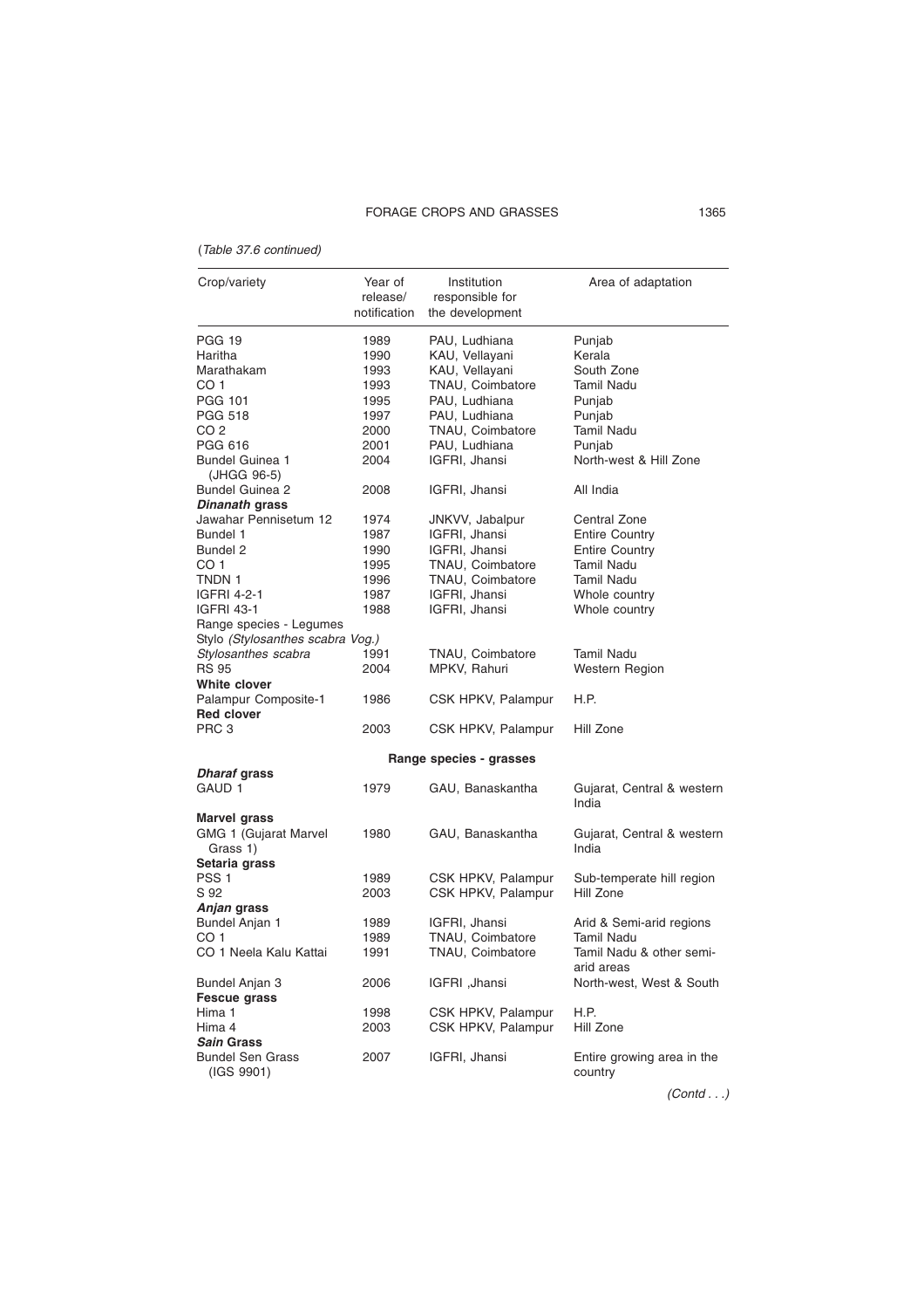(*Table 37.6 continued*)

| Crop/variety | Year of release/ notification | Institution responsible for the development | Area of adaptation |
|---|---|---|---|
| PGG 19 | 1989 | PAU, Ludhiana | Punjab |
| Haritha | 1990 | KAU, Vellayani | Kerala |
| Marathakam | 1993 | KAU, Vellayani | South Zone |
| CO 1 | 1993 | TNAU, Coimbatore | Tamil Nadu |
| PGG 101 | 1995 | PAU, Ludhiana | Punjab |
| PGG 518 | 1997 | PAU, Ludhiana | Punjab |
| CO 2 | 2000 | TNAU, Coimbatore | Tamil Nadu |
| PGG 616 | 2001 | PAU, Ludhiana | Punjab |
| Bundel Guinea 1 (JHGG 96-5) | 2004 | IGFRI, Jhansi | North-west & Hill Zone |
| Bundel Guinea 2 | 2008 | IGFRI, Jhansi | All India |
| ***Dinanath* grass** | | | |
| Jawahar Pennisetum 12 | 1974 | JNKVV, Jabalpur | Central Zone |
| Bundel 1 | 1987 | IGFRI, Jhansi | Entire Country |
| Bundel 2 | 1990 | IGFRI, Jhansi | Entire Country |
| CO 1 | 1995 | TNAU, Coimbatore | Tamil Nadu |
| TNDN 1 | 1996 | TNAU, Coimbatore | Tamil Nadu |
| IGFRI 4-2-1 | 1987 | IGFRI, Jhansi | Whole country |
| IGFRI 43-1 | 1988 | IGFRI, Jhansi | Whole country |
| Range species - Legumes | | | |
| Stylo *(Stylosanthes scabra Vog.)* | | | |
| *Stylosanthes scabra* | 1991 | TNAU, Coimbatore | Tamil Nadu |
| RS 95 | 2004 | MPKV, Rahuri | Western Region |
| **White clover** | | | |
| Palampur Composite-1 | 1986 | CSK HPKV, Palampur | H.P. |
| **Red clover** | | | |
| PRC 3 | 2003 | CSK HPKV, Palampur | Hill Zone |
| | | **Range species - grasses** | |
| ***Dharaf* grass** | | | |
| GAUD 1 | 1979 | GAU, Banaskantha | Gujarat, Central & western India |
| **Marvel grass** | | | |
| GMG 1 (Gujarat Marvel Grass 1) | 1980 | GAU, Banaskantha | Gujarat, Central & western India |
| **Setaria grass** | | | |
| PSS 1 | 1989 | CSK HPKV, Palampur | Sub-temperate hill region |
| S 92 | 2003 | CSK HPKV, Palampur | Hill Zone |
| ***Anjan* grass** | | | |
| Bundel Anjan 1 | 1989 | IGFRI, Jhansi | Arid & Semi-arid regions |
| CO 1 | 1989 | TNAU, Coimbatore | Tamil Nadu |
| CO 1 Neela Kalu Kattai | 1991 | TNAU, Coimbatore | Tamil Nadu & other semi-arid areas |
| Bundel Anjan 3 | 2006 | IGFRI ,Jhansi | North-west, West & South |
| **Fescue grass** | | | |
| Hima 1 | 1998 | CSK HPKV, Palampur | H.P. |
| Hima 4 | 2003 | CSK HPKV, Palampur | Hill Zone |
| ***Sain* Grass** | | | |
| Bundel Sen Grass (IGS 9901) | 2007 | IGFRI, Jhansi | Entire growing area in the country |

*(Contd . . .)*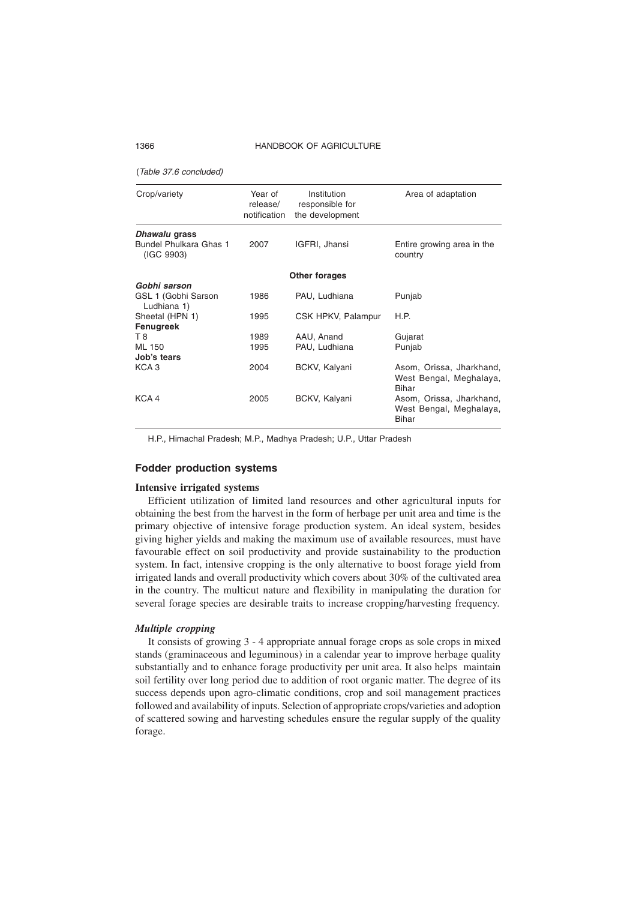(*Table 37.6 concluded*)

| Crop/variety | Year of release/ notification | Institution responsible for the development | Area of adaptation |
|---|---|---|---|
| ***Dhawalu* grass** | | | |
| Bundel Phulkara Ghas 1 (IGC 9903) | 2007 | IGFRI, Jhansi | Entire growing area in the country |
| | | **Other forages** | |
| ***Gobhi sarson*** | | | |
| GSL 1 (Gobhi Sarson Ludhiana 1) | 1986 | PAU, Ludhiana | Punjab |
| Sheetal (HPN 1) | 1995 | CSK HPKV, Palampur | H.P. |
| **Fenugreek** | | | |
| T 8 | 1989 | AAU, Anand | Gujarat |
| ML 150 | 1995 | PAU, Ludhiana | Punjab |
| **Job's tears** | | | |
| KCA 3 | 2004 | BCKV, Kalyani | Asom, Orissa, Jharkhand, West Bengal, Meghalaya, Bihar |
| KCA 4 | 2005 | BCKV, Kalyani | Asom, Orissa, Jharkhand, West Bengal, Meghalaya, Bihar |

H.P., Himachal Pradesh; M.P., Madhya Pradesh; U.P., Uttar Pradesh

## Fodder production systems

### Intensive irrigated systems

Efficient utilization of limited land resources and other agricultural inputs for obtaining the best from the harvest in the form of herbage per unit area and time is the primary objective of intensive forage production system. An ideal system, besides giving higher yields and making the maximum use of available resources, must have favourable effect on soil productivity and provide sustainability to the production system. In fact, intensive cropping is the only alternative to boost forage yield from irrigated lands and overall productivity which covers about 30% of the cultivated area in the country. The multicut nature and flexibility in manipulating the duration for several forage species are desirable traits to increase cropping/harvesting frequency.

#### *Multiple cropping*

It consists of growing 3 - 4 appropriate annual forage crops as sole crops in mixed stands (graminaceous and leguminous) in a calendar year to improve herbage quality substantially and to enhance forage productivity per unit area. It also helps maintain soil fertility over long period due to addition of root organic matter. The degree of its success depends upon agro-climatic conditions, crop and soil management practices followed and availability of inputs. Selection of appropriate crops/varieties and adoption of scattered sowing and harvesting schedules ensure the regular supply of the quality forage.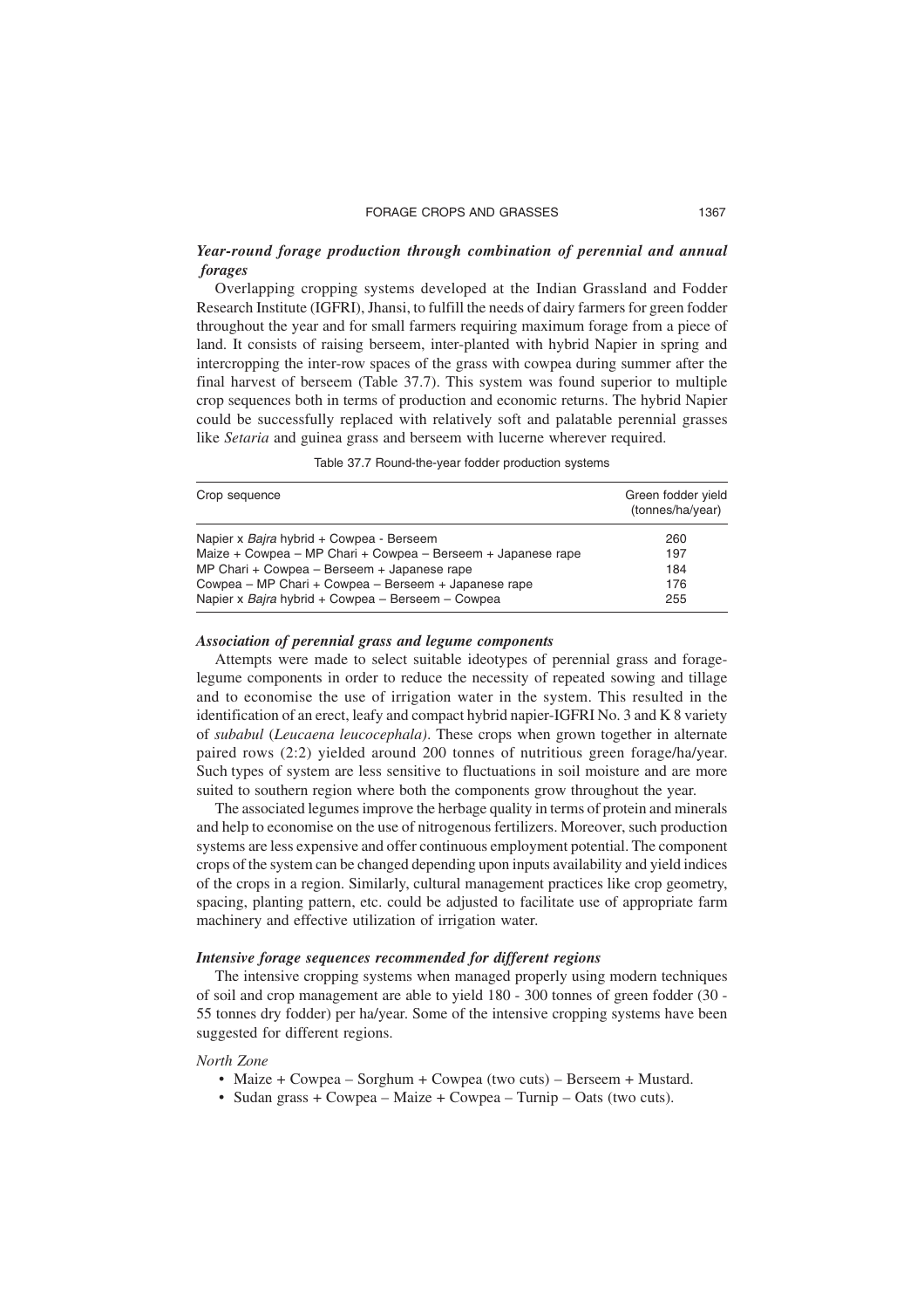### *Year-round forage production through combination of perennial and annual forages*

Overlapping cropping systems developed at the Indian Grassland and Fodder Research Institute (IGFRI), Jhansi, to fulfill the needs of dairy farmers for green fodder throughout the year and for small farmers requiring maximum forage from a piece of land. It consists of raising berseem, inter-planted with hybrid Napier in spring and intercropping the inter-row spaces of the grass with cowpea during summer after the final harvest of berseem (Table 37.7). This system was found superior to multiple crop sequences both in terms of production and economic returns. The hybrid Napier could be successfully replaced with relatively soft and palatable perennial grasses like *Setaria* and guinea grass and berseem with lucerne wherever required.

Table 37.7 Round-the-year fodder production systems

| Crop sequence | Green fodder yield (tonnes/ha/year) |
|---|---|
| Napier x *Bajra* hybrid + Cowpea - Berseem | 260 |
| Maize + Cowpea – MP Chari + Cowpea – Berseem + Japanese rape | 197 |
| MP Chari + Cowpea – Berseem + Japanese rape | 184 |
| Cowpea – MP Chari + Cowpea – Berseem + Japanese rape | 176 |
| Napier x *Bajra* hybrid + Cowpea – Berseem – Cowpea | 255 |

### *Association of perennial grass and legume components*

Attempts were made to select suitable ideotypes of perennial grass and forage-legume components in order to reduce the necessity of repeated sowing and tillage and to economise the use of irrigation water in the system. This resulted in the identification of an erect, leafy and compact hybrid napier-IGFRI No. 3 and K 8 variety of *subabul* (*Leucaena leucocephala)*. These crops when grown together in alternate paired rows (2:2) yielded around 200 tonnes of nutritious green forage/ha/year. Such types of system are less sensitive to fluctuations in soil moisture and are more suited to southern region where both the components grow throughout the year.

The associated legumes improve the herbage quality in terms of protein and minerals and help to economise on the use of nitrogenous fertilizers. Moreover, such production systems are less expensive and offer continuous employment potential. The component crops of the system can be changed depending upon inputs availability and yield indices of the crops in a region. Similarly, cultural management practices like crop geometry, spacing, planting pattern, etc. could be adjusted to facilitate use of appropriate farm machinery and effective utilization of irrigation water.

### *Intensive forage sequences recommended for different regions*

The intensive cropping systems when managed properly using modern techniques of soil and crop management are able to yield 180 - 300 tonnes of green fodder (30 - 55 tonnes dry fodder) per ha/year. Some of the intensive cropping systems have been suggested for different regions.

*North Zone*

- Maize + Cowpea – Sorghum + Cowpea (two cuts) – Berseem + Mustard.
- Sudan grass + Cowpea – Maize + Cowpea – Turnip – Oats (two cuts).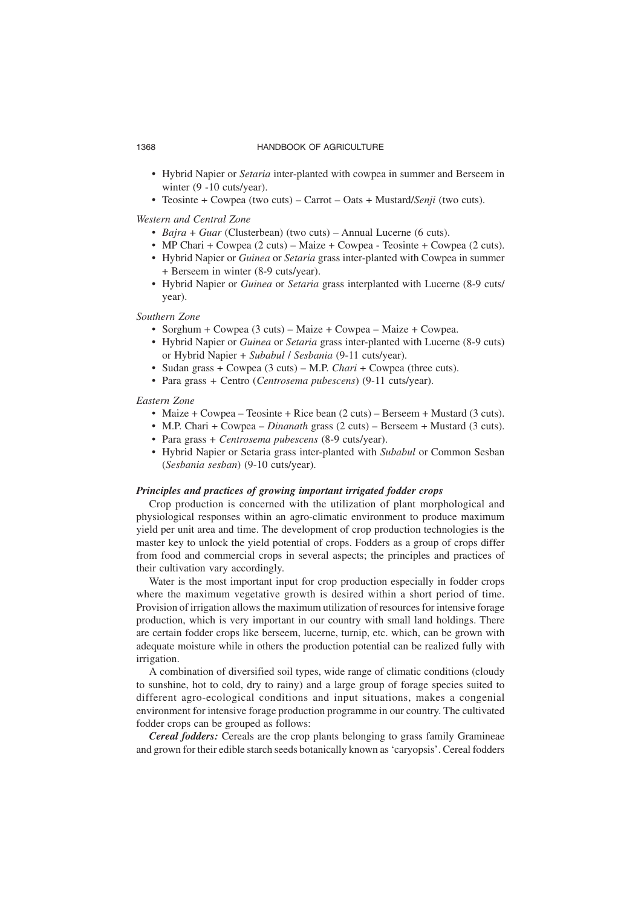- Hybrid Napier or *Setaria* inter-planted with cowpea in summer and Berseem in winter (9 -10 cuts/year).
- Teosinte + Cowpea (two cuts) – Carrot – Oats + Mustard/*Senji* (two cuts).

*Western and Central Zone*

- *Bajra* + *Guar* (Clusterbean) (two cuts) – Annual Lucerne (6 cuts).
- MP Chari + Cowpea (2 cuts) – Maize + Cowpea - Teosinte + Cowpea (2 cuts).
- Hybrid Napier or *Guinea* or *Setaria* grass inter-planted with Cowpea in summer + Berseem in winter (8-9 cuts/year).
- Hybrid Napier or *Guinea* or *Setaria* grass interplanted with Lucerne (8-9 cuts/ year).

*Southern Zone*

- Sorghum + Cowpea (3 cuts) – Maize + Cowpea – Maize + Cowpea.
- Hybrid Napier or *Guinea* or *Setaria* grass inter-planted with Lucerne (8-9 cuts) or Hybrid Napier + *Subabul* / *Sesbania* (9-11 cuts/year).
- Sudan grass + Cowpea (3 cuts) – M.P. *Chari* + Cowpea (three cuts).
- Para grass + Centro (*Centrosema pubescens*) (9-11 cuts/year).

*Eastern Zone*

- Maize + Cowpea – Teosinte + Rice bean (2 cuts) – Berseem + Mustard (3 cuts).
- M.P. Chari + Cowpea – *Dinanath* grass (2 cuts) – Berseem + Mustard (3 cuts).
- Para grass + *Centrosema pubescens* (8-9 cuts/year).
- Hybrid Napier or Setaria grass inter-planted with *Subabul* or Common Sesban (*Sesbania sesban*) (9-10 cuts/year).

### *Principles and practices of growing important irrigated fodder crops*

Crop production is concerned with the utilization of plant morphological and physiological responses within an agro-climatic environment to produce maximum yield per unit area and time. The development of crop production technologies is the master key to unlock the yield potential of crops. Fodders as a group of crops differ from food and commercial crops in several aspects; the principles and practices of their cultivation vary accordingly.

Water is the most important input for crop production especially in fodder crops where the maximum vegetative growth is desired within a short period of time. Provision of irrigation allows the maximum utilization of resources for intensive forage production, which is very important in our country with small land holdings. There are certain fodder crops like berseem, lucerne, turnip, etc. which, can be grown with adequate moisture while in others the production potential can be realized fully with irrigation.

A combination of diversified soil types, wide range of climatic conditions (cloudy to sunshine, hot to cold, dry to rainy) and a large group of forage species suited to different agro-ecological conditions and input situations, makes a congenial environment for intensive forage production programme in our country. The cultivated fodder crops can be grouped as follows:

***Cereal fodders:*** Cereals are the crop plants belonging to grass family Gramineae and grown for their edible starch seeds botanically known as 'caryopsis'. Cereal fodders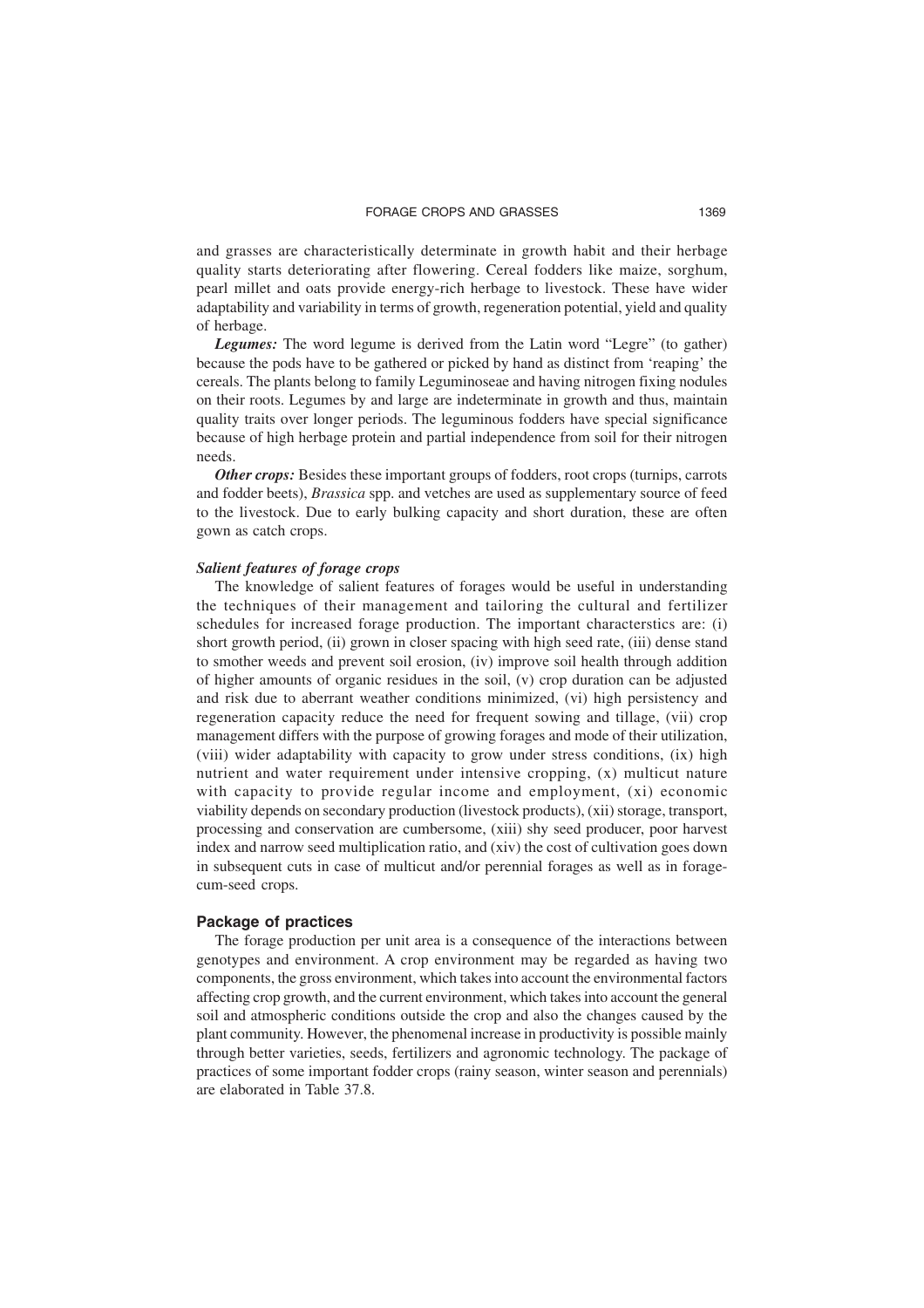and grasses are characteristically determinate in growth habit and their herbage quality starts deteriorating after flowering. Cereal fodders like maize, sorghum, pearl millet and oats provide energy-rich herbage to livestock. These have wider adaptability and variability in terms of growth, regeneration potential, yield and quality of herbage.

***Legumes:*** The word legume is derived from the Latin word "Legre" (to gather) because the pods have to be gathered or picked by hand as distinct from 'reaping' the cereals. The plants belong to family Leguminoseae and having nitrogen fixing nodules on their roots. Legumes by and large are indeterminate in growth and thus, maintain quality traits over longer periods. The leguminous fodders have special significance because of high herbage protein and partial independence from soil for their nitrogen needs.

***Other crops:*** Besides these important groups of fodders, root crops (turnips, carrots and fodder beets), *Brassica* spp. and vetches are used as supplementary source of feed to the livestock. Due to early bulking capacity and short duration, these are often gown as catch crops.

### *Salient features of forage crops*

The knowledge of salient features of forages would be useful in understanding the techniques of their management and tailoring the cultural and fertilizer schedules for increased forage production. The important characterstics are: (i) short growth period, (ii) grown in closer spacing with high seed rate, (iii) dense stand to smother weeds and prevent soil erosion, (iv) improve soil health through addition of higher amounts of organic residues in the soil, (v) crop duration can be adjusted and risk due to aberrant weather conditions minimized, (vi) high persistency and regeneration capacity reduce the need for frequent sowing and tillage, (vii) crop management differs with the purpose of growing forages and mode of their utilization, (viii) wider adaptability with capacity to grow under stress conditions, (ix) high nutrient and water requirement under intensive cropping, (x) multicut nature with capacity to provide regular income and employment, (xi) economic viability depends on secondary production (livestock products), (xii) storage, transport, processing and conservation are cumbersome, (xiii) shy seed producer, poor harvest index and narrow seed multiplication ratio, and (xiv) the cost of cultivation goes down in subsequent cuts in case of multicut and/or perennial forages as well as in forage-cum-seed crops.

## Package of practices

The forage production per unit area is a consequence of the interactions between genotypes and environment. A crop environment may be regarded as having two components, the gross environment, which takes into account the environmental factors affecting crop growth, and the current environment, which takes into account the general soil and atmospheric conditions outside the crop and also the changes caused by the plant community. However, the phenomenal increase in productivity is possible mainly through better varieties, seeds, fertilizers and agronomic technology. The package of practices of some important fodder crops (rainy season, winter season and perennials) are elaborated in Table 37.8.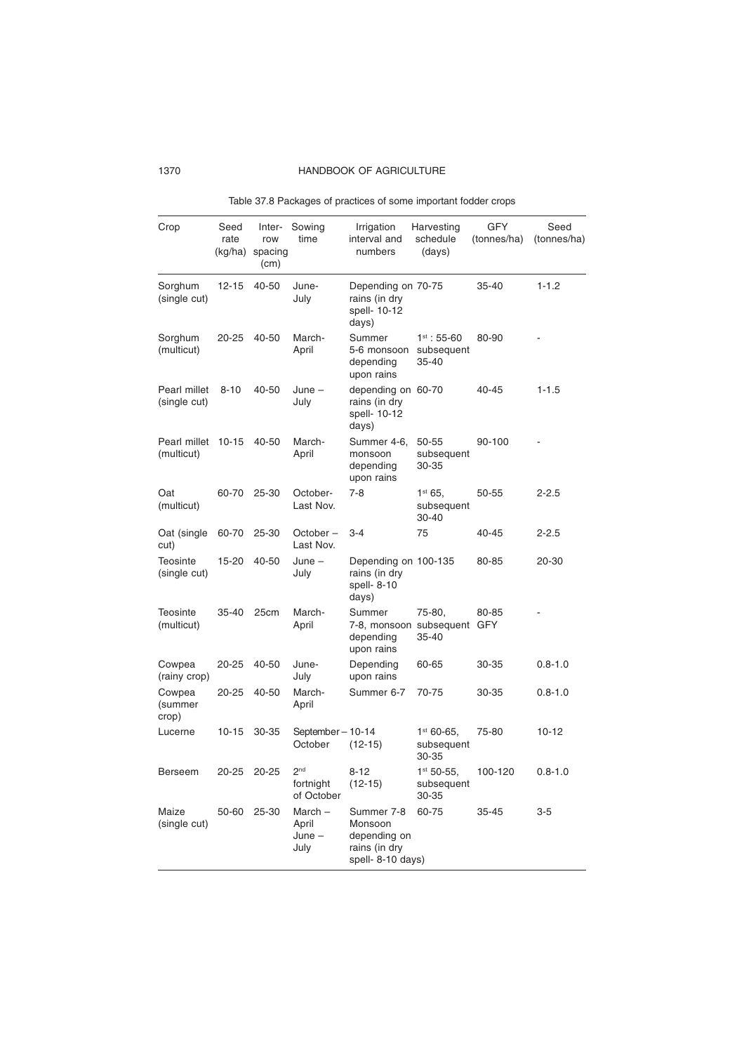Table 37.8 Packages of practices of some important fodder crops

| Crop | Seed rate (kg/ha) | Inter-row spacing (cm) | Sowing time | Irrigation interval and numbers | Harvesting schedule (days) | GFY (tonnes/ha) | Seed (tonnes/ha) |
|---|---|---|---|---|---|---|---|
| Sorghum (single cut) | 12-15 | 40-50 | June-July | Depending on rains (in dry spell- 10-12 days) | 70-75 | 35-40 | 1-1.2 |
| Sorghum (multicut) | 20-25 | 40-50 | March-April | Summer 5-6 monsoon depending upon rains | 1st : 55-60 subsequent 35-40 | 80-90 | - |
| Pearl millet (single cut) | 8-10 | 40-50 | June – July | depending on rains (in dry spell- 10-12 days) | 60-70 | 40-45 | 1-1.5 |
| Pearl millet (multicut) | 10-15 | 40-50 | March-April | Summer 4-6, monsoon depending upon rains | 50-55 subsequent 30-35 | 90-100 | - |
| Oat (multicut) | 60-70 | 25-30 | October-Last Nov. | 7-8 | 1st 65, subsequent 30-40 | 50-55 | 2-2.5 |
| Oat (single cut) | 60-70 | 25-30 | October – Last Nov. | 3-4 | 75 | 40-45 | 2-2.5 |
| Teosinte (single cut) | 15-20 | 40-50 | June – July | Depending on rains (in dry spell- 8-10 days) | 100-135 | 80-85 | 20-30 |
| Teosinte (multicut) | 35-40 | 25cm | March-April | Summer 7-8, monsoon depending upon rains | 75-80, subsequent 35-40 | 80-85 GFY | - |
| Cowpea (rainy crop) | 20-25 | 40-50 | June-July | Depending upon rains | 60-65 | 30-35 | 0.8-1.0 |
| Cowpea (summer crop) | 20-25 | 40-50 | March-April | Summer 6-7 | 70-75 | 30-35 | 0.8-1.0 |
| Lucerne | 10-15 | 30-35 | September – October | 10-14 (12-15) | 1st 60-65, subsequent 30-35 | 75-80 | 10-12 |
| Berseem | 20-25 | 20-25 | 2nd fortnight of October | 8-12 (12-15) | 1st 50-55, subsequent 30-35 | 100-120 | 0.8-1.0 |
| Maize (single cut) | 50-60 | 25-30 | March – April June – July | Summer 7-8 Monsoon depending on rains (in dry spell- 8-10 days) | 60-75 | 35-45 | 3-5 |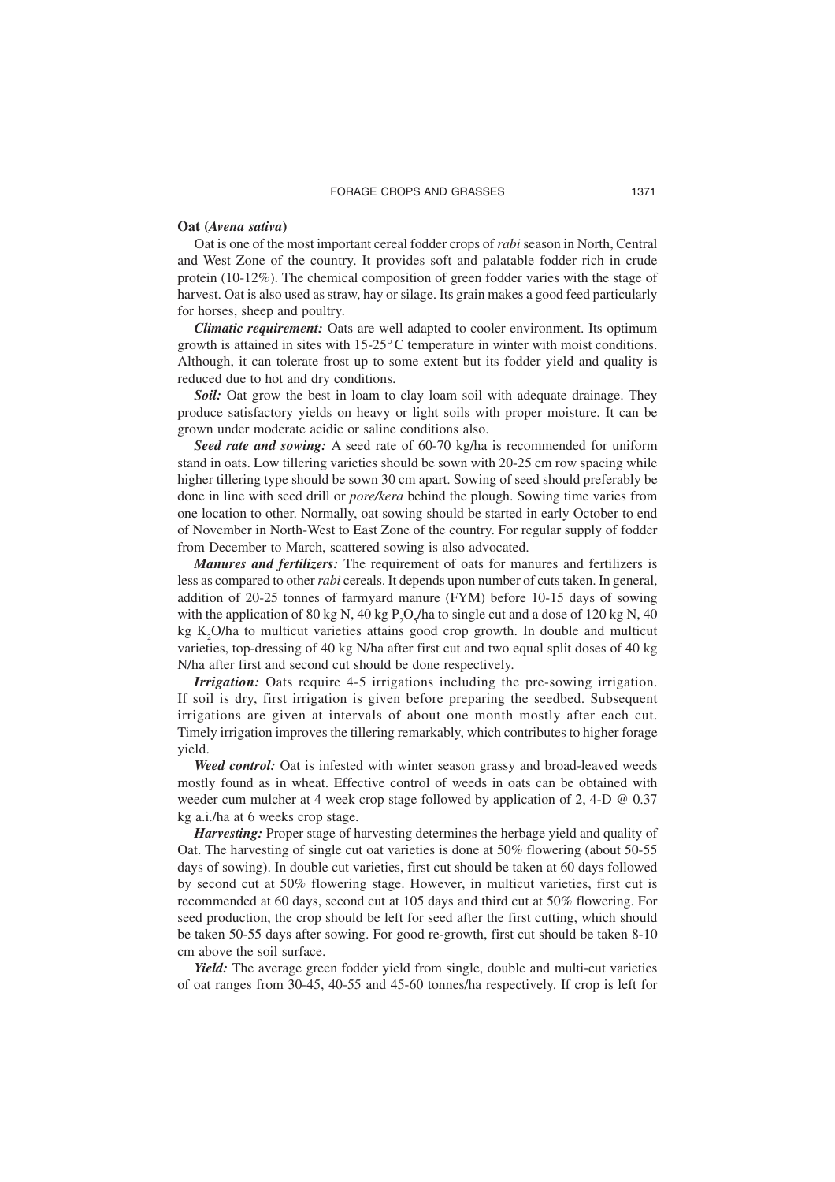## Oat (*Avena sativa*)

Oat is one of the most important cereal fodder crops of *rabi* season in North, Central and West Zone of the country. It provides soft and palatable fodder rich in crude protein (10-12%). The chemical composition of green fodder varies with the stage of harvest. Oat is also used as straw, hay or silage. Its grain makes a good feed particularly for horses, sheep and poultry.

***Climatic requirement:*** Oats are well adapted to cooler environment. Its optimum growth is attained in sites with 15-25° C temperature in winter with moist conditions. Although, it can tolerate frost up to some extent but its fodder yield and quality is reduced due to hot and dry conditions.

***Soil:*** Oat grow the best in loam to clay loam soil with adequate drainage. They produce satisfactory yields on heavy or light soils with proper moisture. It can be grown under moderate acidic or saline conditions also.

***Seed rate and sowing:*** A seed rate of 60-70 kg/ha is recommended for uniform stand in oats. Low tillering varieties should be sown with 20-25 cm row spacing while higher tillering type should be sown 30 cm apart. Sowing of seed should preferably be done in line with seed drill or *pore/kera* behind the plough. Sowing time varies from one location to other. Normally, oat sowing should be started in early October to end of November in North-West to East Zone of the country. For regular supply of fodder from December to March, scattered sowing is also advocated.

***Manures and fertilizers:*** The requirement of oats for manures and fertilizers is less as compared to other *rabi* cereals. It depends upon number of cuts taken. In general, addition of 20-25 tonnes of farmyard manure (FYM) before 10-15 days of sowing with the application of 80 kg N, 40 kg $P_2O_5$/ha to single cut and a dose of 120 kg N, 40 kg $K_2O$/ha to multicut varieties attains good crop growth. In double and multicut varieties, top-dressing of 40 kg N/ha after first cut and two equal split doses of 40 kg N/ha after first and second cut should be done respectively.

***Irrigation:*** Oats require 4-5 irrigations including the pre-sowing irrigation. If soil is dry, first irrigation is given before preparing the seedbed. Subsequent irrigations are given at intervals of about one month mostly after each cut. Timely irrigation improves the tillering remarkably, which contributes to higher forage yield.

***Weed control:*** Oat is infested with winter season grassy and broad-leaved weeds mostly found as in wheat. Effective control of weeds in oats can be obtained with weeder cum mulcher at 4 week crop stage followed by application of 2, 4-D @ 0.37 kg a.i./ha at 6 weeks crop stage.

***Harvesting:*** Proper stage of harvesting determines the herbage yield and quality of Oat. The harvesting of single cut oat varieties is done at 50% flowering (about 50-55 days of sowing). In double cut varieties, first cut should be taken at 60 days followed by second cut at 50% flowering stage. However, in multicut varieties, first cut is recommended at 60 days, second cut at 105 days and third cut at 50% flowering. For seed production, the crop should be left for seed after the first cutting, which should be taken 50-55 days after sowing. For good re-growth, first cut should be taken 8-10 cm above the soil surface.

***Yield:*** The average green fodder yield from single, double and multi-cut varieties of oat ranges from 30-45, 40-55 and 45-60 tonnes/ha respectively. If crop is left for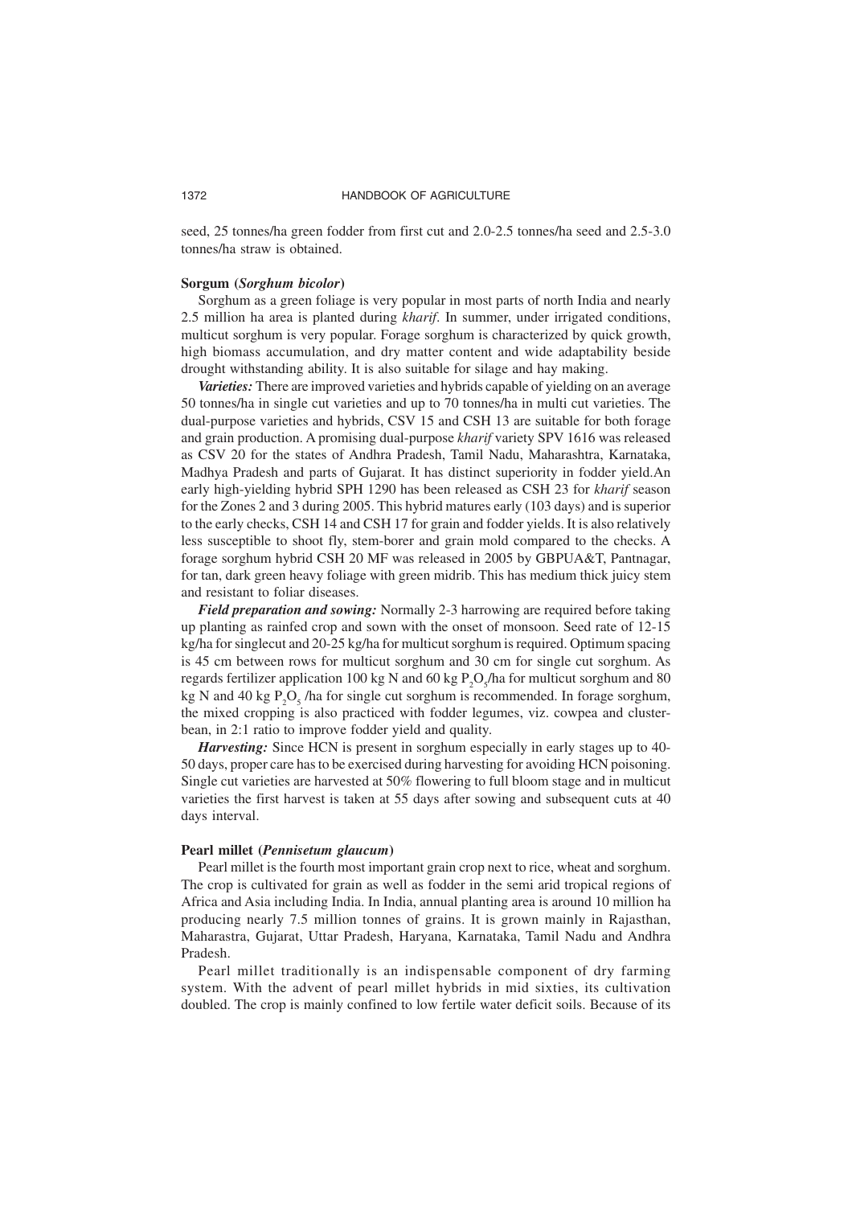seed, 25 tonnes/ha green fodder from first cut and 2.0-2.5 tonnes/ha seed and 2.5-3.0 tonnes/ha straw is obtained.

### Sorgum (*Sorghum bicolor*)

Sorghum as a green foliage is very popular in most parts of north India and nearly 2.5 million ha area is planted during *kharif*. In summer, under irrigated conditions, multicut sorghum is very popular. Forage sorghum is characterized by quick growth, high biomass accumulation, and dry matter content and wide adaptability beside drought withstanding ability. It is also suitable for silage and hay making.

***Varieties:*** There are improved varieties and hybrids capable of yielding on an average 50 tonnes/ha in single cut varieties and up to 70 tonnes/ha in multi cut varieties. The dual-purpose varieties and hybrids, CSV 15 and CSH 13 are suitable for both forage and grain production. A promising dual-purpose *kharif* variety SPV 1616 was released as CSV 20 for the states of Andhra Pradesh, Tamil Nadu, Maharashtra, Karnataka, Madhya Pradesh and parts of Gujarat. It has distinct superiority in fodder yield.An early high-yielding hybrid SPH 1290 has been released as CSH 23 for *kharif* season for the Zones 2 and 3 during 2005. This hybrid matures early (103 days) and is superior to the early checks, CSH 14 and CSH 17 for grain and fodder yields. It is also relatively less susceptible to shoot fly, stem-borer and grain mold compared to the checks. A forage sorghum hybrid CSH 20 MF was released in 2005 by GBPUA&T, Pantnagar, for tan, dark green heavy foliage with green midrib. This has medium thick juicy stem and resistant to foliar diseases.

***Field preparation and sowing:*** Normally 2-3 harrowing are required before taking up planting as rainfed crop and sown with the onset of monsoon. Seed rate of 12-15 kg/ha for singlecut and 20-25 kg/ha for multicut sorghum is required. Optimum spacing is 45 cm between rows for multicut sorghum and 30 cm for single cut sorghum. As regards fertilizer application 100 kg N and 60 kg $P_2O_5$/ha for multicut sorghum and 80 kg N and 40 kg $P_2O_5$ /ha for single cut sorghum is recommended. In forage sorghum, the mixed cropping is also practiced with fodder legumes, viz. cowpea and cluster-bean, in 2:1 ratio to improve fodder yield and quality.

***Harvesting:*** Since HCN is present in sorghum especially in early stages up to 40-50 days, proper care has to be exercised during harvesting for avoiding HCN poisoning. Single cut varieties are harvested at 50% flowering to full bloom stage and in multicut varieties the first harvest is taken at 55 days after sowing and subsequent cuts at 40 days interval.

### Pearl millet (*Pennisetum glaucum*)

Pearl millet is the fourth most important grain crop next to rice, wheat and sorghum. The crop is cultivated for grain as well as fodder in the semi arid tropical regions of Africa and Asia including India. In India, annual planting area is around 10 million ha producing nearly 7.5 million tonnes of grains. It is grown mainly in Rajasthan, Maharastra, Gujarat, Uttar Pradesh, Haryana, Karnataka, Tamil Nadu and Andhra Pradesh.

Pearl millet traditionally is an indispensable component of dry farming system. With the advent of pearl millet hybrids in mid sixties, its cultivation doubled. The crop is mainly confined to low fertile water deficit soils. Because of its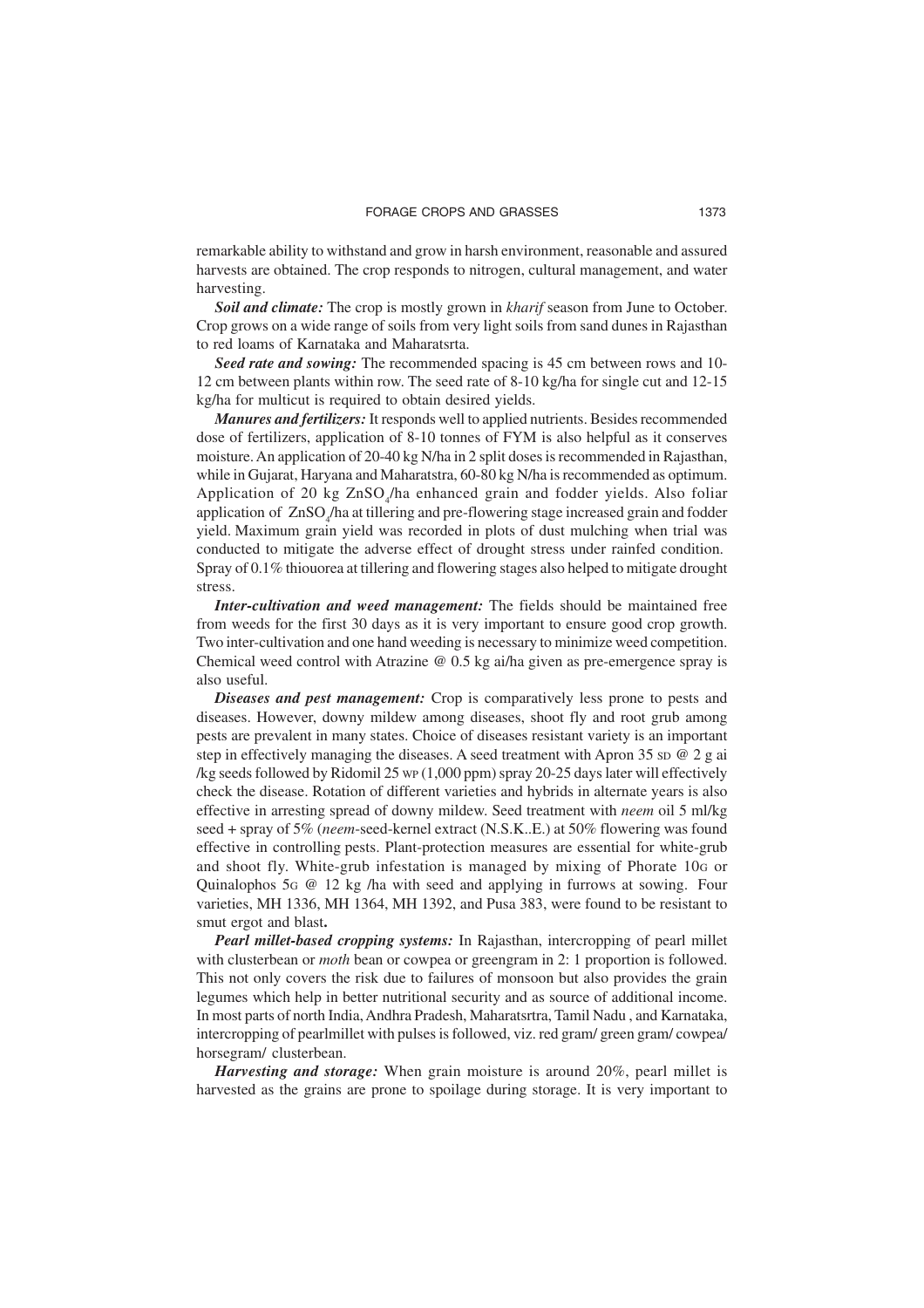remarkable ability to withstand and grow in harsh environment, reasonable and assured harvests are obtained. The crop responds to nitrogen, cultural management, and water harvesting.

***Soil and climate:*** The crop is mostly grown in *kharif* season from June to October. Crop grows on a wide range of soils from very light soils from sand dunes in Rajasthan to red loams of Karnataka and Maharatsrta.

***Seed rate and sowing:*** The recommended spacing is 45 cm between rows and 10-12 cm between plants within row. The seed rate of 8-10 kg/ha for single cut and 12-15 kg/ha for multicut is required to obtain desired yields.

***Manures and fertilizers:*** It responds well to applied nutrients. Besides recommended dose of fertilizers, application of 8-10 tonnes of FYM is also helpful as it conserves moisture. An application of 20-40 kg N/ha in 2 split doses is recommended in Rajasthan, while in Gujarat, Haryana and Maharatstra, 60-80 kg N/ha is recommended as optimum. Application of 20 kg $ZnSO_4$/ha enhanced grain and fodder yields. Also foliar application of $ZnSO_4$/ha at tillering and pre-flowering stage increased grain and fodder yield. Maximum grain yield was recorded in plots of dust mulching when trial was conducted to mitigate the adverse effect of drought stress under rainfed condition. Spray of 0.1% thiouorea at tillering and flowering stages also helped to mitigate drought stress.

***Inter-cultivation and weed management:*** The fields should be maintained free from weeds for the first 30 days as it is very important to ensure good crop growth. Two inter-cultivation and one hand weeding is necessary to minimize weed competition. Chemical weed control with Atrazine @ 0.5 kg ai/ha given as pre-emergence spray is also useful.

***Diseases and pest management:*** Crop is comparatively less prone to pests and diseases. However, downy mildew among diseases, shoot fly and root grub among pests are prevalent in many states. Choice of diseases resistant variety is an important step in effectively managing the diseases. A seed treatment with Apron 35 SD @ 2 g ai /kg seeds followed by Ridomil 25 WP (1,000 ppm) spray 20-25 days later will effectively check the disease. Rotation of different varieties and hybrids in alternate years is also effective in arresting spread of downy mildew. Seed treatment with *neem* oil 5 ml/kg seed + spray of 5% (*neem*-seed-kernel extract (N.S.K..E.) at 50% flowering was found effective in controlling pests. Plant-protection measures are essential for white-grub and shoot fly. White-grub infestation is managed by mixing of Phorate 10G or Quinalophos 5G @ 12 kg /ha with seed and applying in furrows at sowing. Four varieties, MH 1336, MH 1364, MH 1392, and Pusa 383, were found to be resistant to smut ergot and blast**.**

***Pearl millet-based cropping systems:*** In Rajasthan, intercropping of pearl millet with clusterbean or *moth* bean or cowpea or greengram in 2: 1 proportion is followed. This not only covers the risk due to failures of monsoon but also provides the grain legumes which help in better nutritional security and as source of additional income. In most parts of north India, Andhra Pradesh, Maharatsrtra, Tamil Nadu , and Karnataka, intercropping of pearlmillet with pulses is followed, viz. red gram/ green gram/ cowpea/ horsegram/ clusterbean.

***Harvesting and storage:*** When grain moisture is around 20%, pearl millet is harvested as the grains are prone to spoilage during storage. It is very important to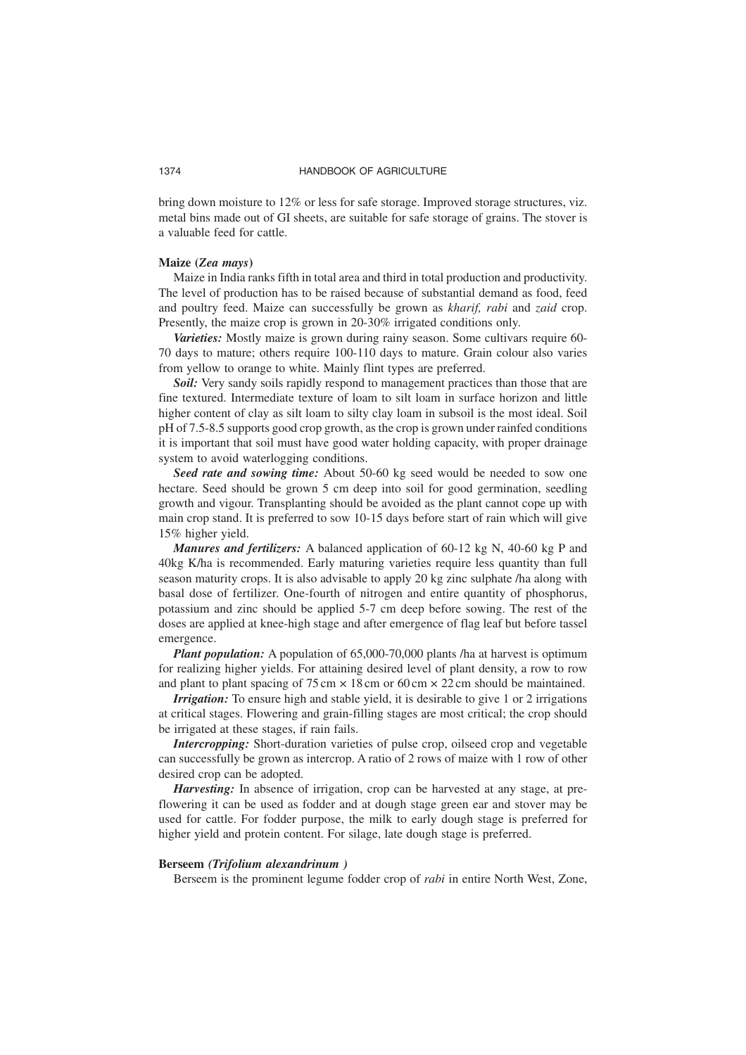bring down moisture to 12% or less for safe storage. Improved storage structures, viz. metal bins made out of GI sheets, are suitable for safe storage of grains. The stover is a valuable feed for cattle.

### Maize (*Zea mays*)

Maize in India ranks fifth in total area and third in total production and productivity. The level of production has to be raised because of substantial demand as food, feed and poultry feed. Maize can successfully be grown as *kharif, rabi* and *zaid* crop. Presently, the maize crop is grown in 20-30% irrigated conditions only.

***Varieties:*** Mostly maize is grown during rainy season. Some cultivars require 60-70 days to mature; others require 100-110 days to mature. Grain colour also varies from yellow to orange to white. Mainly flint types are preferred.

***Soil:*** Very sandy soils rapidly respond to management practices than those that are fine textured. Intermediate texture of loam to silt loam in surface horizon and little higher content of clay as silt loam to silty clay loam in subsoil is the most ideal. Soil pH of 7.5-8.5 supports good crop growth, as the crop is grown under rainfed conditions it is important that soil must have good water holding capacity, with proper drainage system to avoid waterlogging conditions.

***Seed rate and sowing time:*** About 50-60 kg seed would be needed to sow one hectare. Seed should be grown 5 cm deep into soil for good germination, seedling growth and vigour. Transplanting should be avoided as the plant cannot cope up with main crop stand. It is preferred to sow 10-15 days before start of rain which will give 15% higher yield.

***Manures and fertilizers:*** A balanced application of 60-12 kg N, 40-60 kg P and 40kg K/ha is recommended. Early maturing varieties require less quantity than full season maturity crops. It is also advisable to apply 20 kg zinc sulphate /ha along with basal dose of fertilizer. One-fourth of nitrogen and entire quantity of phosphorus, potassium and zinc should be applied 5-7 cm deep before sowing. The rest of the doses are applied at knee-high stage and after emergence of flag leaf but before tassel emergence.

***Plant population:*** A population of 65,000-70,000 plants /ha at harvest is optimum for realizing higher yields. For attaining desired level of plant density, a row to row and plant to plant spacing of 75 cm × 18 cm or 60 cm × 22 cm should be maintained.

***Irrigation:*** To ensure high and stable yield, it is desirable to give 1 or 2 irrigations at critical stages. Flowering and grain-filling stages are most critical; the crop should be irrigated at these stages, if rain fails.

***Intercropping:*** Short-duration varieties of pulse crop, oilseed crop and vegetable can successfully be grown as intercrop. A ratio of 2 rows of maize with 1 row of other desired crop can be adopted.

***Harvesting:*** In absence of irrigation, crop can be harvested at any stage, at pre-flowering it can be used as fodder and at dough stage green ear and stover may be used for cattle. For fodder purpose, the milk to early dough stage is preferred for higher yield and protein content. For silage, late dough stage is preferred.

### Berseem *(Trifolium alexandrinum )*

Berseem is the prominent legume fodder crop of *rabi* in entire North West, Zone,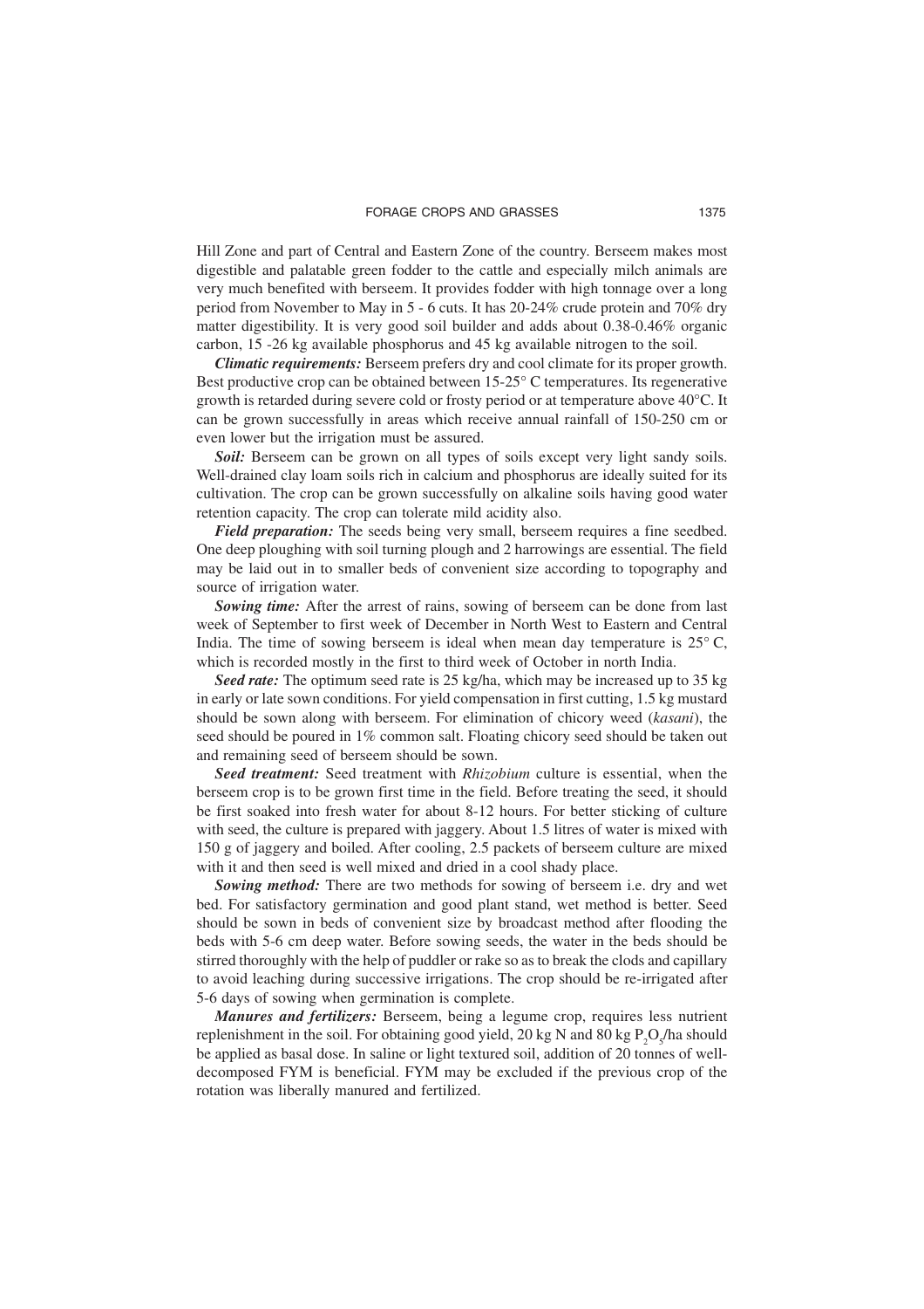Hill Zone and part of Central and Eastern Zone of the country. Berseem makes most digestible and palatable green fodder to the cattle and especially milch animals are very much benefited with berseem. It provides fodder with high tonnage over a long period from November to May in 5 - 6 cuts. It has 20-24% crude protein and 70% dry matter digestibility. It is very good soil builder and adds about 0.38-0.46% organic carbon, 15 -26 kg available phosphorus and 45 kg available nitrogen to the soil.

***Climatic requirements:*** Berseem prefers dry and cool climate for its proper growth. Best productive crop can be obtained between 15-25° C temperatures. Its regenerative growth is retarded during severe cold or frosty period or at temperature above 40°C. It can be grown successfully in areas which receive annual rainfall of 150-250 cm or even lower but the irrigation must be assured.

***Soil:*** Berseem can be grown on all types of soils except very light sandy soils. Well-drained clay loam soils rich in calcium and phosphorus are ideally suited for its cultivation. The crop can be grown successfully on alkaline soils having good water retention capacity. The crop can tolerate mild acidity also.

***Field preparation:*** The seeds being very small, berseem requires a fine seedbed. One deep ploughing with soil turning plough and 2 harrowings are essential. The field may be laid out in to smaller beds of convenient size according to topography and source of irrigation water.

***Sowing time:*** After the arrest of rains, sowing of berseem can be done from last week of September to first week of December in North West to Eastern and Central India. The time of sowing berseem is ideal when mean day temperature is 25° C, which is recorded mostly in the first to third week of October in north India.

***Seed rate:*** The optimum seed rate is 25 kg/ha, which may be increased up to 35 kg in early or late sown conditions. For yield compensation in first cutting, 1.5 kg mustard should be sown along with berseem. For elimination of chicory weed (*kasani*), the seed should be poured in 1% common salt. Floating chicory seed should be taken out and remaining seed of berseem should be sown.

***Seed treatment:*** Seed treatment with *Rhizobium* culture is essential, when the berseem crop is to be grown first time in the field. Before treating the seed, it should be first soaked into fresh water for about 8-12 hours. For better sticking of culture with seed, the culture is prepared with jaggery. About 1.5 litres of water is mixed with 150 g of jaggery and boiled. After cooling, 2.5 packets of berseem culture are mixed with it and then seed is well mixed and dried in a cool shady place.

***Sowing method:*** There are two methods for sowing of berseem i.e. dry and wet bed. For satisfactory germination and good plant stand, wet method is better. Seed should be sown in beds of convenient size by broadcast method after flooding the beds with 5-6 cm deep water. Before sowing seeds, the water in the beds should be stirred thoroughly with the help of puddler or rake so as to break the clods and capillary to avoid leaching during successive irrigations. The crop should be re-irrigated after 5-6 days of sowing when germination is complete.

***Manures and fertilizers:*** Berseem, being a legume crop, requires less nutrient replenishment in the soil. For obtaining good yield, 20 kg N and 80 kg $P_2O_5$/ha should be applied as basal dose. In saline or light textured soil, addition of 20 tonnes of well-decomposed FYM is beneficial. FYM may be excluded if the previous crop of the rotation was liberally manured and fertilized.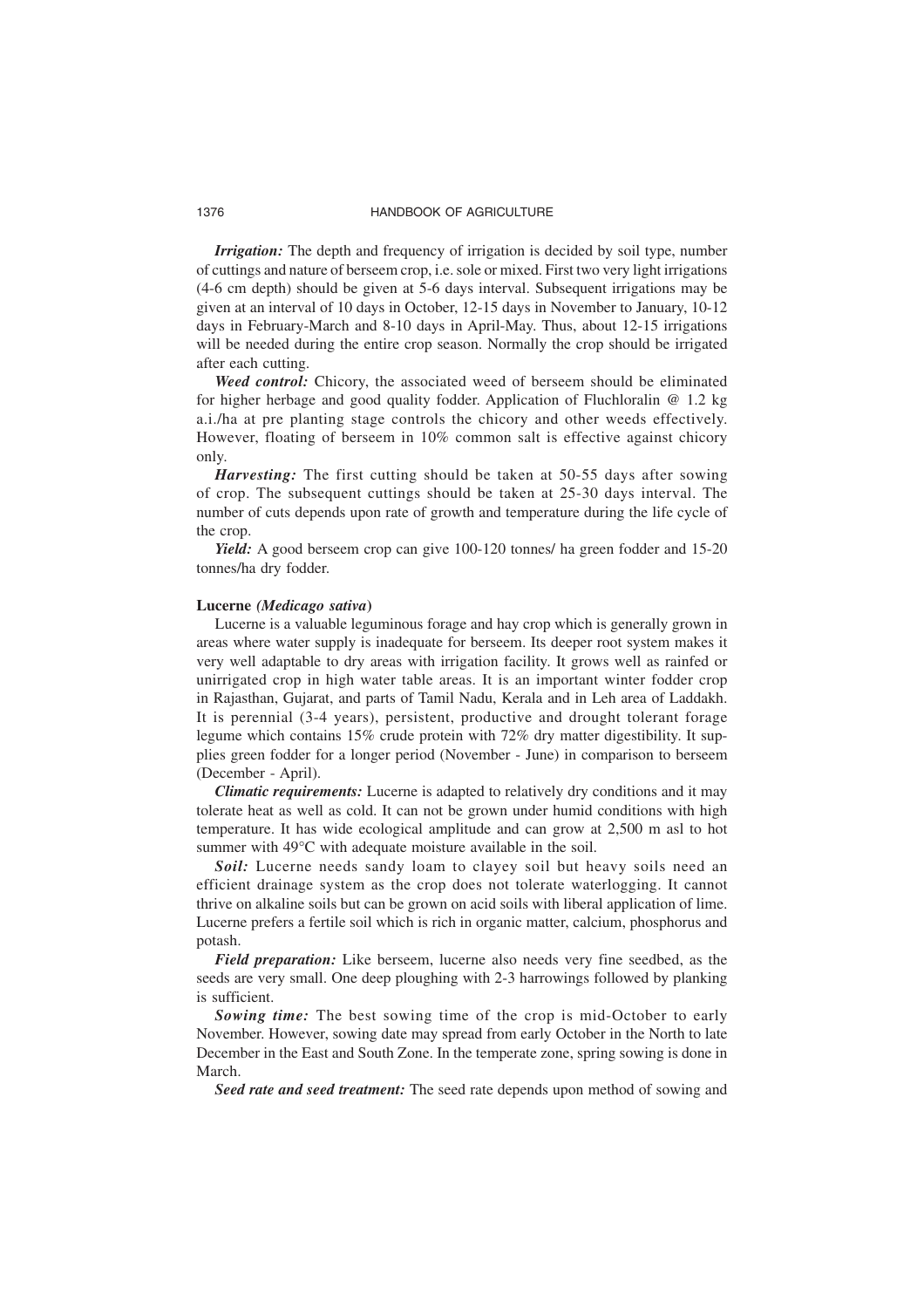***Irrigation:*** The depth and frequency of irrigation is decided by soil type, number of cuttings and nature of berseem crop, i.e. sole or mixed. First two very light irrigations (4-6 cm depth) should be given at 5-6 days interval. Subsequent irrigations may be given at an interval of 10 days in October, 12-15 days in November to January, 10-12 days in February-March and 8-10 days in April-May. Thus, about 12-15 irrigations will be needed during the entire crop season. Normally the crop should be irrigated after each cutting.

***Weed control:*** Chicory, the associated weed of berseem should be eliminated for higher herbage and good quality fodder. Application of Fluchloralin @ 1.2 kg a.i./ha at pre planting stage controls the chicory and other weeds effectively. However, floating of berseem in 10% common salt is effective against chicory only.

***Harvesting:*** The first cutting should be taken at 50-55 days after sowing of crop. The subsequent cuttings should be taken at 25-30 days interval. The number of cuts depends upon rate of growth and temperature during the life cycle of the crop.

***Yield:*** A good berseem crop can give 100-120 tonnes/ ha green fodder and 15-20 tonnes/ha dry fodder.

**Lucerne *(Medicago sativa)***

Lucerne is a valuable leguminous forage and hay crop which is generally grown in areas where water supply is inadequate for berseem. Its deeper root system makes it very well adaptable to dry areas with irrigation facility. It grows well as rainfed or unirrigated crop in high water table areas. It is an important winter fodder crop in Rajasthan, Gujarat, and parts of Tamil Nadu, Kerala and in Leh area of Laddakh. It is perennial (3-4 years), persistent, productive and drought tolerant forage legume which contains 15% crude protein with 72% dry matter digestibility. It supplies green fodder for a longer period (November - June) in comparison to berseem (December - April).

***Climatic requirements:*** Lucerne is adapted to relatively dry conditions and it may tolerate heat as well as cold. It can not be grown under humid conditions with high temperature. It has wide ecological amplitude and can grow at 2,500 m asl to hot summer with 49°C with adequate moisture available in the soil.

***Soil:*** Lucerne needs sandy loam to clayey soil but heavy soils need an efficient drainage system as the crop does not tolerate waterlogging. It cannot thrive on alkaline soils but can be grown on acid soils with liberal application of lime. Lucerne prefers a fertile soil which is rich in organic matter, calcium, phosphorus and potash.

***Field preparation:*** Like berseem, lucerne also needs very fine seedbed, as the seeds are very small. One deep ploughing with 2-3 harrowings followed by planking is sufficient.

***Sowing time:*** The best sowing time of the crop is mid-October to early November. However, sowing date may spread from early October in the North to late December in the East and South Zone. In the temperate zone, spring sowing is done in March.

***Seed rate and seed treatment:*** The seed rate depends upon method of sowing and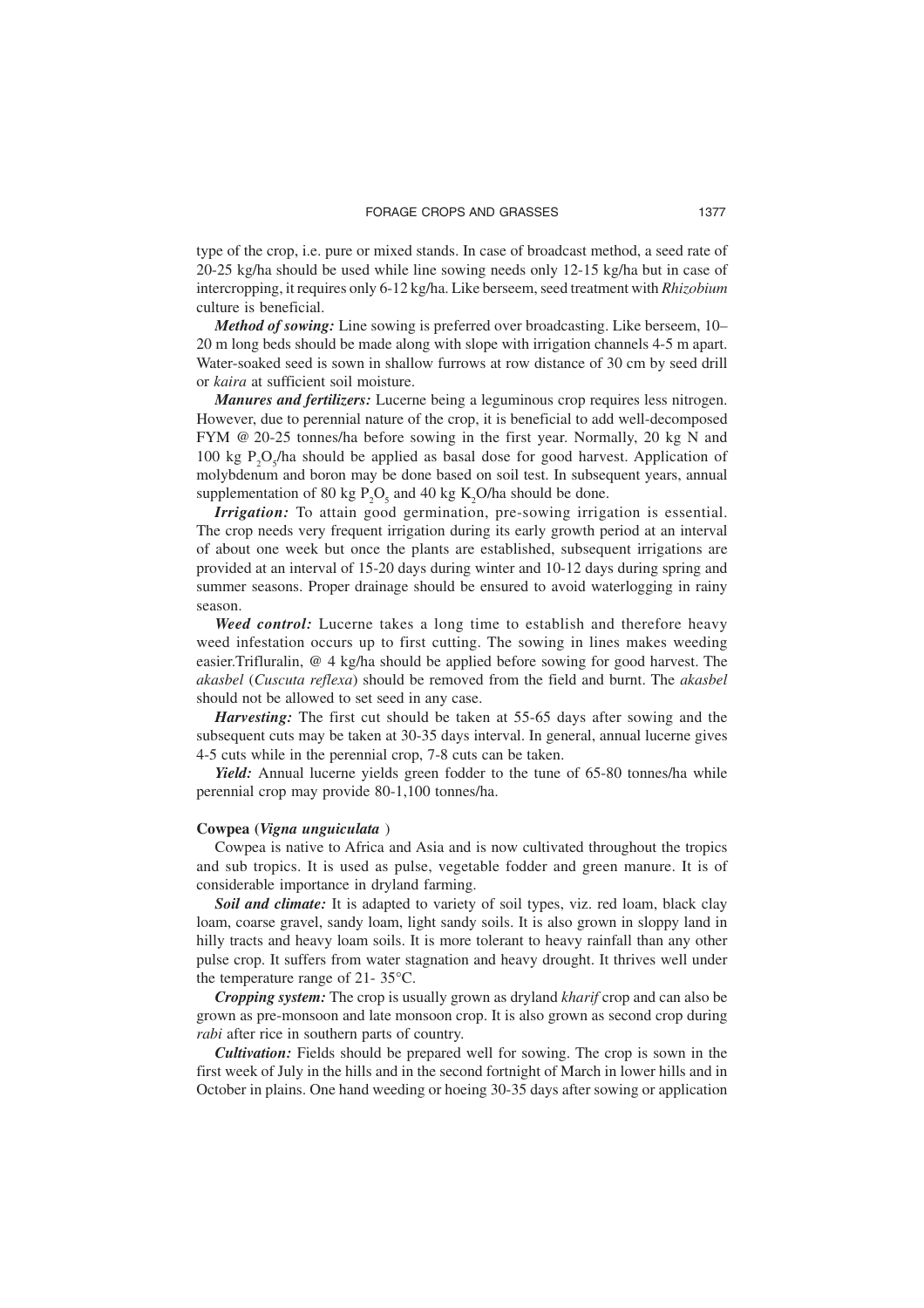type of the crop, i.e. pure or mixed stands. In case of broadcast method, a seed rate of 20-25 kg/ha should be used while line sowing needs only 12-15 kg/ha but in case of intercropping, it requires only 6-12 kg/ha. Like berseem, seed treatment with *Rhizobium* culture is beneficial.

***Method of sowing:*** Line sowing is preferred over broadcasting. Like berseem, 10–20 m long beds should be made along with slope with irrigation channels 4-5 m apart. Water-soaked seed is sown in shallow furrows at row distance of 30 cm by seed drill or *kaira* at sufficient soil moisture.

***Manures and fertilizers:*** Lucerne being a leguminous crop requires less nitrogen. However, due to perennial nature of the crop, it is beneficial to add well-decomposed FYM @ 20-25 tonnes/ha before sowing in the first year. Normally, 20 kg N and 100 kg $P_2O_5$/ha should be applied as basal dose for good harvest. Application of molybdenum and boron may be done based on soil test. In subsequent years, annual supplementation of 80 kg $P_2O_5$ and 40 kg $K_2O$/ha should be done.

***Irrigation:*** To attain good germination, pre-sowing irrigation is essential. The crop needs very frequent irrigation during its early growth period at an interval of about one week but once the plants are established, subsequent irrigations are provided at an interval of 15-20 days during winter and 10-12 days during spring and summer seasons. Proper drainage should be ensured to avoid waterlogging in rainy season.

***Weed control:*** Lucerne takes a long time to establish and therefore heavy weed infestation occurs up to first cutting. The sowing in lines makes weeding easier.Trifluralin, @ 4 kg/ha should be applied before sowing for good harvest. The *akasbel* (*Cuscuta reflexa*) should be removed from the field and burnt. The *akasbel* should not be allowed to set seed in any case.

***Harvesting:*** The first cut should be taken at 55-65 days after sowing and the subsequent cuts may be taken at 30-35 days interval. In general, annual lucerne gives 4-5 cuts while in the perennial crop, 7-8 cuts can be taken.

***Yield:*** Annual lucerne yields green fodder to the tune of 65-80 tonnes/ha while perennial crop may provide 80-1,100 tonnes/ha.

### Cowpea (*Vigna unguiculata* )

Cowpea is native to Africa and Asia and is now cultivated throughout the tropics and sub tropics. It is used as pulse, vegetable fodder and green manure. It is of considerable importance in dryland farming.

***Soil and climate:*** It is adapted to variety of soil types, viz. red loam, black clay loam, coarse gravel, sandy loam, light sandy soils. It is also grown in sloppy land in hilly tracts and heavy loam soils. It is more tolerant to heavy rainfall than any other pulse crop. It suffers from water stagnation and heavy drought. It thrives well under the temperature range of 21- 35°C.

***Cropping system:*** The crop is usually grown as dryland *kharif* crop and can also be grown as pre-monsoon and late monsoon crop. It is also grown as second crop during *rabi* after rice in southern parts of country.

***Cultivation:*** Fields should be prepared well for sowing. The crop is sown in the first week of July in the hills and in the second fortnight of March in lower hills and in October in plains. One hand weeding or hoeing 30-35 days after sowing or application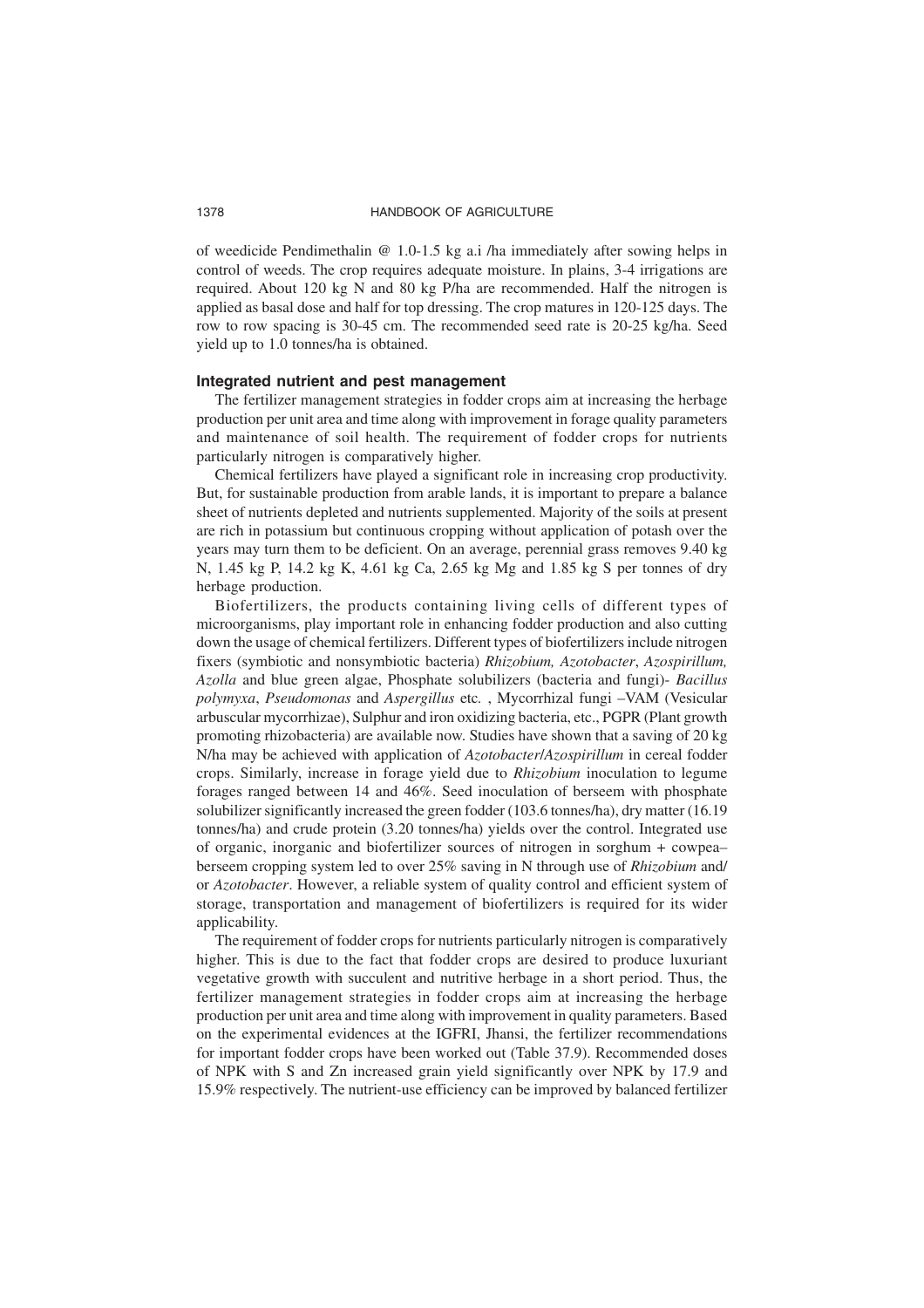of weedicide Pendimethalin @ 1.0-1.5 kg a.i /ha immediately after sowing helps in control of weeds. The crop requires adequate moisture. In plains, 3-4 irrigations are required. About 120 kg N and 80 kg P/ha are recommended. Half the nitrogen is applied as basal dose and half for top dressing. The crop matures in 120-125 days. The row to row spacing is 30-45 cm. The recommended seed rate is 20-25 kg/ha. Seed yield up to 1.0 tonnes/ha is obtained.

### Integrated nutrient and pest management

The fertilizer management strategies in fodder crops aim at increasing the herbage production per unit area and time along with improvement in forage quality parameters and maintenance of soil health. The requirement of fodder crops for nutrients particularly nitrogen is comparatively higher.

Chemical fertilizers have played a significant role in increasing crop productivity. But, for sustainable production from arable lands, it is important to prepare a balance sheet of nutrients depleted and nutrients supplemented. Majority of the soils at present are rich in potassium but continuous cropping without application of potash over the years may turn them to be deficient. On an average, perennial grass removes 9.40 kg N, 1.45 kg P, 14.2 kg K, 4.61 kg Ca, 2.65 kg Mg and 1.85 kg S per tonnes of dry herbage production.

Biofertilizers, the products containing living cells of different types of microorganisms, play important role in enhancing fodder production and also cutting down the usage of chemical fertilizers. Different types of biofertilizers include nitrogen fixers (symbiotic and nonsymbiotic bacteria) *Rhizobium, Azotobacter*, *Azospirillum, Azolla* and blue green algae, Phosphate solubilizers (bacteria and fungi)- *Bacillus polymyxa*, *Pseudomonas* and *Aspergillus* etc. , Mycorrhizal fungi –VAM (Vesicular arbuscular mycorrhizae), Sulphur and iron oxidizing bacteria, etc., PGPR (Plant growth promoting rhizobacteria) are available now. Studies have shown that a saving of 20 kg N/ha may be achieved with application of *Azotobacter*/*Azospirillum* in cereal fodder crops. Similarly, increase in forage yield due to *Rhizobium* inoculation to legume forages ranged between 14 and 46%. Seed inoculation of berseem with phosphate solubilizer significantly increased the green fodder (103.6 tonnes/ha), dry matter (16.19 tonnes/ha) and crude protein (3.20 tonnes/ha) yields over the control. Integrated use of organic, inorganic and biofertilizer sources of nitrogen in sorghum + cowpea–berseem cropping system led to over 25% saving in N through use of *Rhizobium* and/or *Azotobacter*. However, a reliable system of quality control and efficient system of storage, transportation and management of biofertilizers is required for its wider applicability.

The requirement of fodder crops for nutrients particularly nitrogen is comparatively higher. This is due to the fact that fodder crops are desired to produce luxuriant vegetative growth with succulent and nutritive herbage in a short period. Thus, the fertilizer management strategies in fodder crops aim at increasing the herbage production per unit area and time along with improvement in quality parameters. Based on the experimental evidences at the IGFRI, Jhansi, the fertilizer recommendations for important fodder crops have been worked out (Table 37.9). Recommended doses of NPK with S and Zn increased grain yield significantly over NPK by 17.9 and 15.9% respectively. The nutrient-use efficiency can be improved by balanced fertilizer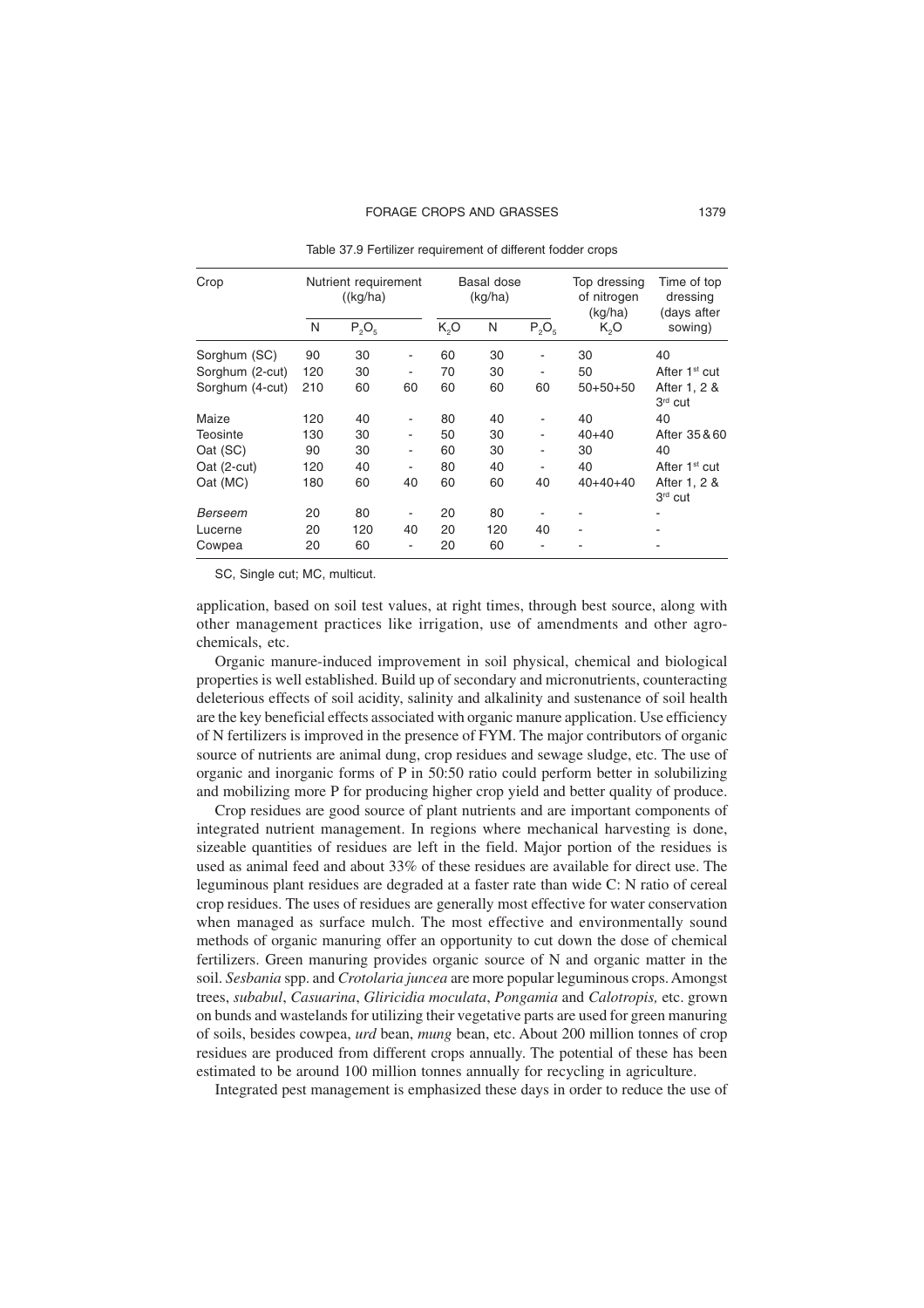Table 37.9 Fertilizer requirement of different fodder crops

| Crop | Nutrient requirement ((kg/ha) | | | Basal dose (kg/ha) | | | Top dressing of nitrogen (kg/ha) | Time of top dressing (days after |
|---|---|---|---|---|---|---|---|---|
| | N | $P_2O_5$ | | $K_2O$ | N | $P_2O_5$ | $K_2O$ | sowing) |
| Sorghum (SC) | 90 | 30 | - | 60 | 30 | - | 30 | 40 |
| Sorghum (2-cut) | 120 | 30 | - | 70 | 30 | - | 50 | After 1st cut |
| Sorghum (4-cut) | 210 | 60 | 60 | 60 | 60 | 60 | 50+50+50 | After 1, 2 & 3rd cut |
| Maize | 120 | 40 | - | 80 | 40 | - | 40 | 40 |
| Teosinte | 130 | 30 | - | 50 | 30 | - | 40+40 | After 35 & 60 |
| Oat (SC) | 90 | 30 | - | 60 | 30 | - | 30 | 40 |
| Oat (2-cut) | 120 | 40 | - | 80 | 40 | - | 40 | After 1st cut |
| Oat (MC) | 180 | 60 | 40 | 60 | 60 | 40 | 40+40+40 | After 1, 2 & 3rd cut |
| *Berseem* | 20 | 80 | - | 20 | 80 | - | - | - |
| Lucerne | 20 | 120 | 40 | 20 | 120 | 40 | - | - |
| Cowpea | 20 | 60 | - | 20 | 60 | - | - | - |

SC, Single cut; MC, multicut.

application, based on soil test values, at right times, through best source, along with other management practices like irrigation, use of amendments and other agro-chemicals, etc.

Organic manure-induced improvement in soil physical, chemical and biological properties is well established. Build up of secondary and micronutrients, counteracting deleterious effects of soil acidity, salinity and alkalinity and sustenance of soil health are the key beneficial effects associated with organic manure application. Use efficiency of N fertilizers is improved in the presence of FYM. The major contributors of organic source of nutrients are animal dung, crop residues and sewage sludge, etc. The use of organic and inorganic forms of P in 50:50 ratio could perform better in solubilizing and mobilizing more P for producing higher crop yield and better quality of produce.

Crop residues are good source of plant nutrients and are important components of integrated nutrient management. In regions where mechanical harvesting is done, sizeable quantities of residues are left in the field. Major portion of the residues is used as animal feed and about 33% of these residues are available for direct use. The leguminous plant residues are degraded at a faster rate than wide C: N ratio of cereal crop residues. The uses of residues are generally most effective for water conservation when managed as surface mulch. The most effective and environmentally sound methods of organic manuring offer an opportunity to cut down the dose of chemical fertilizers. Green manuring provides organic source of N and organic matter in the soil. *Sesbania* spp. and *Crotolaria juncea* are more popular leguminous crops. Amongst trees, *subabul*, *Casuarina*, *Gliricidia moculata*, *Pongamia* and *Calotropis,* etc. grown on bunds and wastelands for utilizing their vegetative parts are used for green manuring of soils, besides cowpea, *urd* bean, *mung* bean, etc. About 200 million tonnes of crop residues are produced from different crops annually. The potential of these has been estimated to be around 100 million tonnes annually for recycling in agriculture.

Integrated pest management is emphasized these days in order to reduce the use of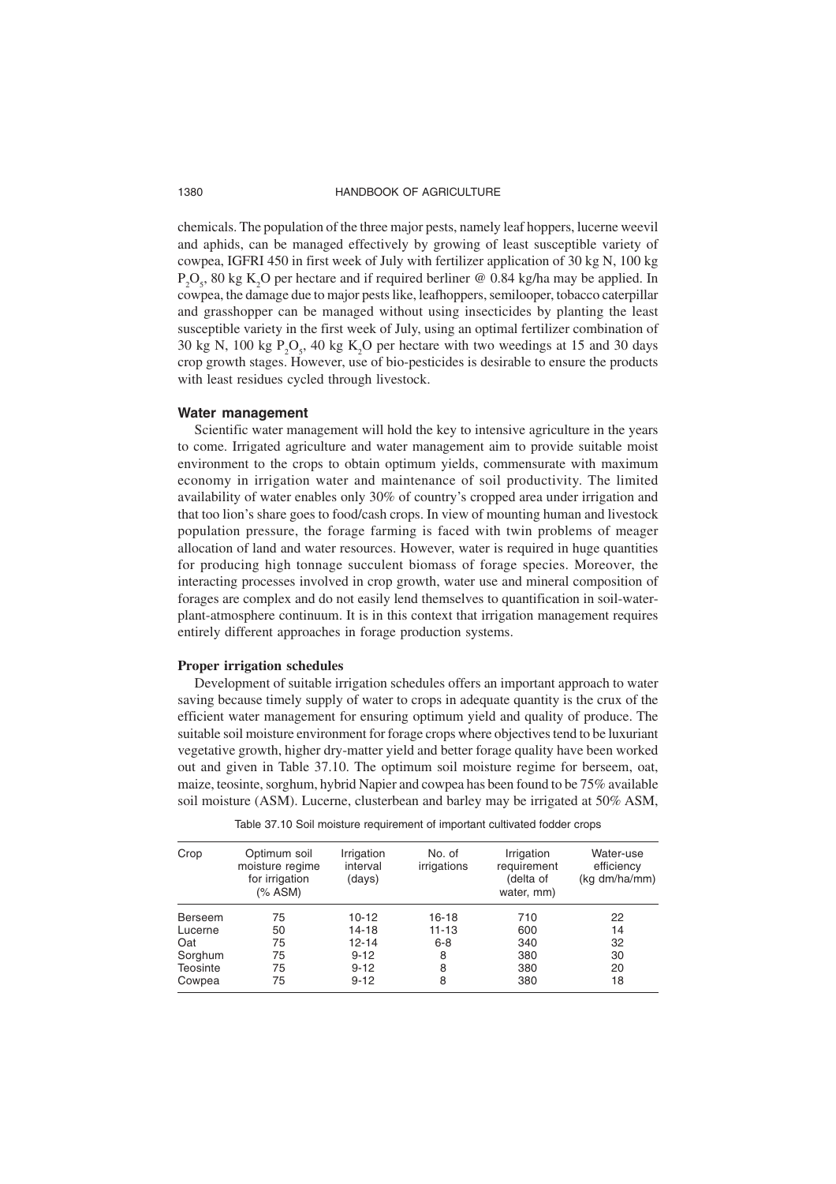chemicals. The population of the three major pests, namely leaf hoppers, lucerne weevil and aphids, can be managed effectively by growing of least susceptible variety of cowpea, IGFRI 450 in first week of July with fertilizer application of 30 kg N, 100 kg $P_2O_5$, 80 kg $K_2O$ per hectare and if required berliner @ 0.84 kg/ha may be applied. In cowpea, the damage due to major pests like, leafhoppers, semilooper, tobacco caterpillar and grasshopper can be managed without using insecticides by planting the least susceptible variety in the first week of July, using an optimal fertilizer combination of 30 kg N, 100 kg $P_2O_5$, 40 kg $K_2O$ per hectare with two weedings at 15 and 30 days crop growth stages. However, use of bio-pesticides is desirable to ensure the products with least residues cycled through livestock.

## Water management

Scientific water management will hold the key to intensive agriculture in the years to come. Irrigated agriculture and water management aim to provide suitable moist environment to the crops to obtain optimum yields, commensurate with maximum economy in irrigation water and maintenance of soil productivity. The limited availability of water enables only 30% of country's cropped area under irrigation and that too lion's share goes to food/cash crops. In view of mounting human and livestock population pressure, the forage farming is faced with twin problems of meager allocation of land and water resources. However, water is required in huge quantities for producing high tonnage succulent biomass of forage species. Moreover, the interacting processes involved in crop growth, water use and mineral composition of forages are complex and do not easily lend themselves to quantification in soil-water-plant-atmosphere continuum. It is in this context that irrigation management requires entirely different approaches in forage production systems.

### Proper irrigation schedules

Development of suitable irrigation schedules offers an important approach to water saving because timely supply of water to crops in adequate quantity is the crux of the efficient water management for ensuring optimum yield and quality of produce. The suitable soil moisture environment for forage crops where objectives tend to be luxuriant vegetative growth, higher dry-matter yield and better forage quality have been worked out and given in Table 37.10. The optimum soil moisture regime for berseem, oat, maize, teosinte, sorghum, hybrid Napier and cowpea has been found to be 75% available soil moisture (ASM). Lucerne, clusterbean and barley may be irrigated at 50% ASM,

Table 37.10 Soil moisture requirement of important cultivated fodder crops

| Crop | Optimum soil moisture regime for irrigation (% ASM) | Irrigation interval (days) | No. of irrigations | Irrigation requirement (delta of water, mm) | Water-use efficiency (kg dm/ha/mm) |
|---|---|---|---|---|---|
| Berseem | 75 | 10-12 | 16-18 | 710 | 22 |
| Lucerne | 50 | 14-18 | 11-13 | 600 | 14 |
| Oat | 75 | 12-14 | 6-8 | 340 | 32 |
| Sorghum | 75 | 9-12 | 8 | 380 | 30 |
| Teosinte | 75 | 9-12 | 8 | 380 | 20 |
| Cowpea | 75 | 9-12 | 8 | 380 | 18 |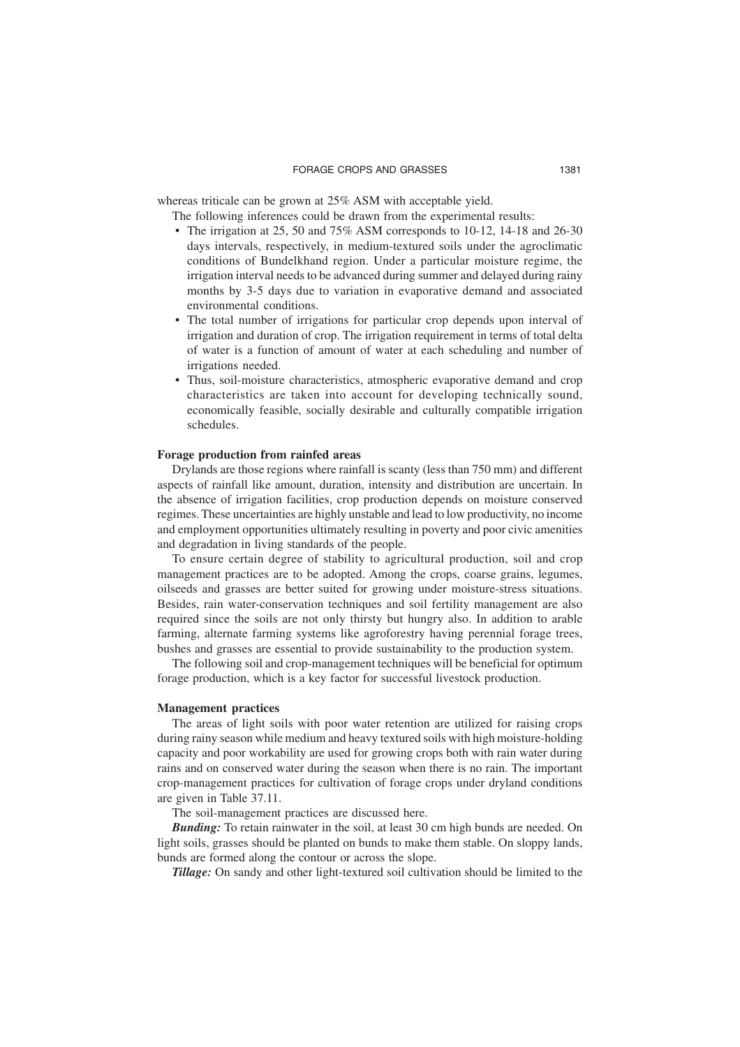whereas triticale can be grown at 25% ASM with acceptable yield.

The following inferences could be drawn from the experimental results:

- The irrigation at 25, 50 and 75% ASM corresponds to 10-12, 14-18 and 26-30 days intervals, respectively, in medium-textured soils under the agroclimatic conditions of Bundelkhand region. Under a particular moisture regime, the irrigation interval needs to be advanced during summer and delayed during rainy months by 3-5 days due to variation in evaporative demand and associated environmental conditions.
- The total number of irrigations for particular crop depends upon interval of irrigation and duration of crop. The irrigation requirement in terms of total delta of water is a function of amount of water at each scheduling and number of irrigations needed.
- Thus, soil-moisture characteristics, atmospheric evaporative demand and crop characteristics are taken into account for developing technically sound, economically feasible, socially desirable and culturally compatible irrigation schedules.

**Forage production from rainfed areas**

Drylands are those regions where rainfall is scanty (less than 750 mm) and different aspects of rainfall like amount, duration, intensity and distribution are uncertain. In the absence of irrigation facilities, crop production depends on moisture conserved regimes. These uncertainties are highly unstable and lead to low productivity, no income and employment opportunities ultimately resulting in poverty and poor civic amenities and degradation in living standards of the people.

To ensure certain degree of stability to agricultural production, soil and crop management practices are to be adopted. Among the crops, coarse grains, legumes, oilseeds and grasses are better suited for growing under moisture-stress situations. Besides, rain water-conservation techniques and soil fertility management are also required since the soils are not only thirsty but hungry also. In addition to arable farming, alternate farming systems like agroforestry having perennial forage trees, bushes and grasses are essential to provide sustainability to the production system.

The following soil and crop-management techniques will be beneficial for optimum forage production, which is a key factor for successful livestock production.

**Management practices**

The areas of light soils with poor water retention are utilized for raising crops during rainy season while medium and heavy textured soils with high moisture-holding capacity and poor workability are used for growing crops both with rain water during rains and on conserved water during the season when there is no rain. The important crop-management practices for cultivation of forage crops under dryland conditions are given in Table 37.11.

The soil-management practices are discussed here.

***Bunding:*** To retain rainwater in the soil, at least 30 cm high bunds are needed. On light soils, grasses should be planted on bunds to make them stable. On sloppy lands, bunds are formed along the contour or across the slope.

***Tillage:*** On sandy and other light-textured soil cultivation should be limited to the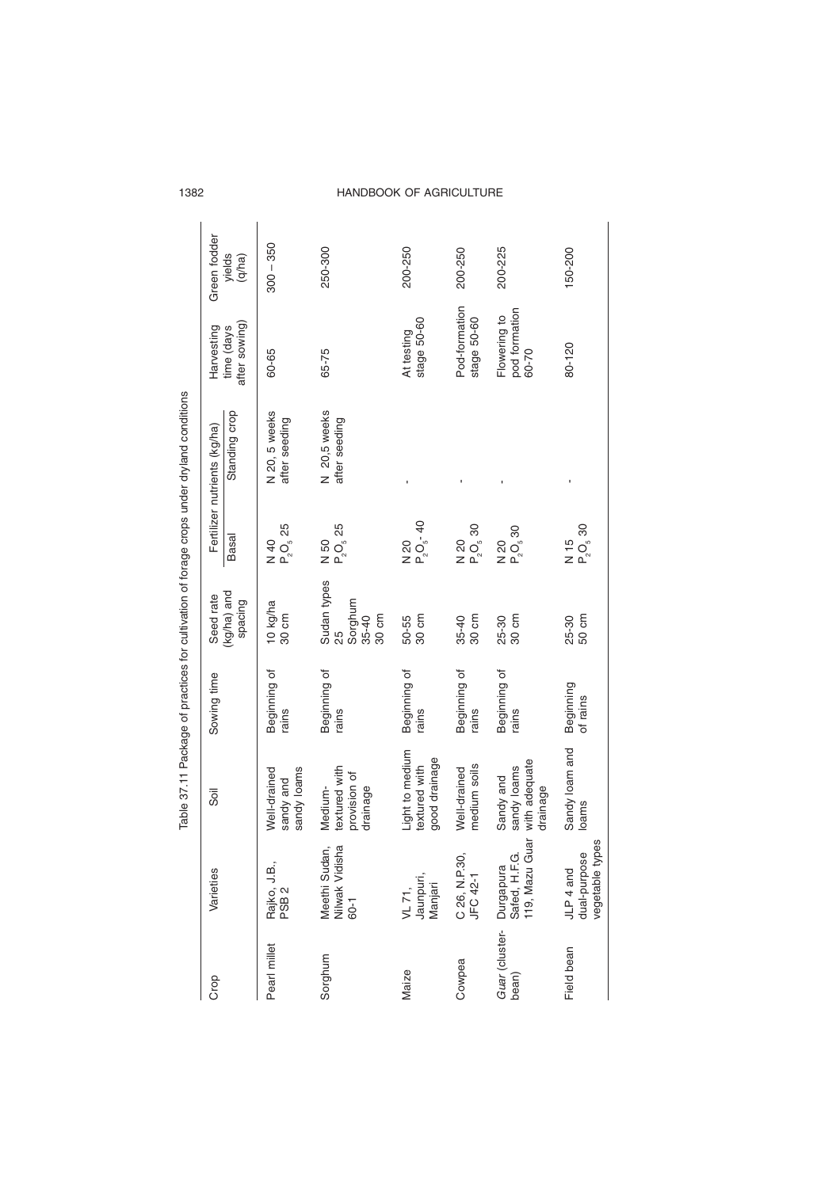Table 37.11 Package of practices for cultivation of forage crops under dryland conditions

| Crop | Varieties | Soil | Sowing time | Seed rate (kg/ha) and spacing | Fertilizer nutrients (kg/ha) | | Harvesting time (days after sowing) | Green fodder yields (q/ha) |
|---|---|---|---|---|---|---|---|---|
| | | | | | Basal | Standing crop | | |
| Pearl millet | Rajko, J.B., PSB 2 | Well-drained sandy and sandy loams | Beginning of rains | 10 kg/ha 30 cm | N 40 $P_2O_5$ 25 | N 20, 5 weeks after seeding | 60-65 | 300 – 350 |
| Sorghum | Meethi Sudan, Nilwak Vidisha 60-1 | Medium-textured with provision of drainage | Beginning of rains | Sudan types 25 Sorghum 35-40 30 cm | N 50 $P_2O_5$ 25 | N 20,5 weeks after seeding | 65-75 | 250-300 |
| Maize | VL 71, Jaunpuri, Manjari | Light to medium textured with good drainage | Beginning of rains | 50-55 30 cm | N 20 $P_2O_5$ - 40 | - | At testing stage 50-60 | 200-250 |
| Cowpea | C 26, N.P.30, JFC 42-1 | Well-drained medium soils | Beginning of rains | 35-40 30 cm | N 20 $P_2O_5$ 30 | - | Pod-formation stage 50-60 | 200-250 |
| *Guar* (cluster-bean) | Durgapura Safed, H.F.G. 119, Mazu Guar | Sandy and sandy loams with adequate drainage | Beginning of rains | 25-30 30 cm | N 20 $P_2O_5$ 30 | - | Flowering to pod formation 60-70 | 200-225 |
| Field bean | JLP 4 and dual-purpose vegetable types | Sandy loam and loams | Beginning of rains | 25-30 50 cm | N 15 $P_2O_5$ 30 | - | 80-120 | 150-200 |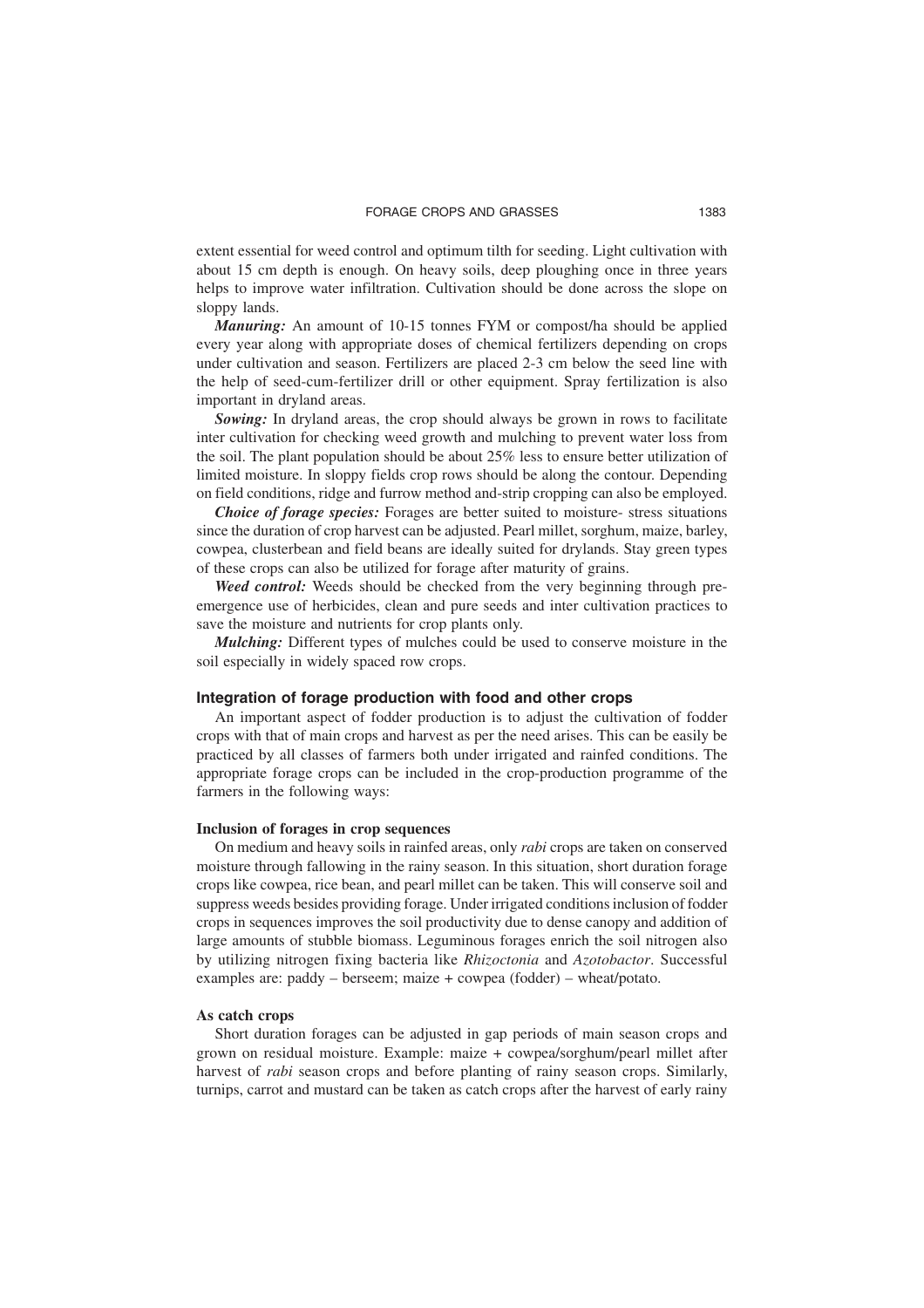extent essential for weed control and optimum tilth for seeding. Light cultivation with about 15 cm depth is enough. On heavy soils, deep ploughing once in three years helps to improve water infiltration. Cultivation should be done across the slope on sloppy lands.

***Manuring:*** An amount of 10-15 tonnes FYM or compost/ha should be applied every year along with appropriate doses of chemical fertilizers depending on crops under cultivation and season. Fertilizers are placed 2-3 cm below the seed line with the help of seed-cum-fertilizer drill or other equipment. Spray fertilization is also important in dryland areas.

***Sowing:*** In dryland areas, the crop should always be grown in rows to facilitate inter cultivation for checking weed growth and mulching to prevent water loss from the soil. The plant population should be about 25% less to ensure better utilization of limited moisture. In sloppy fields crop rows should be along the contour. Depending on field conditions, ridge and furrow method and-strip cropping can also be employed.

***Choice of forage species:*** Forages are better suited to moisture- stress situations since the duration of crop harvest can be adjusted. Pearl millet, sorghum, maize, barley, cowpea, clusterbean and field beans are ideally suited for drylands. Stay green types of these crops can also be utilized for forage after maturity of grains.

***Weed control:*** Weeds should be checked from the very beginning through pre-emergence use of herbicides, clean and pure seeds and inter cultivation practices to save the moisture and nutrients for crop plants only.

***Mulching:*** Different types of mulches could be used to conserve moisture in the soil especially in widely spaced row crops.

## Integration of forage production with food and other crops

An important aspect of fodder production is to adjust the cultivation of fodder crops with that of main crops and harvest as per the need arises. This can be easily be practiced by all classes of farmers both under irrigated and rainfed conditions. The appropriate forage crops can be included in the crop-production programme of the farmers in the following ways:

### Inclusion of forages in crop sequences

On medium and heavy soils in rainfed areas, only *rabi* crops are taken on conserved moisture through fallowing in the rainy season. In this situation, short duration forage crops like cowpea, rice bean, and pearl millet can be taken. This will conserve soil and suppress weeds besides providing forage. Under irrigated conditions inclusion of fodder crops in sequences improves the soil productivity due to dense canopy and addition of large amounts of stubble biomass. Leguminous forages enrich the soil nitrogen also by utilizing nitrogen fixing bacteria like *Rhizoctonia* and *Azotobacter*. Successful examples are: paddy – berseem; maize + cowpea (fodder) – wheat/potato.

### As catch crops

Short duration forages can be adjusted in gap periods of main season crops and grown on residual moisture. Example: maize + cowpea/sorghum/pearl millet after harvest of *rabi* season crops and before planting of rainy season crops. Similarly, turnips, carrot and mustard can be taken as catch crops after the harvest of early rainy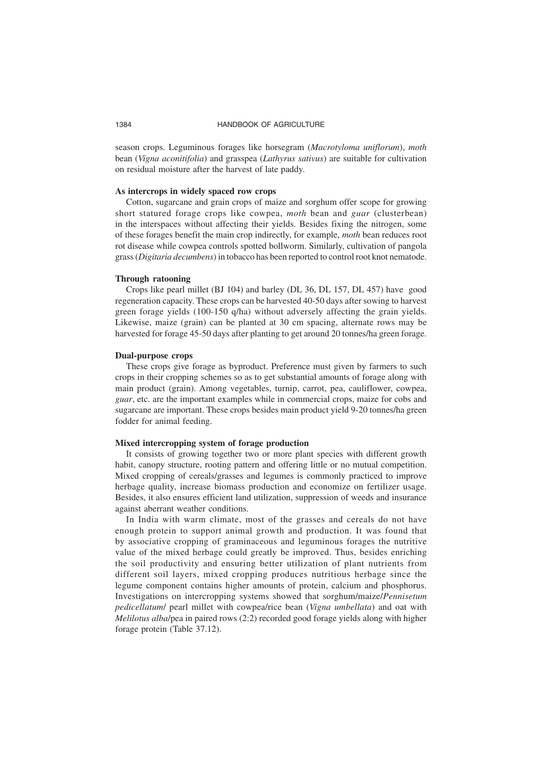season crops. Leguminous forages like horsegram (*Macrotyloma uniflorum*), *moth* bean (*Vigna aconitifolia*) and grasspea (*Lathyrus sativus*) are suitable for cultivation on residual moisture after the harvest of late paddy.

**As intercrops in widely spaced row crops**

Cotton, sugarcane and grain crops of maize and sorghum offer scope for growing short statured forage crops like cowpea, *moth* bean and *guar* (clusterbean) in the interspaces without affecting their yields. Besides fixing the nitrogen, some of these forages benefit the main crop indirectly, for example, *moth* bean reduces root rot disease while cowpea controls spotted bollworm. Similarly, cultivation of pangola grass (*Digitaria decumbens*) in tobacco has been reported to control root knot nematode.

**Through ratooning**

Crops like pearl millet (BJ 104) and barley (DL 36, DL 157, DL 457) have good regeneration capacity. These crops can be harvested 40-50 days after sowing to harvest green forage yields (100-150 q/ha) without adversely affecting the grain yields. Likewise, maize (grain) can be planted at 30 cm spacing, alternate rows may be harvested for forage 45-50 days after planting to get around 20 tonnes/ha green forage.

**Dual-purpose crops**

These crops give forage as byproduct. Preference must given by farmers to such crops in their cropping schemes so as to get substantial amounts of forage along with main product (grain). Among vegetables, turnip, carrot, pea, cauliflower, cowpea, *guar*, etc. are the important examples while in commercial crops, maize for cobs and sugarcane are important. These crops besides main product yield 9-20 tonnes/ha green fodder for animal feeding.

**Mixed intercropping system of forage production**

It consists of growing together two or more plant species with different growth habit, canopy structure, rooting pattern and offering little or no mutual competition. Mixed cropping of cereals/grasses and legumes is commonly practiced to improve herbage quality, increase biomass production and economize on fertilizer usage. Besides, it also ensures efficient land utilization, suppression of weeds and insurance against aberrant weather conditions.

In India with warm climate, most of the grasses and cereals do not have enough protein to support animal growth and production. It was found that by associative cropping of graminaceous and leguminous forages the nutritive value of the mixed herbage could greatly be improved. Thus, besides enriching the soil productivity and ensuring better utilization of plant nutrients from different soil layers, mixed cropping produces nutritious herbage since the legume component contains higher amounts of protein, calcium and phosphorus. Investigations on intercropping systems showed that sorghum/maize/*Pennisetum pedicellatum*/ pearl millet with cowpea/rice bean (*Vigna umbellata*) and oat with *Melilotus alba*/pea in paired rows (2:2) recorded good forage yields along with higher forage protein (Table 37.12).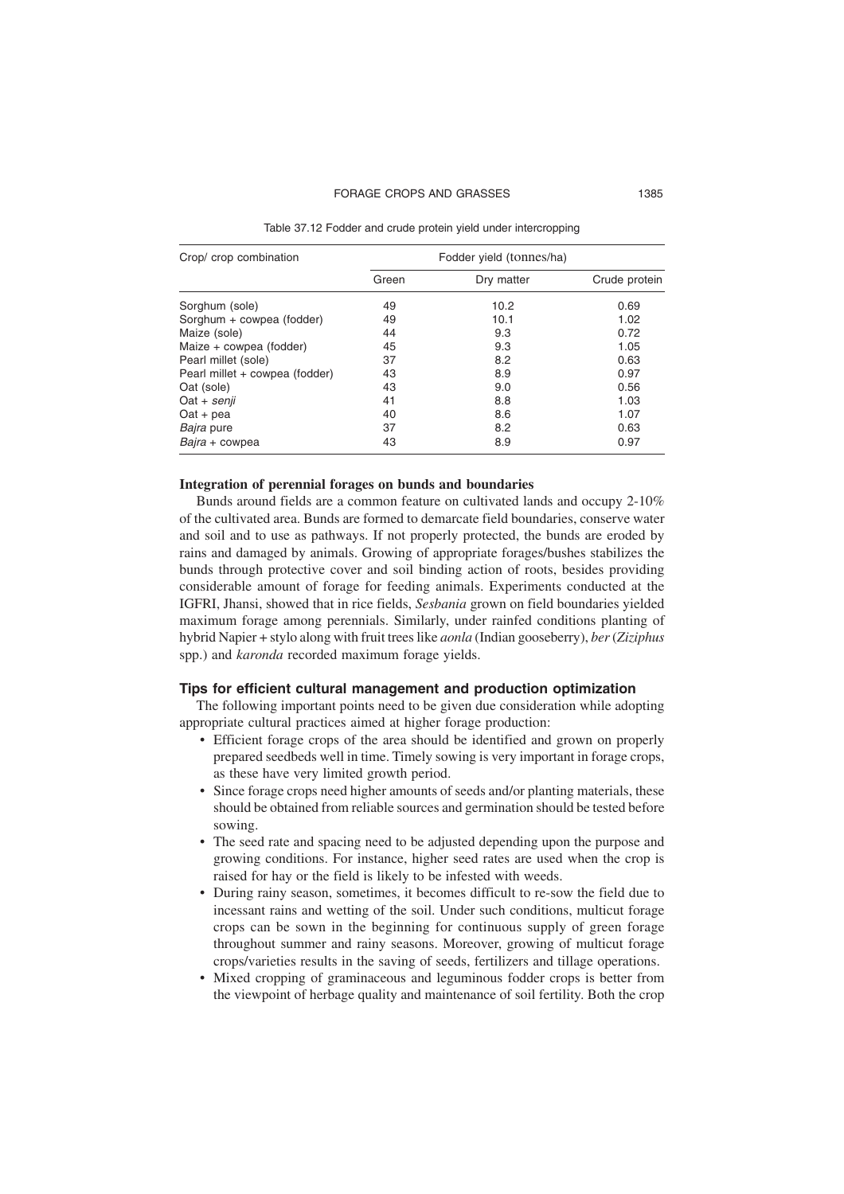Table 37.12 Fodder and crude protein yield under intercropping

| Crop/ crop combination | Fodder yield (tonnes/ha) | | |
|---|---|---|---|
| | Green | Dry matter | Crude protein |
| Sorghum (sole) | 49 | 10.2 | 0.69 |
| Sorghum + cowpea (fodder) | 49 | 10.1 | 1.02 |
| Maize (sole) | 44 | 9.3 | 0.72 |
| Maize + cowpea (fodder) | 45 | 9.3 | 1.05 |
| Pearl millet (sole) | 37 | 8.2 | 0.63 |
| Pearl millet + cowpea (fodder) | 43 | 8.9 | 0.97 |
| Oat (sole) | 43 | 9.0 | 0.56 |
| Oat + *senji* | 41 | 8.8 | 1.03 |
| Oat + pea | 40 | 8.6 | 1.07 |
| *Bajra* pure | 37 | 8.2 | 0.63 |
| *Bajra* + cowpea | 43 | 8.9 | 0.97 |

**Integration of perennial forages on bunds and boundaries**

Bunds around fields are a common feature on cultivated lands and occupy 2-10% of the cultivated area. Bunds are formed to demarcate field boundaries, conserve water and soil and to use as pathways. If not properly protected, the bunds are eroded by rains and damaged by animals. Growing of appropriate forages/bushes stabilizes the bunds through protective cover and soil binding action of roots, besides providing considerable amount of forage for feeding animals. Experiments conducted at the IGFRI, Jhansi, showed that in rice fields, *Sesbania* grown on field boundaries yielded maximum forage among perennials. Similarly, under rainfed conditions planting of hybrid Napier + stylo along with fruit trees like *aonla* (Indian gooseberry), *ber* (*Ziziphus* spp.) and *karonda* recorded maximum forage yields.

## Tips for efficient cultural management and production optimization

The following important points need to be given due consideration while adopting appropriate cultural practices aimed at higher forage production:

- Efficient forage crops of the area should be identified and grown on properly prepared seedbeds well in time. Timely sowing is very important in forage crops, as these have very limited growth period.
- Since forage crops need higher amounts of seeds and/or planting materials, these should be obtained from reliable sources and germination should be tested before sowing.
- The seed rate and spacing need to be adjusted depending upon the purpose and growing conditions. For instance, higher seed rates are used when the crop is raised for hay or the field is likely to be infested with weeds.
- During rainy season, sometimes, it becomes difficult to re-sow the field due to incessant rains and wetting of the soil. Under such conditions, multicut forage crops can be sown in the beginning for continuous supply of green forage throughout summer and rainy seasons. Moreover, growing of multicut forage crops/varieties results in the saving of seeds, fertilizers and tillage operations.
- Mixed cropping of graminaceous and leguminous fodder crops is better from the viewpoint of herbage quality and maintenance of soil fertility. Both the crop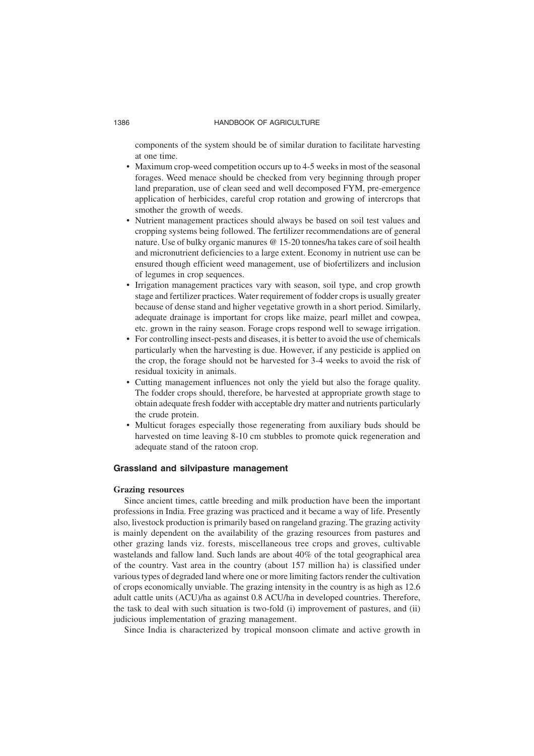components of the system should be of similar duration to facilitate harvesting at one time.

- Maximum crop-weed competition occurs up to 4-5 weeks in most of the seasonal forages. Weed menace should be checked from very beginning through proper land preparation, use of clean seed and well decomposed FYM, pre-emergence application of herbicides, careful crop rotation and growing of intercrops that smother the growth of weeds.
- Nutrient management practices should always be based on soil test values and cropping systems being followed. The fertilizer recommendations are of general nature. Use of bulky organic manures @ 15-20 tonnes/ha takes care of soil health and micronutrient deficiencies to a large extent. Economy in nutrient use can be ensured though efficient weed management, use of biofertilizers and inclusion of legumes in crop sequences.
- Irrigation management practices vary with season, soil type, and crop growth stage and fertilizer practices. Water requirement of fodder crops is usually greater because of dense stand and higher vegetative growth in a short period. Similarly, adequate drainage is important for crops like maize, pearl millet and cowpea, etc. grown in the rainy season. Forage crops respond well to sewage irrigation.
- For controlling insect-pests and diseases, it is better to avoid the use of chemicals particularly when the harvesting is due. However, if any pesticide is applied on the crop, the forage should not be harvested for 3-4 weeks to avoid the risk of residual toxicity in animals.
- Cutting management influences not only the yield but also the forage quality. The fodder crops should, therefore, be harvested at appropriate growth stage to obtain adequate fresh fodder with acceptable dry matter and nutrients particularly the crude protein.
- Multicut forages especially those regenerating from auxiliary buds should be harvested on time leaving 8-10 cm stubbles to promote quick regeneration and adequate stand of the ratoon crop.

## Grassland and silvipasture management

### Grazing resources

Since ancient times, cattle breeding and milk production have been the important professions in India. Free grazing was practiced and it became a way of life. Presently also, livestock production is primarily based on rangeland grazing. The grazing activity is mainly dependent on the availability of the grazing resources from pastures and other grazing lands viz. forests, miscellaneous tree crops and groves, cultivable wastelands and fallow land. Such lands are about 40% of the total geographical area of the country. Vast area in the country (about 157 million ha) is classified under various types of degraded land where one or more limiting factors render the cultivation of crops economically unviable. The grazing intensity in the country is as high as 12.6 adult cattle units (ACU)/ha as against 0.8 ACU/ha in developed countries. Therefore, the task to deal with such situation is two-fold (i) improvement of pastures, and (ii) judicious implementation of grazing management.

Since India is characterized by tropical monsoon climate and active growth in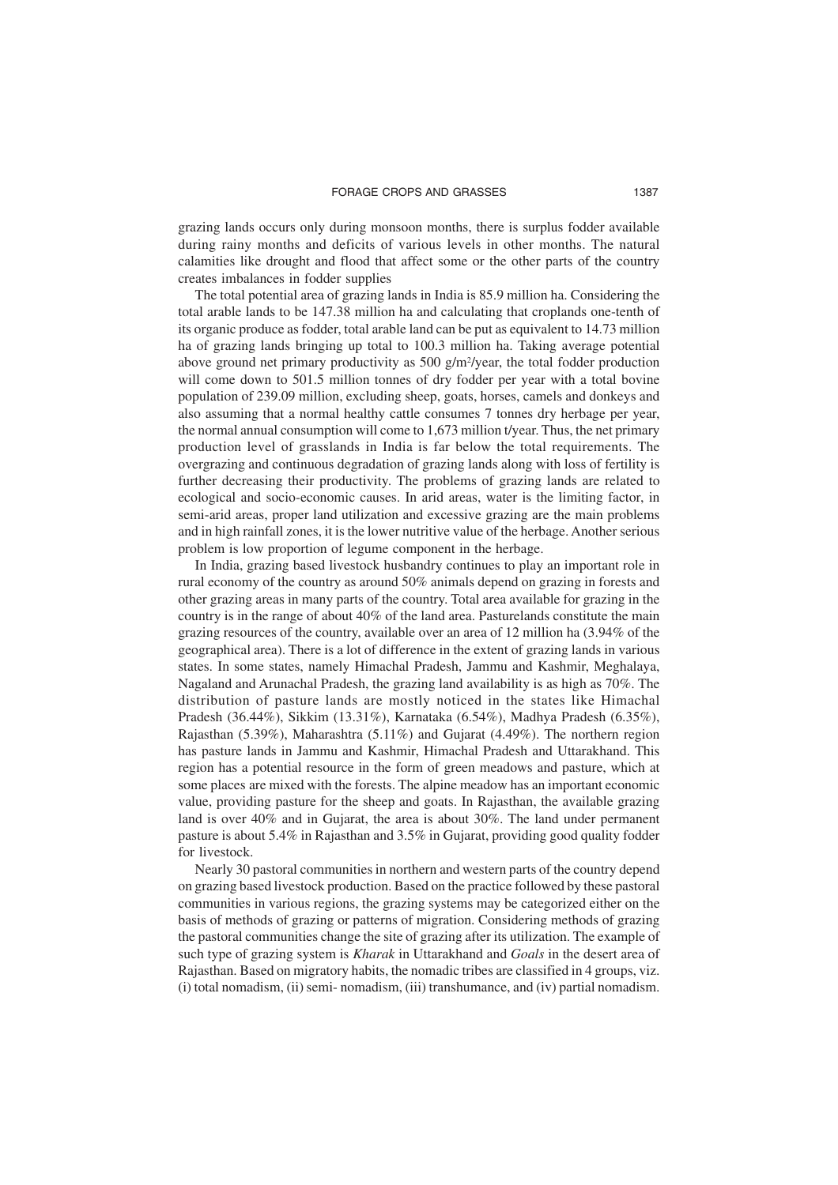grazing lands occurs only during monsoon months, there is surplus fodder available during rainy months and deficits of various levels in other months. The natural calamities like drought and flood that affect some or the other parts of the country creates imbalances in fodder supplies

The total potential area of grazing lands in India is 85.9 million ha. Considering the total arable lands to be 147.38 million ha and calculating that croplands one-tenth of its organic produce as fodder, total arable land can be put as equivalent to 14.73 million ha of grazing lands bringing up total to 100.3 million ha. Taking average potential above ground net primary productivity as 500 g/m²/year, the total fodder production will come down to 501.5 million tonnes of dry fodder per year with a total bovine population of 239.09 million, excluding sheep, goats, horses, camels and donkeys and also assuming that a normal healthy cattle consumes 7 tonnes dry herbage per year, the normal annual consumption will come to 1,673 million t/year. Thus, the net primary production level of grasslands in India is far below the total requirements. The overgrazing and continuous degradation of grazing lands along with loss of fertility is further decreasing their productivity. The problems of grazing lands are related to ecological and socio-economic causes. In arid areas, water is the limiting factor, in semi-arid areas, proper land utilization and excessive grazing are the main problems and in high rainfall zones, it is the lower nutritive value of the herbage. Another serious problem is low proportion of legume component in the herbage.

In India, grazing based livestock husbandry continues to play an important role in rural economy of the country as around 50% animals depend on grazing in forests and other grazing areas in many parts of the country. Total area available for grazing in the country is in the range of about 40% of the land area. Pasturelands constitute the main grazing resources of the country, available over an area of 12 million ha (3.94% of the geographical area). There is a lot of difference in the extent of grazing lands in various states. In some states, namely Himachal Pradesh, Jammu and Kashmir, Meghalaya, Nagaland and Arunachal Pradesh, the grazing land availability is as high as 70%. The distribution of pasture lands are mostly noticed in the states like Himachal Pradesh (36.44%), Sikkim (13.31%), Karnataka (6.54%), Madhya Pradesh (6.35%), Rajasthan (5.39%), Maharashtra (5.11%) and Gujarat (4.49%). The northern region has pasture lands in Jammu and Kashmir, Himachal Pradesh and Uttarakhand. This region has a potential resource in the form of green meadows and pasture, which at some places are mixed with the forests. The alpine meadow has an important economic value, providing pasture for the sheep and goats. In Rajasthan, the available grazing land is over 40% and in Gujarat, the area is about 30%. The land under permanent pasture is about 5.4% in Rajasthan and 3.5% in Gujarat, providing good quality fodder for livestock.

Nearly 30 pastoral communities in northern and western parts of the country depend on grazing based livestock production. Based on the practice followed by these pastoral communities in various regions, the grazing systems may be categorized either on the basis of methods of grazing or patterns of migration. Considering methods of grazing the pastoral communities change the site of grazing after its utilization. The example of such type of grazing system is *Kharak* in Uttarakhand and *Goals* in the desert area of Rajasthan. Based on migratory habits, the nomadic tribes are classified in 4 groups, viz. (i) total nomadism, (ii) semi- nomadism, (iii) transhumance, and (iv) partial nomadism.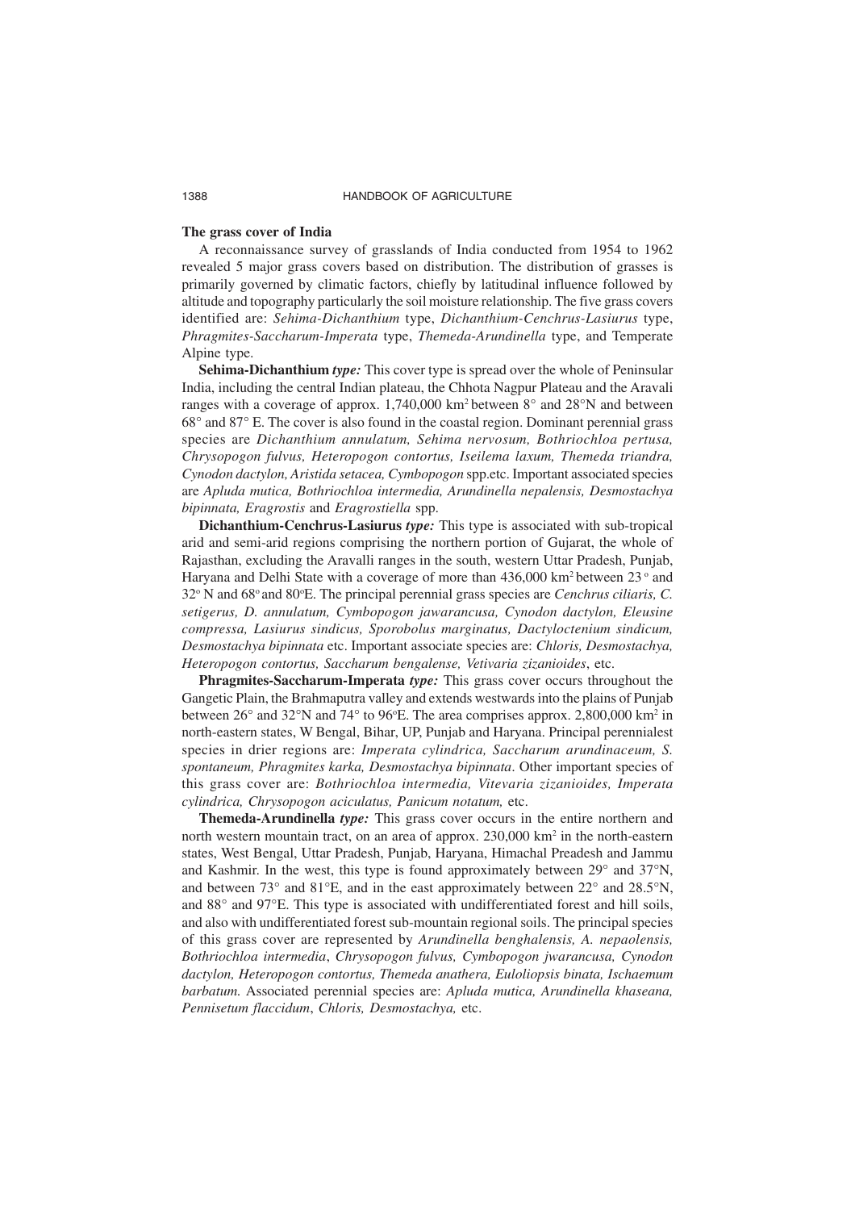## The grass cover of India

A reconnaissance survey of grasslands of India conducted from 1954 to 1962 revealed 5 major grass covers based on distribution. The distribution of grasses is primarily governed by climatic factors, chiefly by latitudinal influence followed by altitude and topography particularly the soil moisture relationship. The five grass covers identified are: *Sehima-Dichanthium* type, *Dichanthium-Cenchrus-Lasiurus* type, *Phragmites-Saccharum-Imperata* type, *Themeda-Arundinella* type, and Temperate Alpine type.

**Sehima-Dichanthium** ***type:*** This cover type is spread over the whole of Peninsular India, including the central Indian plateau, the Chhota Nagpur Plateau and the Aravali ranges with a coverage of approx. 1,740,000 km$^2$ between 8° and 28°N and between 68° and 87° E. The cover is also found in the coastal region. Dominant perennial grass species are *Dichanthium annulatum, Sehima nervosum, Bothriochloa pertusa, Chrysopogon fulvus, Heteropogon contortus, Iseilema laxum, Themeda triandra, Cynodon dactylon, Aristida setacea, Cymbopogon* spp.etc. Important associated species are *Apluda mutica, Bothriochloa intermedia, Arundinella nepalensis, Desmostachya bipinnata, Eragrostis* and *Eragrostiella* spp.

**Dichanthium-Cenchrus-Lasiurus** ***type:*** This type is associated with sub-tropical arid and semi-arid regions comprising the northern portion of Gujarat, the whole of Rajasthan, excluding the Aravalli ranges in the south, western Uttar Pradesh, Punjab, Haryana and Delhi State with a coverage of more than 436,000 km$^2$ between 23° and 32° N and 68° and 80°E. The principal perennial grass species are *Cenchrus ciliaris, C. setigerus, D. annulatum, Cymbopogon jawarancusa, Cynodon dactylon, Eleusine compressa, Lasiurus sindicus, Sporobolus marginatus, Dactyloctenium sindicum, Desmostachya bipinnata* etc. Important associate species are: *Chloris, Desmostachya, Heteropogon contortus, Saccharum bengalense, Vetivaria zizanioides*, etc.

**Phragmites-Saccharum-Imperata** ***type:*** This grass cover occurs throughout the Gangetic Plain, the Brahmaputra valley and extends westwards into the plains of Punjab between 26° and 32°N and 74° to 96°E. The area comprises approx. 2,800,000 km$^2$ in north-eastern states, W Bengal, Bihar, UP, Punjab and Haryana. Principal perennialest species in drier regions are: *Imperata cylindrica, Saccharum arundinaceum, S. spontaneum, Phragmites karka, Desmostachya bipinnata*. Other important species of this grass cover are: *Bothriochloa intermedia, Vitevaria zizanioides, Imperata cylindrica, Chrysopogon aciculatus, Panicum notatum,* etc.

**Themeda-Arundinella** ***type:*** This grass cover occurs in the entire northern and north western mountain tract, on an area of approx. 230,000 km$^2$ in the north-eastern states, West Bengal, Uttar Pradesh, Punjab, Haryana, Himachal Preadesh and Jammu and Kashmir. In the west, this type is found approximately between 29° and 37°N, and between 73° and 81°E, and in the east approximately between 22° and 28.5°N, and 88° and 97°E. This type is associated with undifferentiated forest and hill soils, and also with undifferentiated forest sub-mountain regional soils. The principal species of this grass cover are represented by *Arundinella benghalensis, A. nepaolensis, Bothriochloa intermedia*, *Chrysopogon fulvus, Cymbopogon jwarancusa, Cynodon dactylon, Heteropogon contortus, Themeda anathera, Euloliopsis binata, Ischaemum barbatum.* Associated perennial species are: *Apluda mutica, Arundinella khaseana, Pennisetum flaccidum*, *Chloris, Desmostachya,* etc.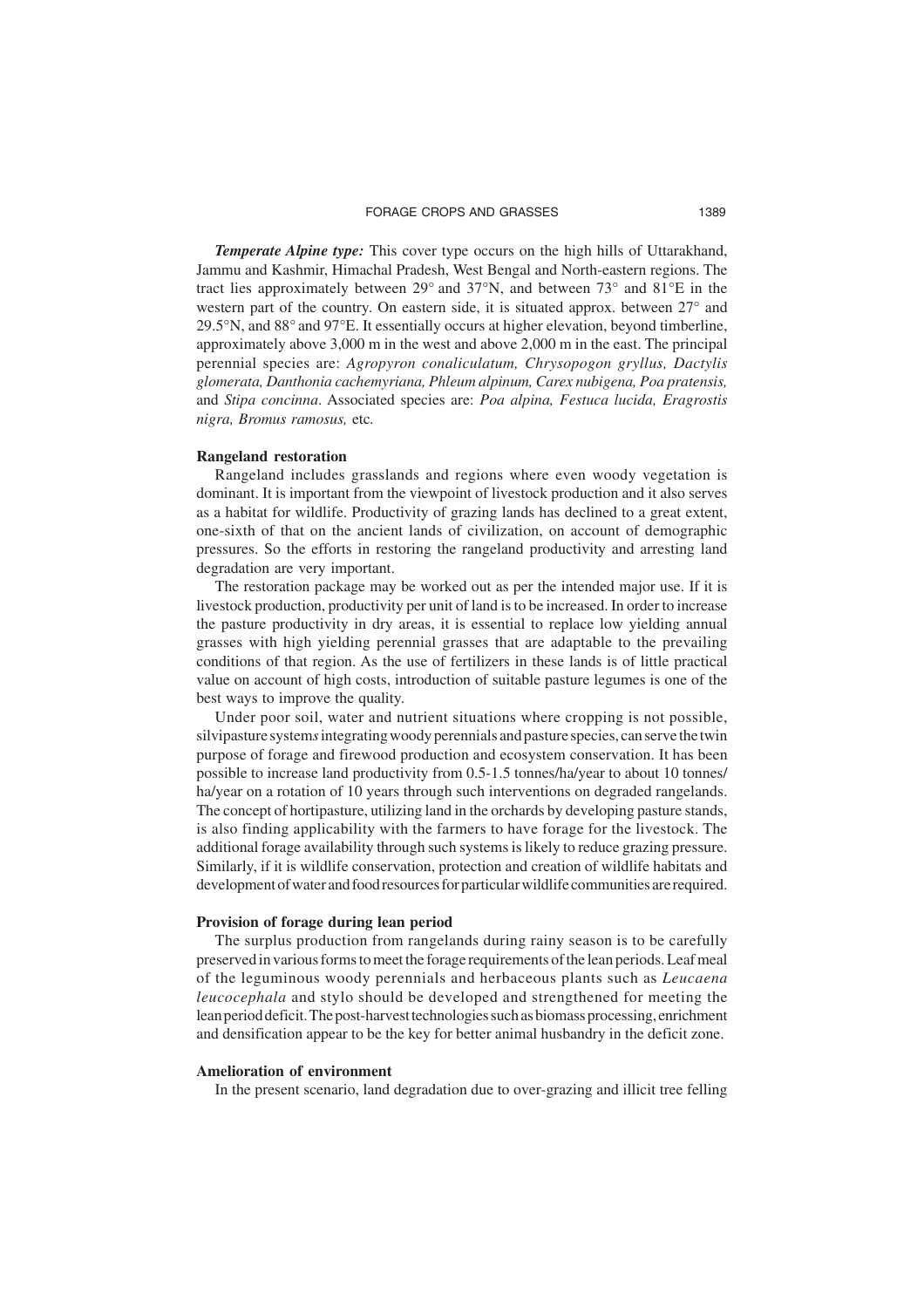***Temperate Alpine type:*** This cover type occurs on the high hills of Uttarakhand, Jammu and Kashmir, Himachal Pradesh, West Bengal and North-eastern regions. The tract lies approximately between 29° and 37°N, and between 73° and 81°E in the western part of the country. On eastern side, it is situated approx. between 27° and 29.5°N, and 88° and 97°E. It essentially occurs at higher elevation, beyond timberline, approximately above 3,000 m in the west and above 2,000 m in the east. The principal perennial species are: *Agropyron conaliculatum, Chrysopogon gryllus, Dactylis glomerata, Danthonia cachemyriana, Phleum alpinum, Carex nubigena, Poa pratensis,* and *Stipa concinna*. Associated species are: *Poa alpina, Festuca lucida, Eragrostis nigra, Bromus ramosus,* etc.

### Rangeland restoration

Rangeland includes grasslands and regions where even woody vegetation is dominant. It is important from the viewpoint of livestock production and it also serves as a habitat for wildlife. Productivity of grazing lands has declined to a great extent, one-sixth of that on the ancient lands of civilization, on account of demographic pressures. So the efforts in restoring the rangeland productivity and arresting land degradation are very important.

The restoration package may be worked out as per the intended major use. If it is livestock production, productivity per unit of land is to be increased. In order to increase the pasture productivity in dry areas, it is essential to replace low yielding annual grasses with high yielding perennial grasses that are adaptable to the prevailing conditions of that region. As the use of fertilizers in these lands is of little practical value on account of high costs, introduction of suitable pasture legumes is one of the best ways to improve the quality.

Under poor soil, water and nutrient situations where cropping is not possible, silvipasture system*s* integrating woody perennials and pasture species, can serve the twin purpose of forage and firewood production and ecosystem conservation. It has been possible to increase land productivity from 0.5-1.5 tonnes/ha/year to about 10 tonnes/ha/year on a rotation of 10 years through such interventions on degraded rangelands. The concept of hortipasture, utilizing land in the orchards by developing pasture stands, is also finding applicability with the farmers to have forage for the livestock. The additional forage availability through such systems is likely to reduce grazing pressure. Similarly, if it is wildlife conservation, protection and creation of wildlife habitats and development of water and food resources for particular wildlife communities are required.

### Provision of forage during lean period

The surplus production from rangelands during rainy season is to be carefully preserved in various forms to meet the forage requirements of the lean periods. Leaf meal of the leguminous woody perennials and herbaceous plants such as *Leucaena leucocephala* and stylo should be developed and strengthened for meeting the lean period deficit. The post-harvest technologies such as biomass processing, enrichment and densification appear to be the key for better animal husbandry in the deficit zone.

### Amelioration of environment

In the present scenario, land degradation due to over-grazing and illicit tree felling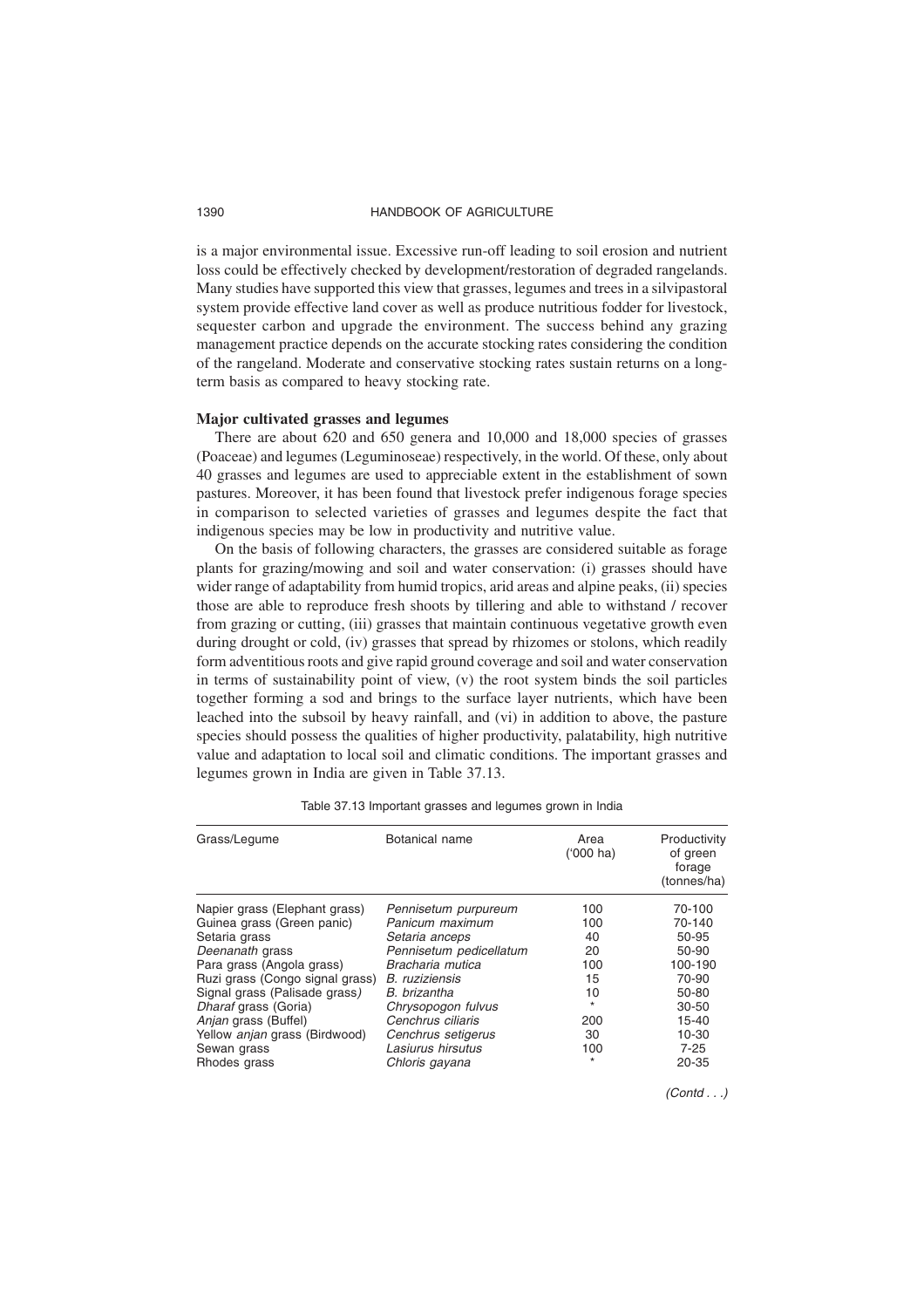is a major environmental issue. Excessive run-off leading to soil erosion and nutrient loss could be effectively checked by development/restoration of degraded rangelands. Many studies have supported this view that grasses, legumes and trees in a silvipastoral system provide effective land cover as well as produce nutritious fodder for livestock, sequester carbon and upgrade the environment. The success behind any grazing management practice depends on the accurate stocking rates considering the condition of the rangeland. Moderate and conservative stocking rates sustain returns on a long-term basis as compared to heavy stocking rate.

**Major cultivated grasses and legumes**

There are about 620 and 650 genera and 10,000 and 18,000 species of grasses (Poaceae) and legumes (Leguminoseae) respectively, in the world. Of these, only about 40 grasses and legumes are used to appreciable extent in the establishment of sown pastures. Moreover, it has been found that livestock prefer indigenous forage species in comparison to selected varieties of grasses and legumes despite the fact that indigenous species may be low in productivity and nutritive value.

On the basis of following characters, the grasses are considered suitable as forage plants for grazing/mowing and soil and water conservation: (i) grasses should have wider range of adaptability from humid tropics, arid areas and alpine peaks, (ii) species those are able to reproduce fresh shoots by tillering and able to withstand / recover from grazing or cutting, (iii) grasses that maintain continuous vegetative growth even during drought or cold, (iv) grasses that spread by rhizomes or stolons, which readily form adventitious roots and give rapid ground coverage and soil and water conservation in terms of sustainability point of view, (v) the root system binds the soil particles together forming a sod and brings to the surface layer nutrients, which have been leached into the subsoil by heavy rainfall, and (vi) in addition to above, the pasture species should possess the qualities of higher productivity, palatability, high nutritive value and adaptation to local soil and climatic conditions. The important grasses and legumes grown in India are given in Table 37.13.

Table 37.13 Important grasses and legumes grown in India

| Grass/Legume | Botanical name | Area ('000 ha) | Productivity of green forage (tonnes/ha) |
|---|---|---|---|
| Napier grass (Elephant grass) | *Pennisetum purpureum* | 100 | 70-100 |
| Guinea grass (Green panic) | *Panicum maximum* | 100 | 70-140 |
| Setaria grass | *Setaria anceps* | 40 | 50-95 |
| *Deenanath* grass | *Pennisetum pedicellatum* | 20 | 50-90 |
| Para grass (Angola grass) | *Bracharia mutica* | 100 | 100-190 |
| Ruzi grass (Congo signal grass) | *B. ruziziensis* | 15 | 70-90 |
| Signal grass (Palisade grass) | *B. brizantha* | 10 | 50-80 |
| *Dharaf* grass (Goria) | *Chrysopogon fulvus* | * | 30-50 |
| *Anjan* grass (Buffel) | *Cenchrus ciliaris* | 200 | 15-40 |
| Yellow *anjan* grass (Birdwood) | *Cenchrus setigerus* | 30 | 10-30 |
| Sewan grass | *Lasiurus hirsutus* | 100 | 7-25 |
| Rhodes grass | *Chloris gayana* | * | 20-35 |

*(Contd . . .)*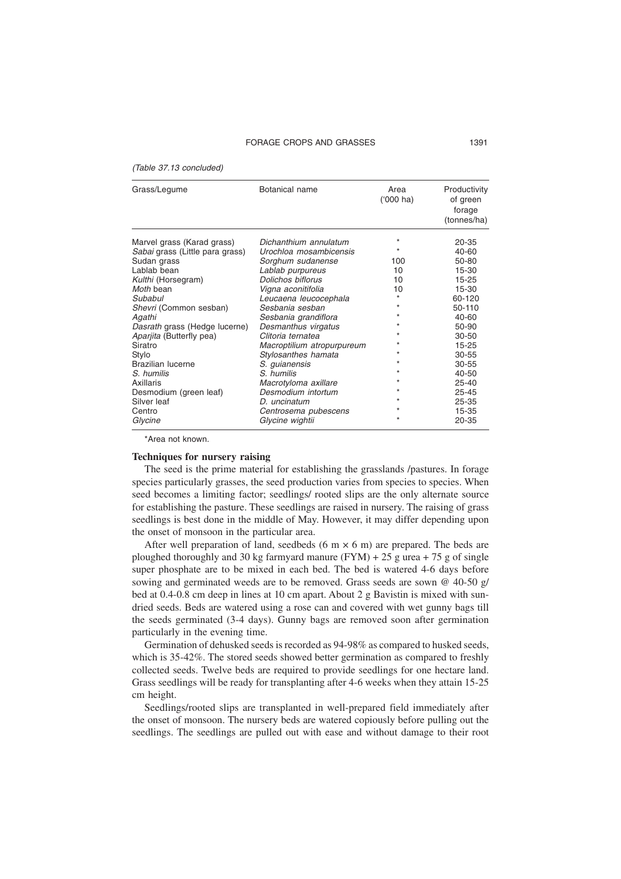*(Table 37.13 concluded)*

| Grass/Legume | Botanical name | Area ('000 ha) | Productivity of green forage (tonnes/ha) |
|---|---|---|---|
| Marvel grass (Karad grass) | *Dichanthium annulatum* | * | 20-35 |
| *Sabai* grass (Little para grass) | *Urochloa mosambicensis* | * | 40-60 |
| Sudan grass | *Sorghum sudanense* | 100 | 50-80 |
| Lablab bean | *Lablab purpureus* | 10 | 15-30 |
| *Kulthi* (Horsegram) | *Dolichos biflorus* | 10 | 15-25 |
| *Moth* bean | *Vigna aconitifolia* | 10 | 15-30 |
| *Subabul* | *Leucaena leucocephala* | * | 60-120 |
| *Shevri* (Common sesban) | *Sesbania sesban* | * | 50-110 |
| *Agathi* | *Sesbania grandiflora* | * | 40-60 |
| *Dasrath* grass (Hedge lucerne) | *Desmanthus virgatus* | * | 50-90 |
| *Aparjita* (Butterfly pea) | *Clitoria ternatea* | * | 30-50 |
| Siratro | *Macroptilium atropurpureum* | * | 15-25 |
| Stylo | *Stylosanthes hamata* | * | 30-55 |
| Brazilian lucerne | *S. guianensis* | * | 30-55 |
| *S. humilis* | *S. humilis* | * | 40-50 |
| Axillaris | *Macrotyloma axillare* | * | 25-40 |
| Desmodium (green leaf) | *Desmodium intortum* | * | 25-45 |
| Silver leaf | *D. uncinatum* | * | 25-35 |
| Centro | *Centrosema pubescens* | * | 15-35 |
| *Glycine* | *Glycine wightii* | * | 20-35 |

*Area not known.

**Techniques for nursery raising**

The seed is the prime material for establishing the grasslands /pastures. In forage species particularly grasses, the seed production varies from species to species. When seed becomes a limiting factor; seedlings/ rooted slips are the only alternate source for establishing the pasture. These seedlings are raised in nursery. The raising of grass seedlings is best done in the middle of May. However, it may differ depending upon the onset of monsoon in the particular area.

After well preparation of land, seedbeds (6 m × 6 m) are prepared. The beds are ploughed thoroughly and 30 kg farmyard manure (FYM) + 25 g urea + 75 g of single super phosphate are to be mixed in each bed. The bed is watered 4-6 days before sowing and germinated weeds are to be removed. Grass seeds are sown @ 40-50 g/ bed at 0.4-0.8 cm deep in lines at 10 cm apart. About 2 g Bavistin is mixed with sun-dried seeds. Beds are watered using a rose can and covered with wet gunny bags till the seeds germinated (3-4 days). Gunny bags are removed soon after germination particularly in the evening time.

Germination of dehusked seeds is recorded as 94-98% as compared to husked seeds, which is 35-42%. The stored seeds showed better germination as compared to freshly collected seeds. Twelve beds are required to provide seedlings for one hectare land. Grass seedlings will be ready for transplanting after 4-6 weeks when they attain 15-25 cm height.

Seedlings/rooted slips are transplanted in well-prepared field immediately after the onset of monsoon. The nursery beds are watered copiously before pulling out the seedlings. The seedlings are pulled out with ease and without damage to their root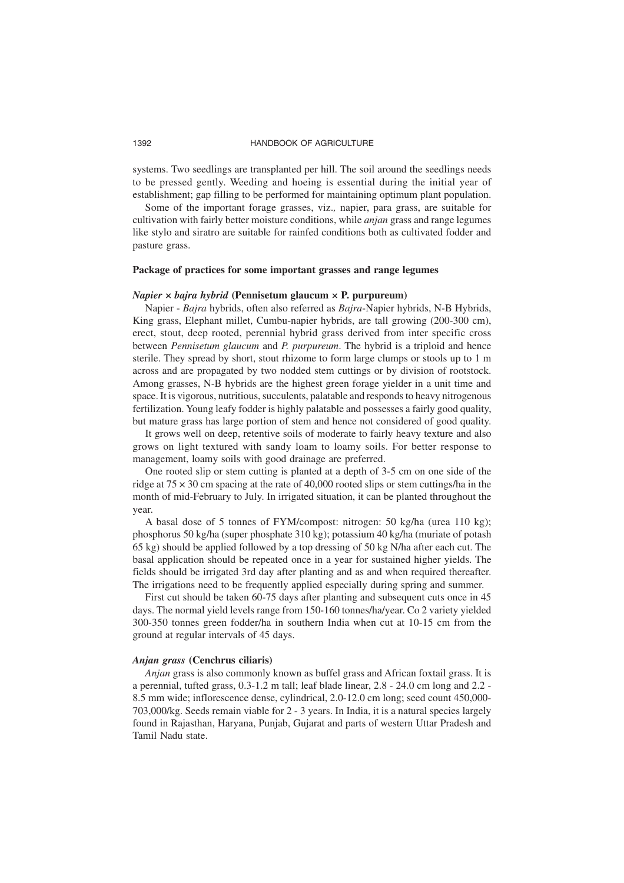systems. Two seedlings are transplanted per hill. The soil around the seedlings needs to be pressed gently. Weeding and hoeing is essential during the initial year of establishment; gap filling to be performed for maintaining optimum plant population.

Some of the important forage grasses, viz., napier, para grass, are suitable for cultivation with fairly better moisture conditions, while *anjan* grass and range legumes like stylo and siratro are suitable for rainfed conditions both as cultivated fodder and pasture grass.

### Package of practices for some important grasses and range legumes

#### *Napier × bajra hybrid* (Pennisetum glaucum × P. purpureum)

Napier - *Bajra* hybrids, often also referred as *Bajra*-Napier hybrids, N-B Hybrids, King grass, Elephant millet, Cumbu-napier hybrids, are tall growing (200-300 cm), erect, stout, deep rooted, perennial hybrid grass derived from inter specific cross between *Pennisetum glaucum* and *P. purpureum*. The hybrid is a triploid and hence sterile. They spread by short, stout rhizome to form large clumps or stools up to 1 m across and are propagated by two nodded stem cuttings or by division of rootstock. Among grasses, N-B hybrids are the highest green forage yielder in a unit time and space. It is vigorous, nutritious, succulents, palatable and responds to heavy nitrogenous fertilization. Young leafy fodder is highly palatable and possesses a fairly good quality, but mature grass has large portion of stem and hence not considered of good quality.

It grows well on deep, retentive soils of moderate to fairly heavy texture and also grows on light textured with sandy loam to loamy soils. For better response to management, loamy soils with good drainage are preferred.

One rooted slip or stem cutting is planted at a depth of 3-5 cm on one side of the ridge at 75 × 30 cm spacing at the rate of 40,000 rooted slips or stem cuttings/ha in the month of mid-February to July. In irrigated situation, it can be planted throughout the year.

A basal dose of 5 tonnes of FYM/compost: nitrogen: 50 kg/ha (urea 110 kg); phosphorus 50 kg/ha (super phosphate 310 kg); potassium 40 kg/ha (muriate of potash 65 kg) should be applied followed by a top dressing of 50 kg N/ha after each cut. The basal application should be repeated once in a year for sustained higher yields. The fields should be irrigated 3rd day after planting and as and when required thereafter. The irrigations need to be frequently applied especially during spring and summer.

First cut should be taken 60-75 days after planting and subsequent cuts once in 45 days. The normal yield levels range from 150-160 tonnes/ha/year. Co 2 variety yielded 300-350 tonnes green fodder/ha in southern India when cut at 10-15 cm from the ground at regular intervals of 45 days.

#### *Anjan grass* (Cenchrus ciliaris)

*Anjan* grass is also commonly known as buffel grass and African foxtail grass. It is a perennial, tufted grass, 0.3-1.2 m tall; leaf blade linear, 2.8 - 24.0 cm long and 2.2 - 8.5 mm wide; inflorescence dense, cylindrical, 2.0-12.0 cm long; seed count 450,000-703,000/kg. Seeds remain viable for 2 - 3 years. In India, it is a natural species largely found in Rajasthan, Haryana, Punjab, Gujarat and parts of western Uttar Pradesh and Tamil Nadu state.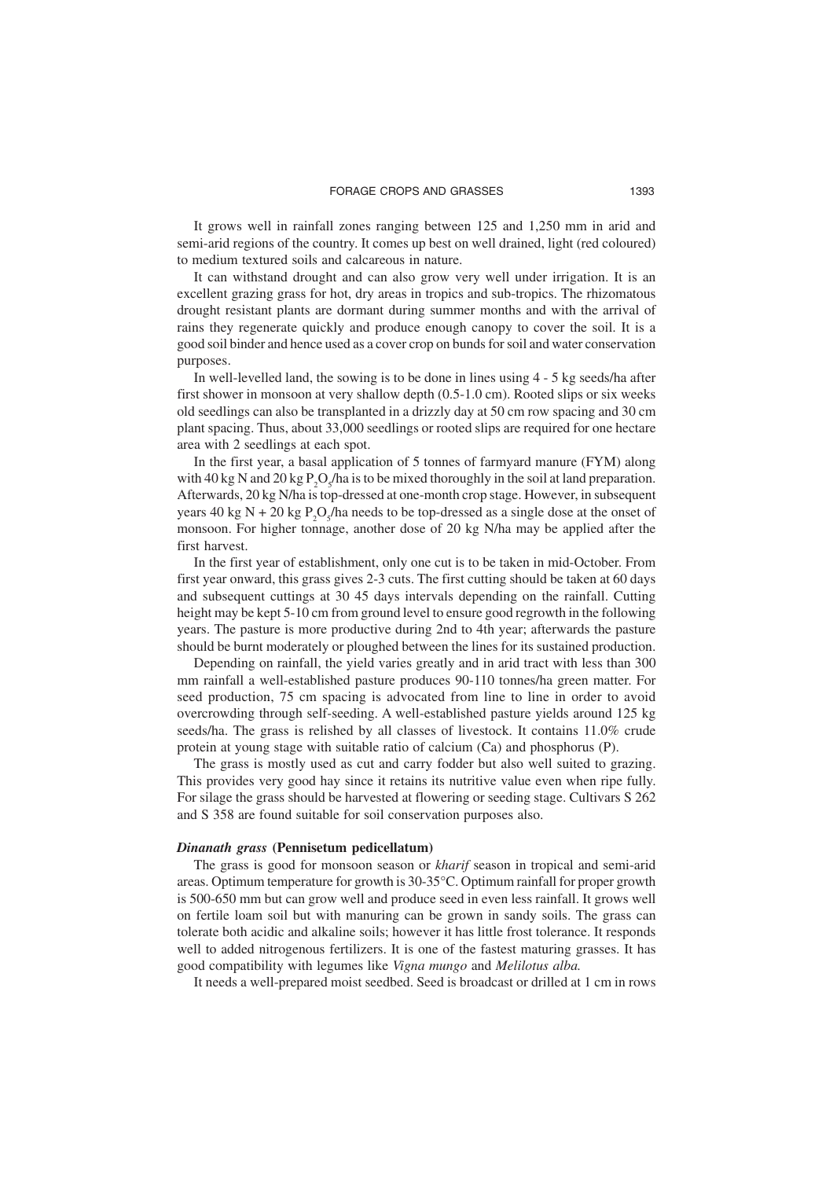It grows well in rainfall zones ranging between 125 and 1,250 mm in arid and semi-arid regions of the country. It comes up best on well drained, light (red coloured) to medium textured soils and calcareous in nature.

It can withstand drought and can also grow very well under irrigation. It is an excellent grazing grass for hot, dry areas in tropics and sub-tropics. The rhizomatous drought resistant plants are dormant during summer months and with the arrival of rains they regenerate quickly and produce enough canopy to cover the soil. It is a good soil binder and hence used as a cover crop on bunds for soil and water conservation purposes.

In well-levelled land, the sowing is to be done in lines using 4 - 5 kg seeds/ha after first shower in monsoon at very shallow depth (0.5-1.0 cm). Rooted slips or six weeks old seedlings can also be transplanted in a drizzly day at 50 cm row spacing and 30 cm plant spacing. Thus, about 33,000 seedlings or rooted slips are required for one hectare area with 2 seedlings at each spot.

In the first year, a basal application of 5 tonnes of farmyard manure (FYM) along with 40 kg N and 20 kg $P_2O_5$/ha is to be mixed thoroughly in the soil at land preparation. Afterwards, 20 kg N/ha is top-dressed at one-month crop stage. However, in subsequent years 40 kg N + 20 kg $P_2O_5$/ha needs to be top-dressed as a single dose at the onset of monsoon. For higher tonnage, another dose of 20 kg N/ha may be applied after the first harvest.

In the first year of establishment, only one cut is to be taken in mid-October. From first year onward, this grass gives 2-3 cuts. The first cutting should be taken at 60 days and subsequent cuttings at 30 45 days intervals depending on the rainfall. Cutting height may be kept 5-10 cm from ground level to ensure good regrowth in the following years. The pasture is more productive during 2nd to 4th year; afterwards the pasture should be burnt moderately or ploughed between the lines for its sustained production.

Depending on rainfall, the yield varies greatly and in arid tract with less than 300 mm rainfall a well-established pasture produces 90-110 tonnes/ha green matter. For seed production, 75 cm spacing is advocated from line to line in order to avoid overcrowding through self-seeding. A well-established pasture yields around 125 kg seeds/ha. The grass is relished by all classes of livestock. It contains 11.0% crude protein at young stage with suitable ratio of calcium (Ca) and phosphorus (P).

The grass is mostly used as cut and carry fodder but also well suited to grazing. This provides very good hay since it retains its nutritive value even when ripe fully. For silage the grass should be harvested at flowering or seeding stage. Cultivars S 262 and S 358 are found suitable for soil conservation purposes also.

### *Dinanath grass* (Pennisetum pedicellatum)

The grass is good for monsoon season or *kharif* season in tropical and semi-arid areas. Optimum temperature for growth is 30-35°C. Optimum rainfall for proper growth is 500-650 mm but can grow well and produce seed in even less rainfall. It grows well on fertile loam soil but with manuring can be grown in sandy soils. The grass can tolerate both acidic and alkaline soils; however it has little frost tolerance. It responds well to added nitrogenous fertilizers. It is one of the fastest maturing grasses. It has good compatibility with legumes like *Vigna mungo* and *Melilotus alba.*

It needs a well-prepared moist seedbed. Seed is broadcast or drilled at 1 cm in rows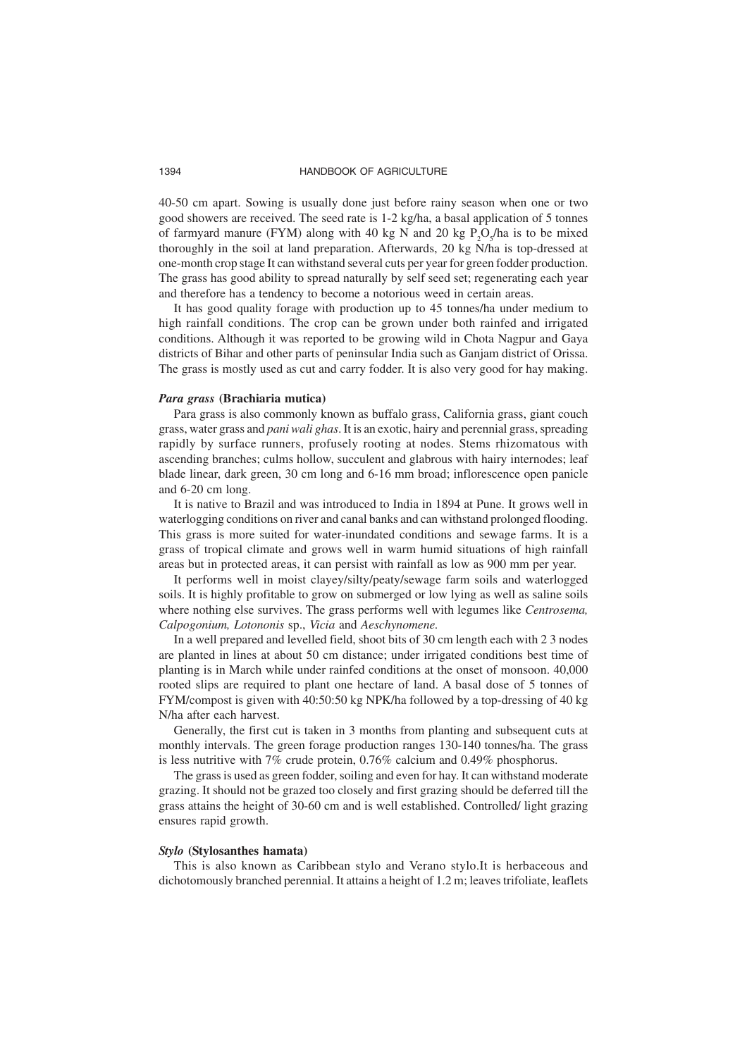40-50 cm apart. Sowing is usually done just before rainy season when one or two good showers are received. The seed rate is 1-2 kg/ha, a basal application of 5 tonnes of farmyard manure (FYM) along with 40 kg N and 20 kg $P_2O_5$/ha is to be mixed thoroughly in the soil at land preparation. Afterwards, 20 kg N/ha is top-dressed at one-month crop stage It can withstand several cuts per year for green fodder production. The grass has good ability to spread naturally by self seed set; regenerating each year and therefore has a tendency to become a notorious weed in certain areas.

It has good quality forage with production up to 45 tonnes/ha under medium to high rainfall conditions. The crop can be grown under both rainfed and irrigated conditions. Although it was reported to be growing wild in Chota Nagpur and Gaya districts of Bihar and other parts of peninsular India such as Ganjam district of Orissa. The grass is mostly used as cut and carry fodder. It is also very good for hay making.

### *Para grass* (Brachiaria mutica)

Para grass is also commonly known as buffalo grass, California grass, giant couch grass, water grass and *pani wali ghas*. It is an exotic, hairy and perennial grass, spreading rapidly by surface runners, profusely rooting at nodes. Stems rhizomatous with ascending branches; culms hollow, succulent and glabrous with hairy internodes; leaf blade linear, dark green, 30 cm long and 6-16 mm broad; inflorescence open panicle and 6-20 cm long.

It is native to Brazil and was introduced to India in 1894 at Pune. It grows well in waterlogging conditions on river and canal banks and can withstand prolonged flooding. This grass is more suited for water-inundated conditions and sewage farms. It is a grass of tropical climate and grows well in warm humid situations of high rainfall areas but in protected areas, it can persist with rainfall as low as 900 mm per year.

It performs well in moist clayey/silty/peaty/sewage farm soils and waterlogged soils. It is highly profitable to grow on submerged or low lying as well as saline soils where nothing else survives. The grass performs well with legumes like *Centrosema, Calpogonium, Lotononis* sp., *Vicia* and *Aeschynomene.*

In a well prepared and levelled field, shoot bits of 30 cm length each with 2 3 nodes are planted in lines at about 50 cm distance; under irrigated conditions best time of planting is in March while under rainfed conditions at the onset of monsoon. 40,000 rooted slips are required to plant one hectare of land. A basal dose of 5 tonnes of FYM/compost is given with 40:50:50 kg NPK/ha followed by a top-dressing of 40 kg N/ha after each harvest.

Generally, the first cut is taken in 3 months from planting and subsequent cuts at monthly intervals. The green forage production ranges 130-140 tonnes/ha. The grass is less nutritive with 7% crude protein, 0.76% calcium and 0.49% phosphorus.

The grass is used as green fodder, soiling and even for hay. It can withstand moderate grazing. It should not be grazed too closely and first grazing should be deferred till the grass attains the height of 30-60 cm and is well established. Controlled/ light grazing ensures rapid growth.

### *Stylo* (Stylosanthes hamata)

This is also known as Caribbean stylo and Verano stylo.It is herbaceous and dichotomously branched perennial. It attains a height of 1.2 m; leaves trifoliate, leaflets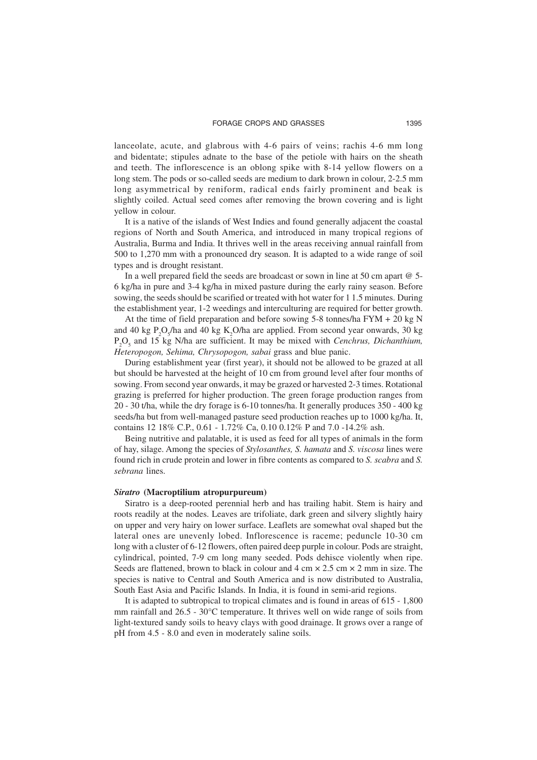lanceolate, acute, and glabrous with 4-6 pairs of veins; rachis 4-6 mm long and bidentate; stipules adnate to the base of the petiole with hairs on the sheath and teeth. The inflorescence is an oblong spike with 8-14 yellow flowers on a long stem. The pods or so-called seeds are medium to dark brown in colour, 2-2.5 mm long asymmetrical by reniform, radical ends fairly prominent and beak is slightly coiled. Actual seed comes after removing the brown covering and is light yellow in colour.

It is a native of the islands of West Indies and found generally adjacent the coastal regions of North and South America, and introduced in many tropical regions of Australia, Burma and India. It thrives well in the areas receiving annual rainfall from 500 to 1,270 mm with a pronounced dry season. It is adapted to a wide range of soil types and is drought resistant.

In a well prepared field the seeds are broadcast or sown in line at 50 cm apart @ 5-6 kg/ha in pure and 3-4 kg/ha in mixed pasture during the early rainy season. Before sowing, the seeds should be scarified or treated with hot water for 1 1.5 minutes. During the establishment year, 1-2 weedings and interculturing are required for better growth.

At the time of field preparation and before sowing 5-8 tonnes/ha FYM + 20 kg N and 40 kg $P_2O_5$/ha and 40 kg $K_2O$/ha are applied. From second year onwards, 30 kg $P_2O_5$ and 15 kg N/ha are sufficient. It may be mixed with *Cenchrus, Dichanthium, Heteropogon, Sehima, Chrysopogon, sabai* grass and blue panic.

During establishment year (first year), it should not be allowed to be grazed at all but should be harvested at the height of 10 cm from ground level after four months of sowing. From second year onwards, it may be grazed or harvested 2-3 times. Rotational grazing is preferred for higher production. The green forage production ranges from 20 - 30 t/ha, while the dry forage is 6-10 tonnes/ha. It generally produces 350 - 400 kg seeds/ha but from well-managed pasture seed production reaches up to 1000 kg/ha. It, contains 12 18% C.P., 0.61 - 1.72% Ca, 0.10 0.12% P and 7.0 -14.2% ash.

Being nutritive and palatable, it is used as feed for all types of animals in the form of hay, silage. Among the species of *Stylosanthes, S. hamata* and *S. viscosa* lines were found rich in crude protein and lower in fibre contents as compared to *S. scabra* and *S. sebrana* lines.

### *Siratro* (Macroptilium atropurpureum)

Siratro is a deep-rooted perennial herb and has trailing habit. Stem is hairy and roots readily at the nodes. Leaves are trifoliate, dark green and silvery slightly hairy on upper and very hairy on lower surface. Leaflets are somewhat oval shaped but the lateral ones are unevenly lobed. Inflorescence is raceme; peduncle 10-30 cm long with a cluster of 6-12 flowers, often paired deep purple in colour. Pods are straight, cylindrical, pointed, 7-9 cm long many seeded. Pods dehisce violently when ripe. Seeds are flattened, brown to black in colour and 4 cm × 2.5 cm × 2 mm in size. The species is native to Central and South America and is now distributed to Australia, South East Asia and Pacific Islands. In India, it is found in semi-arid regions.

It is adapted to subtropical to tropical climates and is found in areas of 615 - 1,800 mm rainfall and 26.5 - 30°C temperature. It thrives well on wide range of soils from light-textured sandy soils to heavy clays with good drainage. It grows over a range of pH from 4.5 - 8.0 and even in moderately saline soils.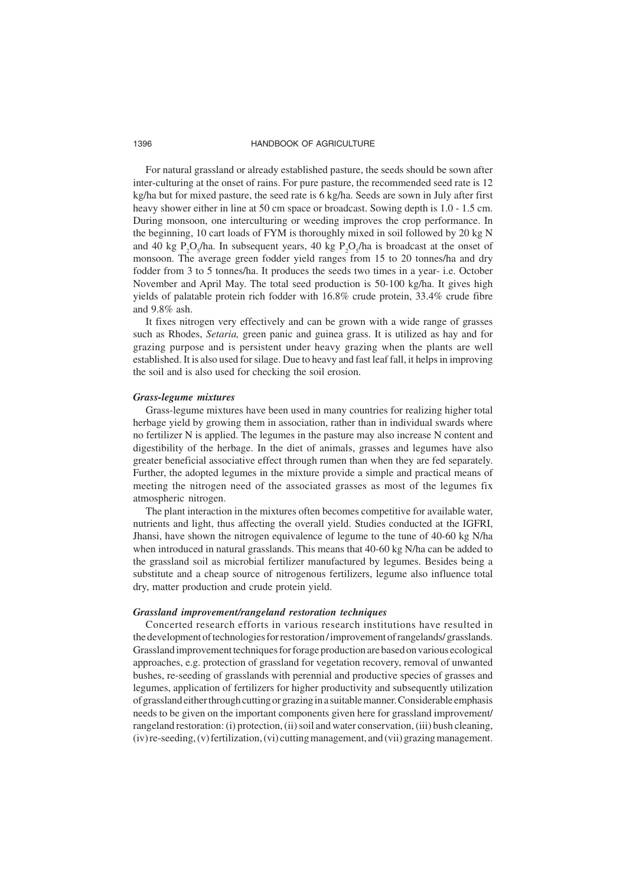For natural grassland or already established pasture, the seeds should be sown after inter-culturing at the onset of rains. For pure pasture, the recommended seed rate is 12 kg/ha but for mixed pasture, the seed rate is 6 kg/ha. Seeds are sown in July after first heavy shower either in line at 50 cm space or broadcast. Sowing depth is 1.0 - 1.5 cm. During monsoon, one interculturing or weeding improves the crop performance. In the beginning, 10 cart loads of FYM is thoroughly mixed in soil followed by 20 kg N and 40 kg $P_2O_5$/ha. In subsequent years, 40 kg $P_2O_5$/ha is broadcast at the onset of monsoon. The average green fodder yield ranges from 15 to 20 tonnes/ha and dry fodder from 3 to 5 tonnes/ha. It produces the seeds two times in a year- i.e. October November and April May. The total seed production is 50-100 kg/ha. It gives high yields of palatable protein rich fodder with 16.8% crude protein, 33.4% crude fibre and 9.8% ash.

It fixes nitrogen very effectively and can be grown with a wide range of grasses such as Rhodes, *Setaria,* green panic and guinea grass. It is utilized as hay and for grazing purpose and is persistent under heavy grazing when the plants are well established. It is also used for silage. Due to heavy and fast leaf fall, it helps in improving the soil and is also used for checking the soil erosion.

### *Grass-legume mixtures*

Grass-legume mixtures have been used in many countries for realizing higher total herbage yield by growing them in association, rather than in individual swards where no fertilizer N is applied. The legumes in the pasture may also increase N content and digestibility of the herbage. In the diet of animals, grasses and legumes have also greater beneficial associative effect through rumen than when they are fed separately. Further, the adopted legumes in the mixture provide a simple and practical means of meeting the nitrogen need of the associated grasses as most of the legumes fix atmospheric nitrogen.

The plant interaction in the mixtures often becomes competitive for available water, nutrients and light, thus affecting the overall yield. Studies conducted at the IGFRI, Jhansi, have shown the nitrogen equivalence of legume to the tune of 40-60 kg N/ha when introduced in natural grasslands. This means that 40-60 kg N/ha can be added to the grassland soil as microbial fertilizer manufactured by legumes. Besides being a substitute and a cheap source of nitrogenous fertilizers, legume also influence total dry, matter production and crude protein yield.

### *Grassland improvement/rangeland restoration techniques*

Concerted research efforts in various research institutions have resulted in the development of technologies for restoration / improvement of rangelands/ grasslands. Grassland improvement techniques for forage production are based on various ecological approaches, e.g. protection of grassland for vegetation recovery, removal of unwanted bushes, re-seeding of grasslands with perennial and productive species of grasses and legumes, application of fertilizers for higher productivity and subsequently utilization of grassland either through cutting or grazing in a suitable manner. Considerable emphasis needs to be given on the important components given here for grassland improvement/ rangeland restoration: (i) protection, (ii) soil and water conservation, (iii) bush cleaning, (iv) re-seeding, (v) fertilization, (vi) cutting management, and (vii) grazing management.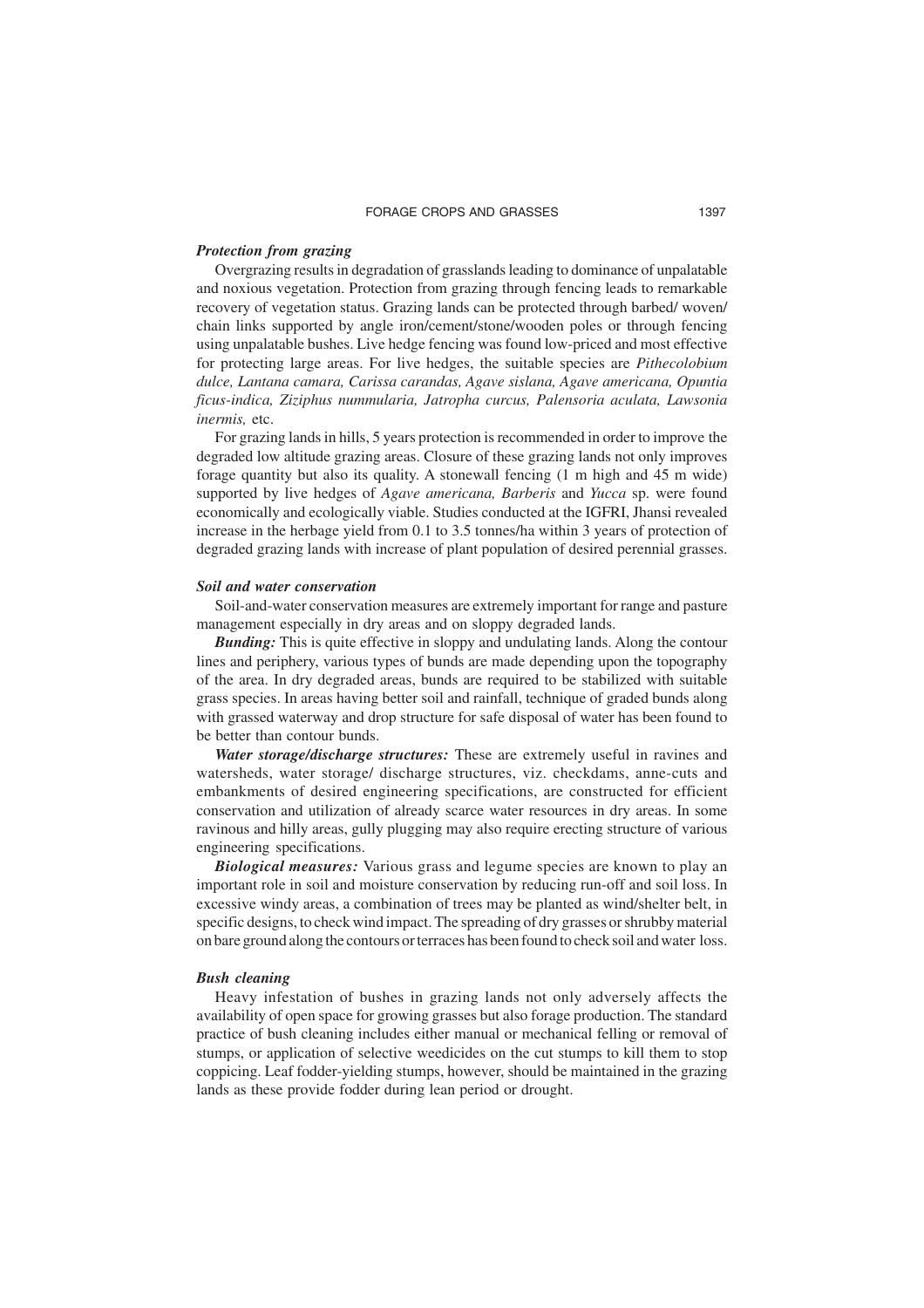### *Protection from grazing*

Overgrazing results in degradation of grasslands leading to dominance of unpalatable and noxious vegetation. Protection from grazing through fencing leads to remarkable recovery of vegetation status. Grazing lands can be protected through barbed/ woven/ chain links supported by angle iron/cement/stone/wooden poles or through fencing using unpalatable bushes. Live hedge fencing was found low-priced and most effective for protecting large areas. For live hedges, the suitable species are *Pithecolobium dulce, Lantana camara, Carissa carandas, Agave sislana, Agave americana, Opuntia ficus-indica, Ziziphus nummularia, Jatropha curcus, Palensoria aculata, Lawsonia inermis,* etc.

For grazing lands in hills, 5 years protection is recommended in order to improve the degraded low altitude grazing areas. Closure of these grazing lands not only improves forage quantity but also its quality. A stonewall fencing (1 m high and 45 m wide) supported by live hedges of *Agave americana, Barberis* and *Yucca* sp. were found economically and ecologically viable. Studies conducted at the IGFRI, Jhansi revealed increase in the herbage yield from 0.1 to 3.5 tonnes/ha within 3 years of protection of degraded grazing lands with increase of plant population of desired perennial grasses.

### *Soil and water conservation*

Soil-and-water conservation measures are extremely important for range and pasture management especially in dry areas and on sloppy degraded lands.

***Bunding:*** This is quite effective in sloppy and undulating lands. Along the contour lines and periphery, various types of bunds are made depending upon the topography of the area. In dry degraded areas, bunds are required to be stabilized with suitable grass species. In areas having better soil and rainfall, technique of graded bunds along with grassed waterway and drop structure for safe disposal of water has been found to be better than contour bunds.

***Water storage/discharge structures:*** These are extremely useful in ravines and watersheds, water storage/ discharge structures, viz. checkdams, anne-cuts and embankments of desired engineering specifications, are constructed for efficient conservation and utilization of already scarce water resources in dry areas. In some ravinous and hilly areas, gully plugging may also require erecting structure of various engineering specifications.

***Biological measures:*** Various grass and legume species are known to play an important role in soil and moisture conservation by reducing run-off and soil loss. In excessive windy areas, a combination of trees may be planted as wind/shelter belt, in specific designs, to check wind impact. The spreading of dry grasses or shrubby material on bare ground along the contours or terraces has been found to check soil and water loss.

### *Bush cleaning*

Heavy infestation of bushes in grazing lands not only adversely affects the availability of open space for growing grasses but also forage production. The standard practice of bush cleaning includes either manual or mechanical felling or removal of stumps, or application of selective weedicides on the cut stumps to kill them to stop coppicing. Leaf fodder-yielding stumps, however, should be maintained in the grazing lands as these provide fodder during lean period or drought.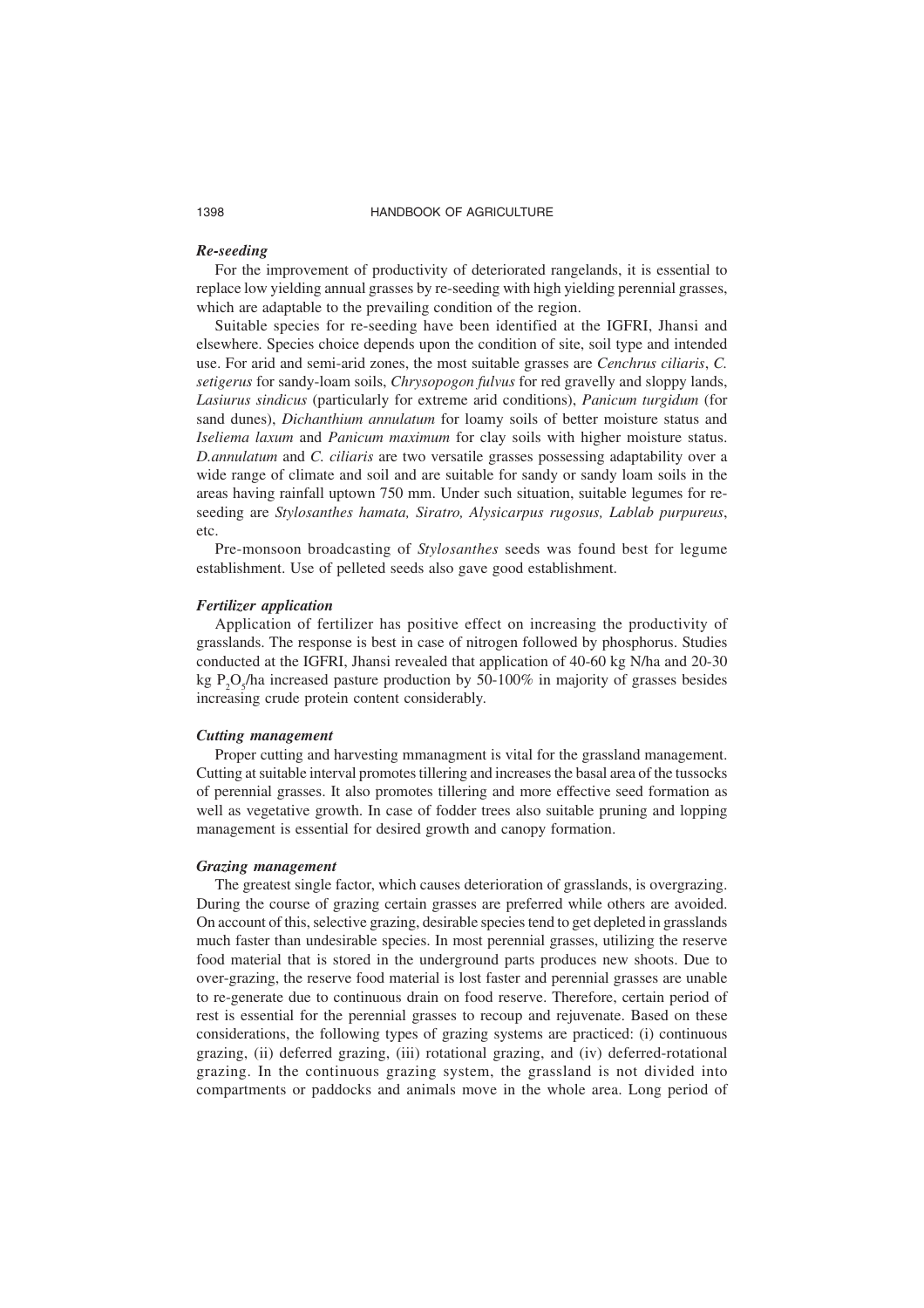### *Re-seeding*

For the improvement of productivity of deteriorated rangelands, it is essential to replace low yielding annual grasses by re-seeding with high yielding perennial grasses, which are adaptable to the prevailing condition of the region.

Suitable species for re-seeding have been identified at the IGFRI, Jhansi and elsewhere. Species choice depends upon the condition of site, soil type and intended use. For arid and semi-arid zones, the most suitable grasses are *Cenchrus ciliaris*, *C. setigerus* for sandy-loam soils, *Chrysopogon fulvus* for red gravelly and sloppy lands, *Lasiurus sindicus* (particularly for extreme arid conditions), *Panicum turgidum* (for sand dunes), *Dichanthium annulatum* for loamy soils of better moisture status and *Iseliema laxum* and *Panicum maximum* for clay soils with higher moisture status. *D.annulatum* and *C. ciliaris* are two versatile grasses possessing adaptability over a wide range of climate and soil and are suitable for sandy or sandy loam soils in the areas having rainfall uptown 750 mm. Under such situation, suitable legumes for re-seeding are *Stylosanthes hamata, Siratro, Alysicarpus rugosus, Lablab purpureus*, etc.

Pre-monsoon broadcasting of *Stylosanthes* seeds was found best for legume establishment. Use of pelleted seeds also gave good establishment.

### *Fertilizer application*

Application of fertilizer has positive effect on increasing the productivity of grasslands. The response is best in case of nitrogen followed by phosphorus. Studies conducted at the IGFRI, Jhansi revealed that application of 40-60 kg N/ha and 20-30 kg $P_2O_5$/ha increased pasture production by 50-100% in majority of grasses besides increasing crude protein content considerably.

### *Cutting management*

Proper cutting and harvesting mmanagment is vital for the grassland management. Cutting at suitable interval promotes tillering and increases the basal area of the tussocks of perennial grasses. It also promotes tillering and more effective seed formation as well as vegetative growth. In case of fodder trees also suitable pruning and lopping management is essential for desired growth and canopy formation.

### *Grazing management*

The greatest single factor, which causes deterioration of grasslands, is overgrazing. During the course of grazing certain grasses are preferred while others are avoided. On account of this, selective grazing, desirable species tend to get depleted in grasslands much faster than undesirable species. In most perennial grasses, utilizing the reserve food material that is stored in the underground parts produces new shoots. Due to over-grazing, the reserve food material is lost faster and perennial grasses are unable to re-generate due to continuous drain on food reserve. Therefore, certain period of rest is essential for the perennial grasses to recoup and rejuvenate. Based on these considerations, the following types of grazing systems are practiced: (i) continuous grazing, (ii) deferred grazing, (iii) rotational grazing, and (iv) deferred-rotational grazing. In the continuous grazing system, the grassland is not divided into compartments or paddocks and animals move in the whole area. Long period of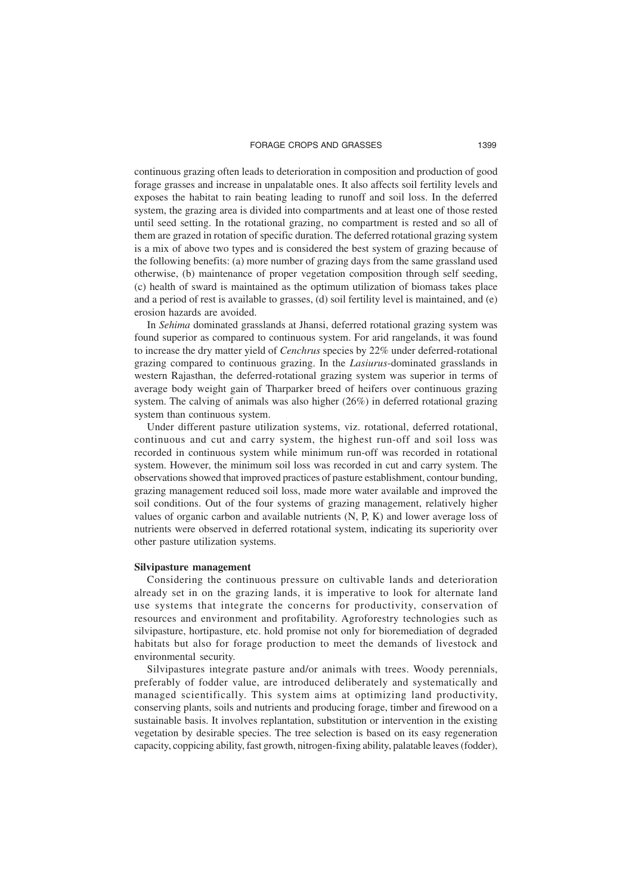continuous grazing often leads to deterioration in composition and production of good forage grasses and increase in unpalatable ones. It also affects soil fertility levels and exposes the habitat to rain beating leading to runoff and soil loss. In the deferred system, the grazing area is divided into compartments and at least one of those rested until seed setting. In the rotational grazing, no compartment is rested and so all of them are grazed in rotation of specific duration. The deferred rotational grazing system is a mix of above two types and is considered the best system of grazing because of the following benefits: (a) more number of grazing days from the same grassland used otherwise, (b) maintenance of proper vegetation composition through self seeding, (c) health of sward is maintained as the optimum utilization of biomass takes place and a period of rest is available to grasses, (d) soil fertility level is maintained, and (e) erosion hazards are avoided.

In *Sehima* dominated grasslands at Jhansi, deferred rotational grazing system was found superior as compared to continuous system. For arid rangelands, it was found to increase the dry matter yield of *Cenchrus* species by 22% under deferred-rotational grazing compared to continuous grazing. In the *Lasiurus*-dominated grasslands in western Rajasthan, the deferred-rotational grazing system was superior in terms of average body weight gain of Tharparker breed of heifers over continuous grazing system. The calving of animals was also higher (26%) in deferred rotational grazing system than continuous system.

Under different pasture utilization systems, viz. rotational, deferred rotational, continuous and cut and carry system, the highest run-off and soil loss was recorded in continuous system while minimum run-off was recorded in rotational system. However, the minimum soil loss was recorded in cut and carry system. The observations showed that improved practices of pasture establishment, contour bunding, grazing management reduced soil loss, made more water available and improved the soil conditions. Out of the four systems of grazing management, relatively higher values of organic carbon and available nutrients (N, P, K) and lower average loss of nutrients were observed in deferred rotational system, indicating its superiority over other pasture utilization systems.

### Silvipasture management

Considering the continuous pressure on cultivable lands and deterioration already set in on the grazing lands, it is imperative to look for alternate land use systems that integrate the concerns for productivity, conservation of resources and environment and profitability. Agroforestry technologies such as silvipasture, hortipasture, etc. hold promise not only for bioremediation of degraded habitats but also for forage production to meet the demands of livestock and environmental security.

Silvipastures integrate pasture and/or animals with trees. Woody perennials, preferably of fodder value, are introduced deliberately and systematically and managed scientifically. This system aims at optimizing land productivity, conserving plants, soils and nutrients and producing forage, timber and firewood on a sustainable basis. It involves replantation, substitution or intervention in the existing vegetation by desirable species. The tree selection is based on its easy regeneration capacity, coppicing ability, fast growth, nitrogen-fixing ability, palatable leaves (fodder),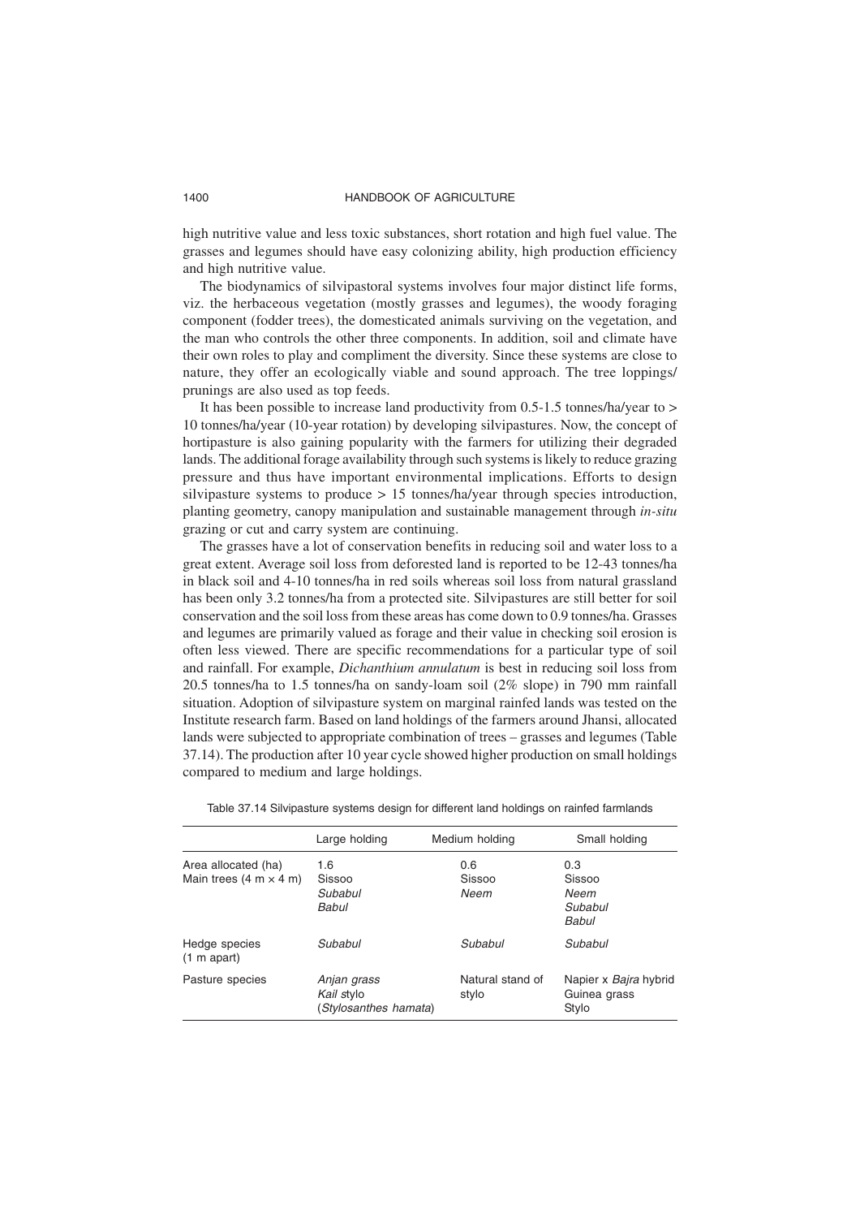high nutritive value and less toxic substances, short rotation and high fuel value. The grasses and legumes should have easy colonizing ability, high production efficiency and high nutritive value.

The biodynamics of silvipastoral systems involves four major distinct life forms, viz. the herbaceous vegetation (mostly grasses and legumes), the woody foraging component (fodder trees), the domesticated animals surviving on the vegetation, and the man who controls the other three components. In addition, soil and climate have their own roles to play and compliment the diversity. Since these systems are close to nature, they offer an ecologically viable and sound approach. The tree loppings/ prunings are also used as top feeds.

It has been possible to increase land productivity from 0.5-1.5 tonnes/ha/year to > 10 tonnes/ha/year (10-year rotation) by developing silvipastures. Now, the concept of hortipasture is also gaining popularity with the farmers for utilizing their degraded lands. The additional forage availability through such systems is likely to reduce grazing pressure and thus have important environmental implications. Efforts to design silvipasture systems to produce > 15 tonnes/ha/year through species introduction, planting geometry, canopy manipulation and sustainable management through *in-situ* grazing or cut and carry system are continuing.

The grasses have a lot of conservation benefits in reducing soil and water loss to a great extent. Average soil loss from deforested land is reported to be 12-43 tonnes/ha in black soil and 4-10 tonnes/ha in red soils whereas soil loss from natural grassland has been only 3.2 tonnes/ha from a protected site. Silvipastures are still better for soil conservation and the soil loss from these areas has come down to 0.9 tonnes/ha. Grasses and legumes are primarily valued as forage and their value in checking soil erosion is often less viewed. There are specific recommendations for a particular type of soil and rainfall. For example, *Dichanthium annulatum* is best in reducing soil loss from 20.5 tonnes/ha to 1.5 tonnes/ha on sandy-loam soil (2% slope) in 790 mm rainfall situation. Adoption of silvipasture system on marginal rainfed lands was tested on the Institute research farm. Based on land holdings of the farmers around Jhansi, allocated lands were subjected to appropriate combination of trees – grasses and legumes (Table 37.14). The production after 10 year cycle showed higher production on small holdings compared to medium and large holdings.

Table 37.14 Silvipasture systems design for different land holdings on rainfed farmlands

| | Large holding | Medium holding | Small holding |
|---|---|---|---|
| Area allocated (ha) | 1.6 | 0.6 | 0.3 |
| Main trees (4 m × 4 m) | Sissoo<br>*Subabul*<br>*Babul* | Sissoo<br>*Neem* | Sissoo<br>*Neem*<br>*Subabul*<br>*Babul* |
| Hedge species (1 m apart) | *Subabul* | *Subabul* | *Subabul* |
| Pasture species | *Anjan grass*<br>*Kail* stylo<br>(*Stylosanthes hamata*) | Natural stand of stylo | Napier x *Bajra* hybrid<br>Guinea grass<br>Stylo |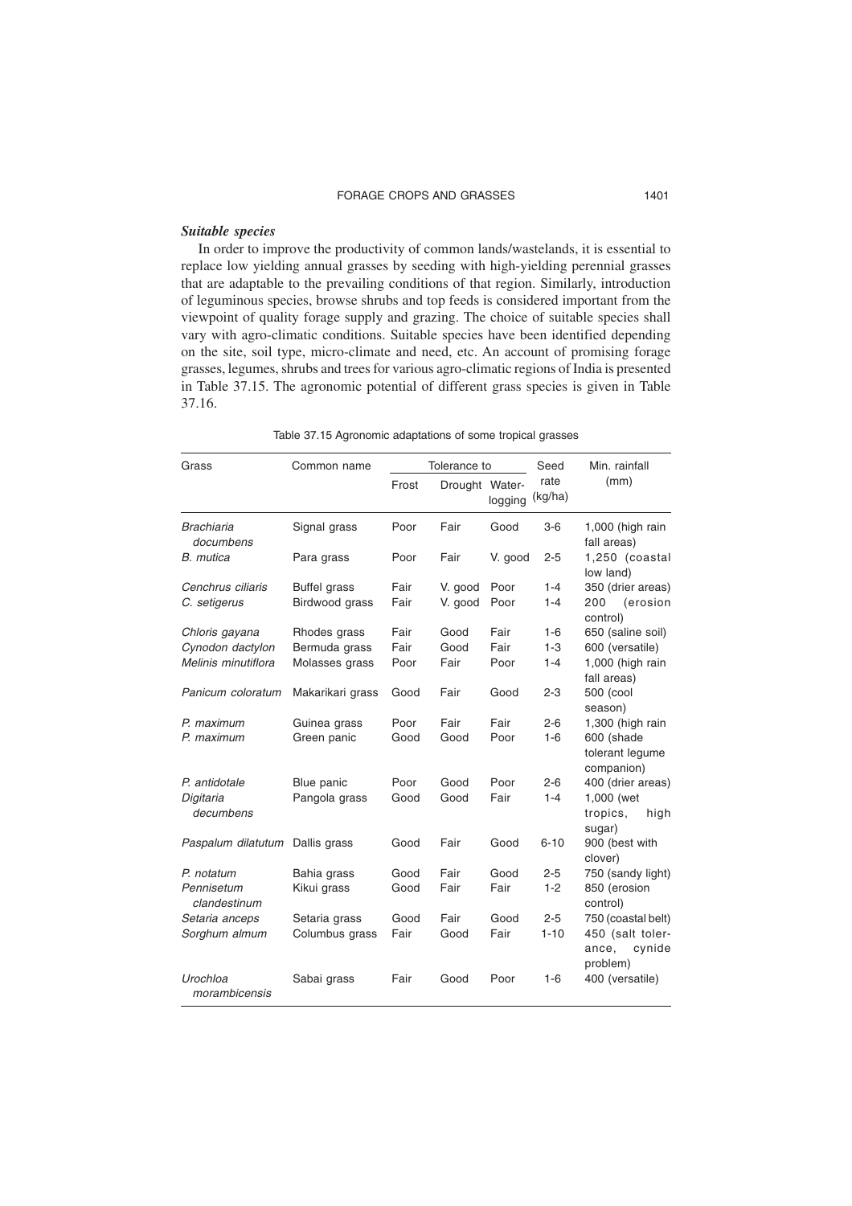### *Suitable species*

In order to improve the productivity of common lands/wastelands, it is essential to replace low yielding annual grasses by seeding with high-yielding perennial grasses that are adaptable to the prevailing conditions of that region. Similarly, introduction of leguminous species, browse shrubs and top feeds is considered important from the viewpoint of quality forage supply and grazing. The choice of suitable species shall vary with agro-climatic conditions. Suitable species have been identified depending on the site, soil type, micro-climate and need, etc. An account of promising forage grasses, legumes, shrubs and trees for various agro-climatic regions of India is presented in Table 37.15. The agronomic potential of different grass species is given in Table 37.16.

Table 37.15 Agronomic adaptations of some tropical grasses

| Grass | Common name | Tolerance to | | | Seed rate (kg/ha) | Min. rainfall (mm) |
|---|---|---|---|---|---|---|
| | | Frost | Drought | Water-logging | | |
| *Brachiaria documbens* | Signal grass | Poor | Fair | Good | 3-6 | 1,000 (high rain fall areas) |
| *B. mutica* | Para grass | Poor | Fair | V. good | 2-5 | 1,250 (coastal low land) |
| *Cenchrus ciliaris* | Buffel grass | Fair | V. good | Poor | 1-4 | 350 (drier areas) |
| *C. setigerus* | Birdwood grass | Fair | V. good | Poor | 1-4 | 200 (erosion control) |
| *Chloris gayana* | Rhodes grass | Fair | Good | Fair | 1-6 | 650 (saline soil) |
| *Cynodon dactylon* | Bermuda grass | Fair | Good | Fair | 1-3 | 600 (versatile) |
| *Melinis minutiflora* | Molasses grass | Poor | Fair | Poor | 1-4 | 1,000 (high rain fall areas) |
| *Panicum coloratum* | Makarikari grass | Good | Fair | Good | 2-3 | 500 (cool season) |
| *P. maximum* | Guinea grass | Poor | Fair | Fair | 2-6 | 1,300 (high rain |
| *P. maximum* | Green panic | Good | Good | Poor | 1-6 | 600 (shade tolerant legume companion) |
| *P. antidotale* | Blue panic | Poor | Good | Poor | 2-6 | 400 (drier areas) |
| *Digitaria decumbens* | Pangola grass | Good | Good | Fair | 1-4 | 1,000 (wet tropics, high sugar) |
| *Paspalum dilatutum* | Dallis grass | Good | Fair | Good | 6-10 | 900 (best with clover) |
| *P. notatum* | Bahia grass | Good | Fair | Good | 2-5 | 750 (sandy light) |
| *Pennisetum clandestinum* | Kikui grass | Good | Fair | Fair | 1-2 | 850 (erosion control) |
| *Setaria anceps* | Setaria grass | Good | Fair | Good | 2-5 | 750 (coastal belt) |
| *Sorghum almum* | Columbus grass | Fair | Good | Fair | 1-10 | 450 (salt tolerance, cynide problem) |
| *Urochloa morambicensis* | Sabai grass | Fair | Good | Poor | 1-6 | 400 (versatile) |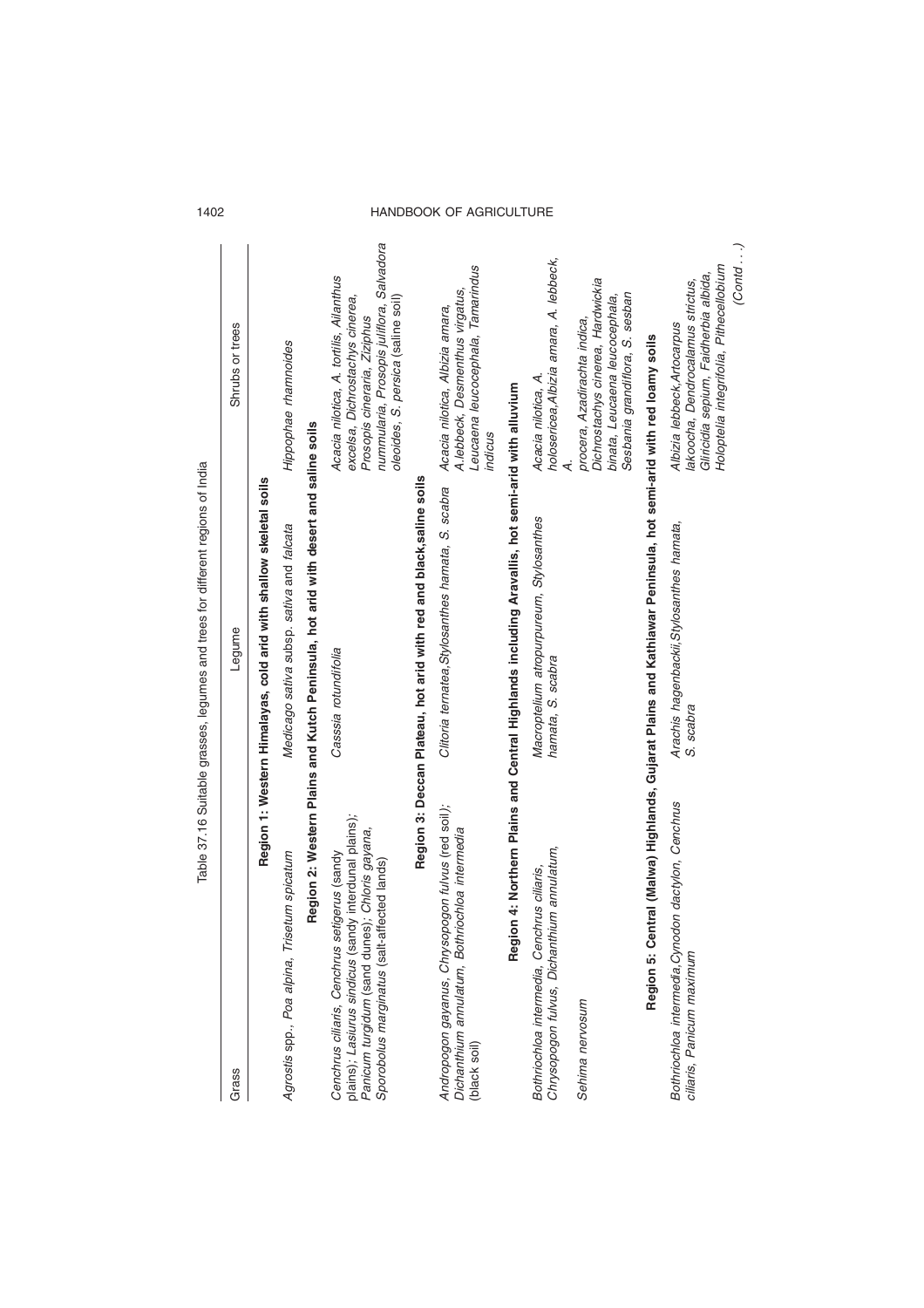Table 37.16 Suitable grasses, legumes and trees for different regions of India

| Grass | Legume | Shrubs or trees |
|---|---|---|
| **Region 1: Western Himalayas, cold arid with shallow skeletal soils** | | |
| *Agrostis* spp.. *Poa alpina, Trisetum spicatum* | *Medicago sativa* subsp. *sativa* and *falcata* | *Hippophae rhamnoides* |
| **Region 2: Western Plains and Kutch Peninsula, hot arid with desert and saline soils** | | |
| *Cenchrus ciliaris, Cenchrus setigerus* (sandy plains); *Lasiurus sindicus* (sandy interdunal plains); *Panicum turgidum* (sand dunes); *Chloris gayana, Sporobolus marginatus* (salt-affected lands) | *Casssia rotundifolia* | *Acacia nilotica, A. tortilis, Ailanthus excelsa, Dichrostachys cinerea, Prosopis cineraria, Ziziphus nummularia, Prosopis juliflora, Salvadora oleoides, S. persica* (saline soil) |
| **Region 3: Deccan Plateau, hot arid with red and black,saline soils** | | |
| *Andropogon gayanus, Chrysopogon fulvus* (red soil); *Dichanthium annulatum, Bothriochloa intermedia* (black soil) | *Clitoria ternatea,Stylosanthes hamata, S. scabra* | *Acacia nilotica, Albizia amara, A.lebbeck, Desmenthus virgatus, Leucaena leucocephala, Tamarindus indicus* |
| **Region 4: Northern Plains and Central Highlands including Aravallis, hot semi-arid with alluvium** | | |
| *Bothriochloa intermedia, Cenchrus ciliaris, Chrysopogon fulvus, Dichanthium annulatum, Sehima nervosum* | *Macroptelium atropurpureum, Stylosanthes hamata, S. scabra* | *Acacia nilotica, A. holosericea,Albizia amara, A. lebbeck, A. procera, Azadirachta indica, Dichrostachys cinerea, Hardwickia binata, Leucaena leucocephala, Sesbania grandiflora, S. sesban* |
| **Region 5: Central (Malwa) Highlands, Gujarat Plains and Kathiawar Peninsula, hot semi-arid with red loamy soils** | | |
| *Bothriochloa intermedia,Cynodon dactylon, Cenchrus ciliaris, Panicum maximum* | *Arachis hagenbackii,Stylosanthes hamata, S. scabra* | *Albizia lebbeck,Artocarpus lakoocha, Dendrocalamus strictus, Gliricidia sepium, Faidherbia albida, Holoptelia integrifolia, Pithecellobium* |

*(Contd . . .)*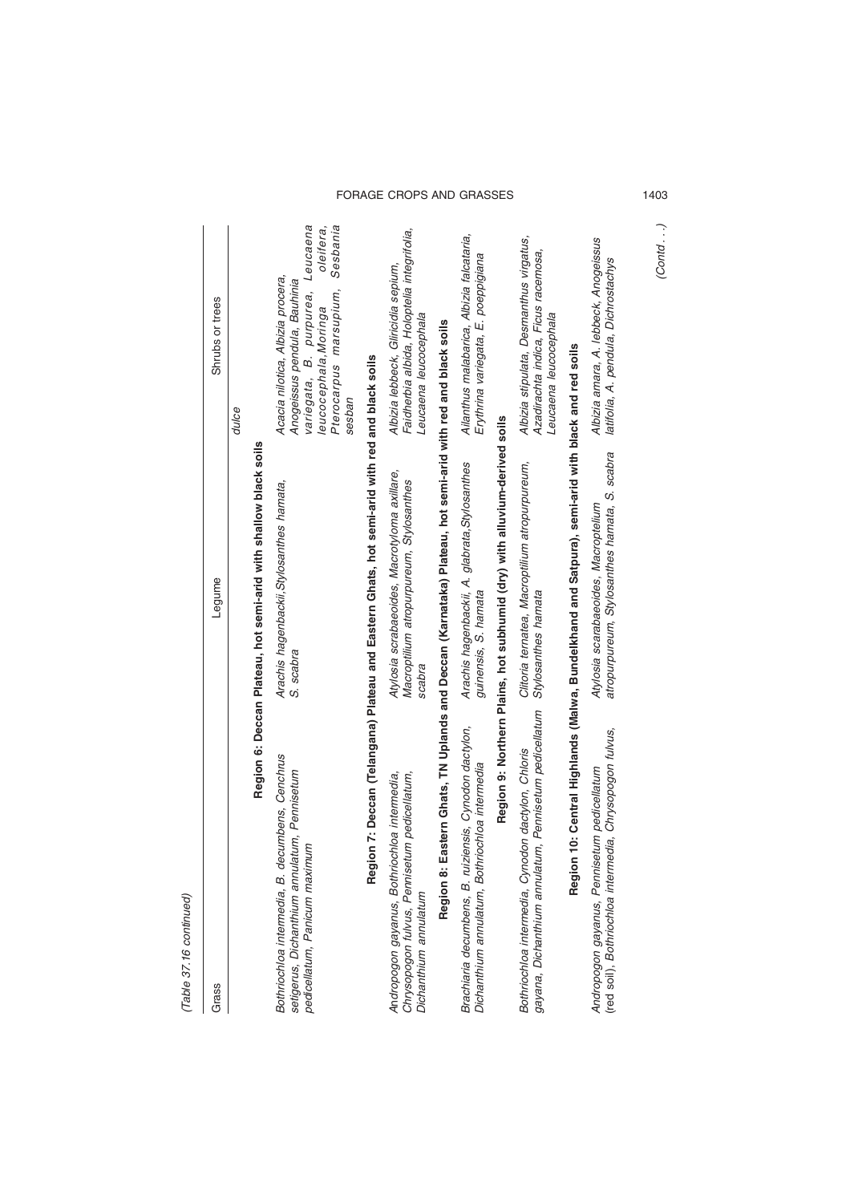(Table 37.16 continued)

| Grass | Legume | Shrubs or trees |
|---|---|---|
| | | *dulce* |
| **Region 6: Deccan Plateau, hot semi-arid with shallow black soils** | | |
| *Bothriochloa intermedia, B. decumbens, Cenchrus setigerus, Dichanthium annulatum, Pennisetum pedicellatum, Panicum maximum* | *Arachis hagenbackii, Stylosanthes hamata, S. scabra* | *Acacia nilotica, Albizia procera, Anogeissus pendula, Bauhinia variegata, B. purpurea, Leucaena leucocephala, Moringa oleifera, Pterocarpus marsupium, Sesbania sesban* |
| **Region 7: Deccan (Telangana) Plateau and Eastern Ghats, hot semi-arid with red and black soils** | | |
| *Andropogon gayanus, Bothriochloa intermedia, Chrysopogon fulvus, Pennisetum pedicellatum, Dichanthium annulatum* | *Atylosia scrabaeoides, Macrotyloma axillare, Macroptilium atropurpureum, Stylosanthes scabra* | *Albizia lebbeck, Gliricidia sepium, Faidherbia albida, Holoptelia integrifolia, Leucaena leucocephala* |
| **Region 8: Eastern Ghats, TN Uplands and Deccan (Karnataka) Plateau, hot semi-arid with red and black soils** | | |
| *Brachiaria decumbens, B. ruiziensis, Cynodon dactylon, Dichanthium annulatum, Bothriochloa intermedia* | *Arachis hagenbackii, A. glabrata, Stylosanthes guinensis, S. hamata* | *Ailanthus malabarica, Albizia falcataria, Erythrina variegata, E. poeppigiana* |
| **Region 9: Northern Plains, hot subhumid (dry) with alluvium-derived soils** | | |
| *Bothriochloa intermedia, Cynodon dactylon, Chloris gayana, Dichanthium annulatum, Pennisetum pedicellatum* | *Clitoria ternatea, Macroptilium atropurpureum, Stylosanthes hamata* | *Albizia stipulata, Desmanthus virgatus, Azadirachta indica, Ficus racemosa, Leucaena leucocephala* |
| **Region 10: Central Highlands (Malwa, Bundelkhand and Satpura), semi-arid with black and red soils** | | |
| *Andropogon gayanus, Pennisetum pedicellatum (red soil), Bothriochloa intermedia, Chrysopogon fulvus,* | *Atylosia scarabaeoides, Macroptelium atropurpureum, Stylosanthes hamata, S. scabra* | *Albizia amara, A. lebbeck, Angeissus latifolia, A. pendula, Dichrostachys* |

(Contd...)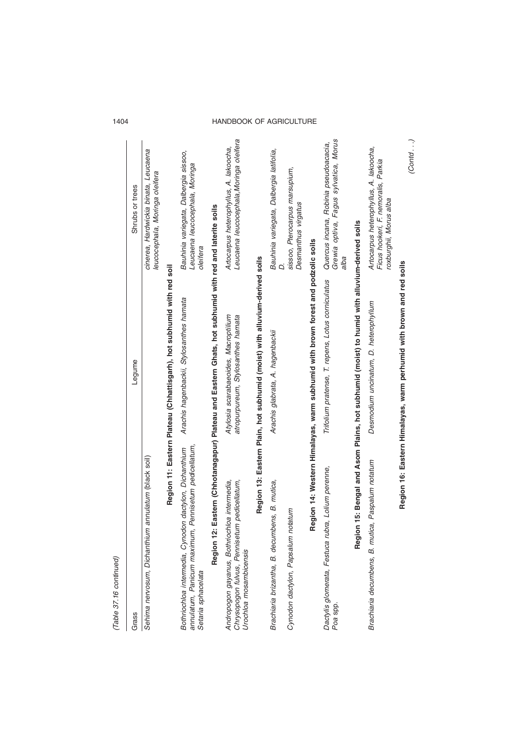(Table 37.16 continued)

| Grass | Legume | Shrubs or trees |
|---|---|---|
| *Sehima nervosum, Dichanthium annulatum* (black soil) | | *cinerea, Hardwickia binata, Leucaena leucocephala, Moringa oleifera* |
| **Region 11: Eastern Plateau (Chhattisgarh), hot subhumid with red soil** | | |
| *Bothriochloa intermedia, Cynodon dactylon, Dichanthium annulatum, Panicum maximum, Pennisetum pedicellatum, Setaria sphacelata* | *Arachis hagenbackii, Stylosanthes hamata* | *Bauhinia variegata, Dalbergia sissoo, Leucaena leucocephala, Moringa oleifera* |
| **Region 12: Eastern (Chhotanagapur) Plateau and Eastern Ghats, hot subhumid with red and laterite soils** | | |
| *Andropogon gayanus, Bothriochloa intermedia, Chrysopogon fulvus, Pennisetum pedicellatum, Urochloa mosambicensis* | *Atylosia scarabaeoides, Macroptilium atropurpureum, Stylosanthes hamata* | *Artocarpus heterophyllus, A. lakoocha, Leucaena leucocephala,Moringa oleifera* |
| **Region 13: Eastern Plain, hot subhumid (moist) with alluvium-derived soils** | | |
| *Brachiaria brizantha, B. decumbens, B. mutica, Cynodon dactylon, Papsalum notatum* | *Arachis glabrata, A. hagenbackii* | *Bauhinia variegata, Dalbergia latifolia, D. sissoo, Pterocarpus marsupium, Desmanthus virgatus* |
| **Region 14: Western Himalayas, warm subhumid with brown forest and podzolic soils** | | |
| *Dactylis glomerata, Festuca rubra, Lolium perenne, Poa* spp. | *Trifolium pratense, T. repens, Lotus corniculatus* | *Quercus incana, Robinia pseudoacacia, Grewia optiva, Fagus sylvatica, Morus alba* |
| **Region 15: Bengal and Asom Plains, hot subhumid (moist) to humid with alluvium-derived soils** | | |
| *Brachiaria decumbens, B. mutica, Paspalum notatum* | *Desmodium uncinatum, D. heterophyllum* | *Artocarpus heterophyllus, A. lakoocha, Ficus hookeri, F. nemoralis, Parkia roxburghii, Morus alba* |
| **Region 16: Eastern Himalayas, warm perhumid with brown and red soils** | | |

(Contd . . .)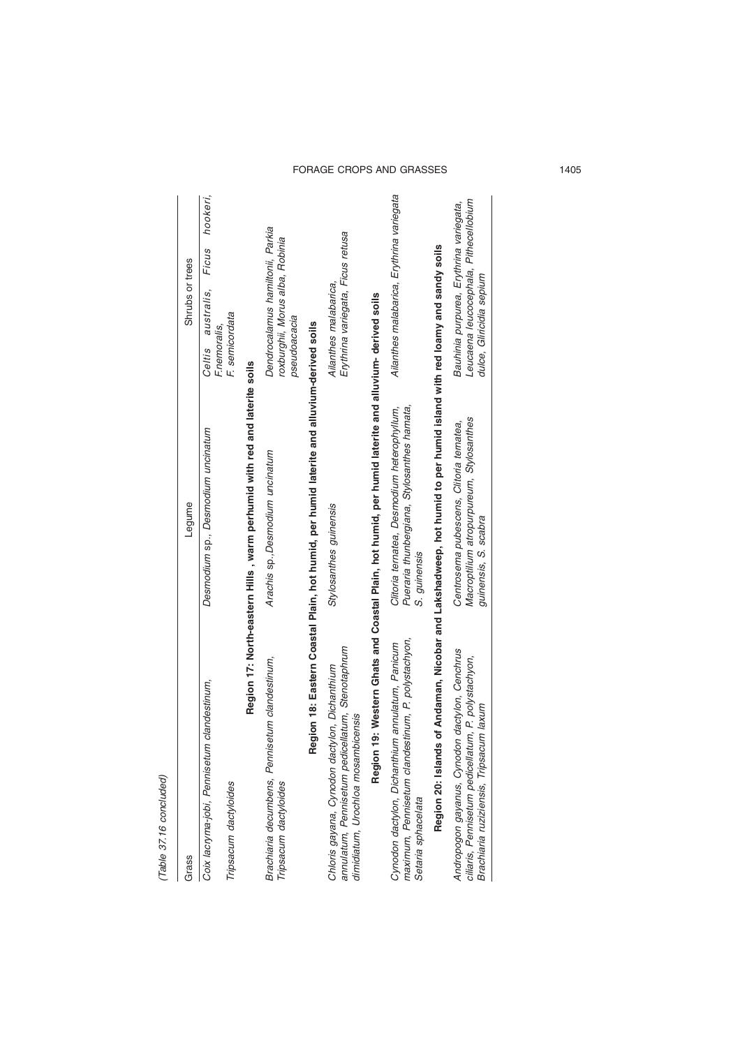(Table 37.16 concluded)

| Grass | Legume | Shrubs or trees |
|---|---|---|
| *Coix lacryma-jobi, Pennisetum clandestinum, Tripsacum dactyloides* | *Desmodium* sp., *Desmodium uncinatum* | *Celtis australis, Ficus hookeri, F.nemoralis, F. semicordata* |
| **Region 17: North-eastern Hills , warm perhumid with red and laterite soils** | | |
| *Brachiaria decumbens, Pennisetum clandestinum, Tripsacum dactyloides* | *Arachis* sp.,*Desmodium uncinatum* | *Dendrocalamus hamiltonii, Parkia roxburghii, Morus alba, Robinia pseudoacacia* |
| **Region 18: Eastern Coastal Plain, hot humid, per humid laterite and alluvium-derived soils** | | |
| *Chloris gayana, Cynodon dactylon, Dichanthium annulatum, Pennisetum pedicellatum, Stenotaphrum dimidiatum, Urochloa mosambicensis* | *Stylosanthes guinensis* | *Ailanthes malabarica, Erythrina variegata, Ficus retusa* |
| **Region 19: Western Ghats and Coastal Plain, hot humid, per humid laterite and alluvium- derived soils** | | |
| *Cynodon dactylon, Dichanthium annulatum, Panicum maximum, Pennisetum clandestinum, P. polystachyon, Setaria sphacelata* | *Clitoria ternatea, Desmodium heterophyllum, Pueraria thunbergiana, Stylosanthes hamata, S. guinensis* | *Ailanthes malabarica, Erythrina variegata* |
| **Region 20: Islands of Andaman, Nicobar and Lakshadweep, hot humid to per humid island with red loamy and sandy soils** | | |
| *Andropogon gayanus, Cynodon dactylon, Cenchrus ciliaris, Pennisetum pedicellatum, P. polystachyon, Brachiaria ruziziensis, Tripsacum laxum* | *Centrosema pubescens, Clitoria ternatea, Macroptilium atropurpureum, Stylosanthes guinensis, S. scabra* | *Bauhinia purpurea, Erythrina variegata, Leucaena leucocephala, Pithecellobium dulce, Gliricidia sepium* |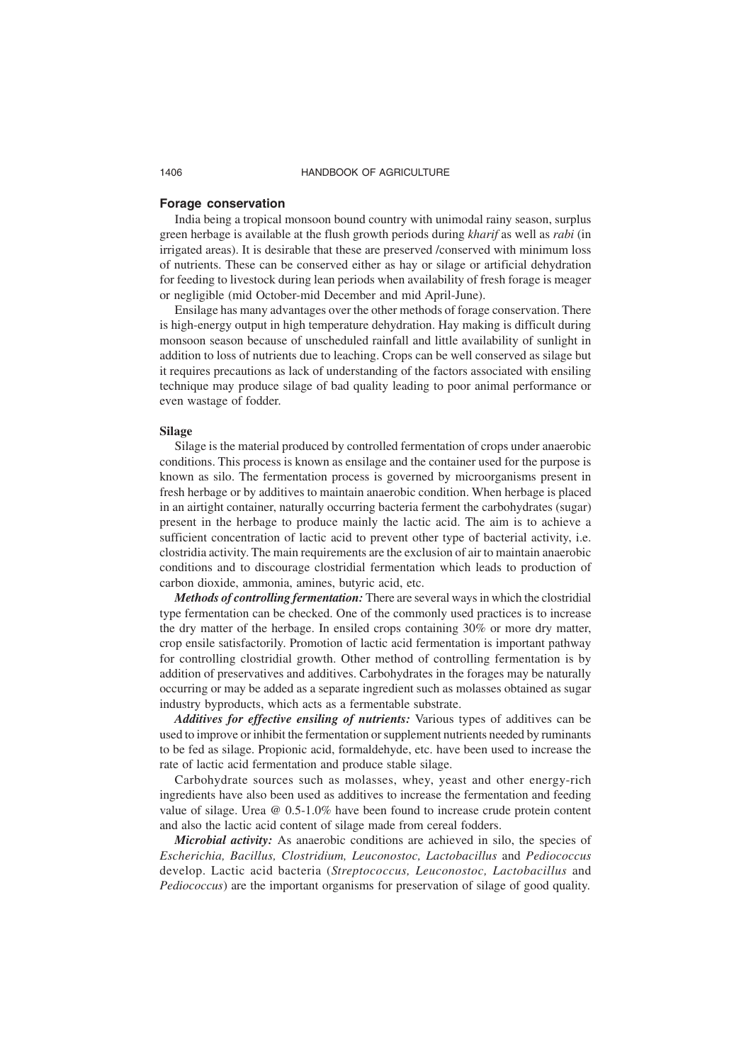## Forage conservation

India being a tropical monsoon bound country with unimodal rainy season, surplus green herbage is available at the flush growth periods during *kharif* as well as *rabi* (in irrigated areas). It is desirable that these are preserved /conserved with minimum loss of nutrients. These can be conserved either as hay or silage or artificial dehydration for feeding to livestock during lean periods when availability of fresh forage is meager or negligible (mid October-mid December and mid April-June).

Ensilage has many advantages over the other methods of forage conservation. There is high-energy output in high temperature dehydration. Hay making is difficult during monsoon season because of unscheduled rainfall and little availability of sunlight in addition to loss of nutrients due to leaching. Crops can be well conserved as silage but it requires precautions as lack of understanding of the factors associated with ensiling technique may produce silage of bad quality leading to poor animal performance or even wastage of fodder.

### Silage

Silage is the material produced by controlled fermentation of crops under anaerobic conditions. This process is known as ensilage and the container used for the purpose is known as silo. The fermentation process is governed by microorganisms present in fresh herbage or by additives to maintain anaerobic condition. When herbage is placed in an airtight container, naturally occurring bacteria ferment the carbohydrates (sugar) present in the herbage to produce mainly the lactic acid. The aim is to achieve a sufficient concentration of lactic acid to prevent other type of bacterial activity, i.e. clostridia activity. The main requirements are the exclusion of air to maintain anaerobic conditions and to discourage clostridial fermentation which leads to production of carbon dioxide, ammonia, amines, butyric acid, etc.

***Methods of controlling fermentation:*** There are several ways in which the clostridial type fermentation can be checked. One of the commonly used practices is to increase the dry matter of the herbage. In ensiled crops containing 30% or more dry matter, crop ensile satisfactorily. Promotion of lactic acid fermentation is important pathway for controlling clostridial growth. Other method of controlling fermentation is by addition of preservatives and additives. Carbohydrates in the forages may be naturally occurring or may be added as a separate ingredient such as molasses obtained as sugar industry byproducts, which acts as a fermentable substrate.

***Additives for effective ensiling of nutrients:*** Various types of additives can be used to improve or inhibit the fermentation or supplement nutrients needed by ruminants to be fed as silage. Propionic acid, formaldehyde, etc. have been used to increase the rate of lactic acid fermentation and produce stable silage.

Carbohydrate sources such as molasses, whey, yeast and other energy-rich ingredients have also been used as additives to increase the fermentation and feeding value of silage. Urea @ 0.5-1.0% have been found to increase crude protein content and also the lactic acid content of silage made from cereal fodders.

***Microbial activity:*** As anaerobic conditions are achieved in silo, the species of *Escherichia, Bacillus, Clostridium, Leuconostoc, Lactobacillus* and *Pediococcus* develop. Lactic acid bacteria (*Streptococcus, Leuconostoc, Lactobacillus* and *Pediococcus*) are the important organisms for preservation of silage of good quality.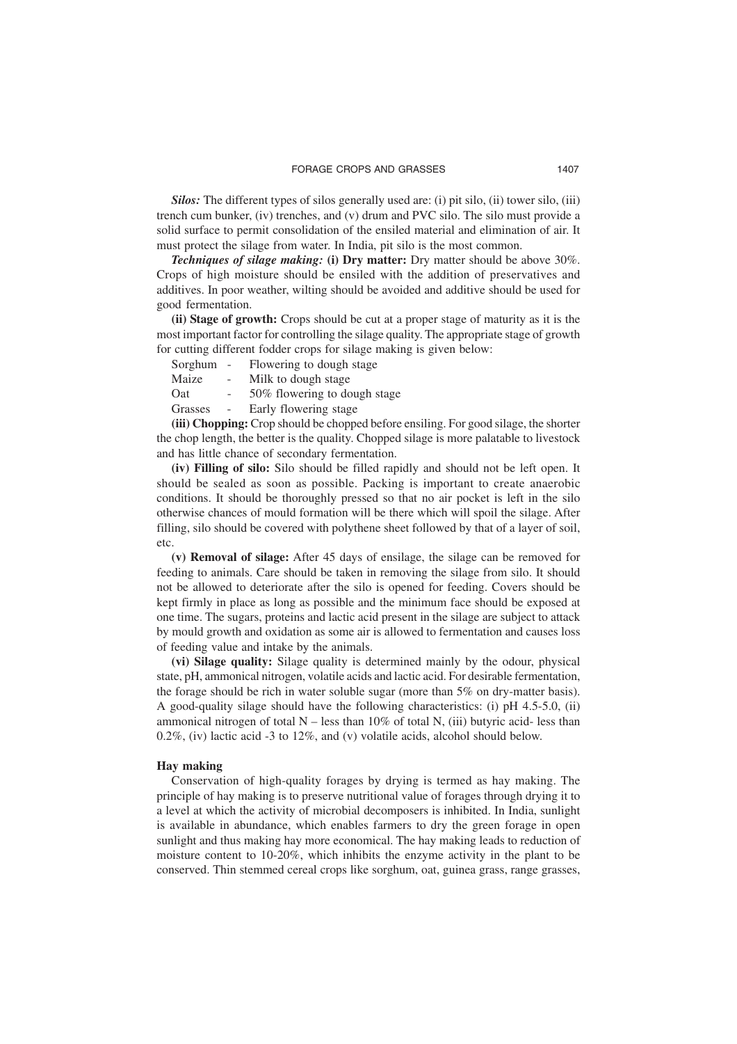*Silos:* The different types of silos generally used are: (i) pit silo, (ii) tower silo, (iii) trench cum bunker, (iv) trenches, and (v) drum and PVC silo. The silo must provide a solid surface to permit consolidation of the ensiled material and elimination of air. It must protect the silage from water. In India, pit silo is the most common.

***Techniques of silage making:*** **(i) Dry matter:** Dry matter should be above 30%. Crops of high moisture should be ensiled with the addition of preservatives and additives. In poor weather, wilting should be avoided and additive should be used for good fermentation.

**(ii) Stage of growth:** Crops should be cut at a proper stage of maturity as it is the most important factor for controlling the silage quality. The appropriate stage of growth for cutting different fodder crops for silage making is given below:

Sorghum - Flowering to dough stage
Maize - Milk to dough stage
Oat - 50% flowering to dough stage
Grasses - Early flowering stage

**(iii) Chopping:** Crop should be chopped before ensiling. For good silage, the shorter the chop length, the better is the quality. Chopped silage is more palatable to livestock and has little chance of secondary fermentation.

**(iv) Filling of silo:** Silo should be filled rapidly and should not be left open. It should be sealed as soon as possible. Packing is important to create anaerobic conditions. It should be thoroughly pressed so that no air pocket is left in the silo otherwise chances of mould formation will be there which will spoil the silage. After filling, silo should be covered with polythene sheet followed by that of a layer of soil, etc.

**(v) Removal of silage:** After 45 days of ensilage, the silage can be removed for feeding to animals. Care should be taken in removing the silage from silo. It should not be allowed to deteriorate after the silo is opened for feeding. Covers should be kept firmly in place as long as possible and the minimum face should be exposed at one time. The sugars, proteins and lactic acid present in the silage are subject to attack by mould growth and oxidation as some air is allowed to fermentation and causes loss of feeding value and intake by the animals.

**(vi) Silage quality:** Silage quality is determined mainly by the odour, physical state, pH, ammonical nitrogen, volatile acids and lactic acid. For desirable fermentation, the forage should be rich in water soluble sugar (more than 5% on dry-matter basis). A good-quality silage should have the following characteristics: (i) pH 4.5-5.0, (ii) ammonical nitrogen of total N – less than 10% of total N, (iii) butyric acid- less than 0.2%, (iv) lactic acid -3 to 12%, and (v) volatile acids, alcohol should below.

### Hay making

Conservation of high-quality forages by drying is termed as hay making. The principle of hay making is to preserve nutritional value of forages through drying it to a level at which the activity of microbial decomposers is inhibited. In India, sunlight is available in abundance, which enables farmers to dry the green forage in open sunlight and thus making hay more economical. The hay making leads to reduction of moisture content to 10-20%, which inhibits the enzyme activity in the plant to be conserved. Thin stemmed cereal crops like sorghum, oat, guinea grass, range grasses,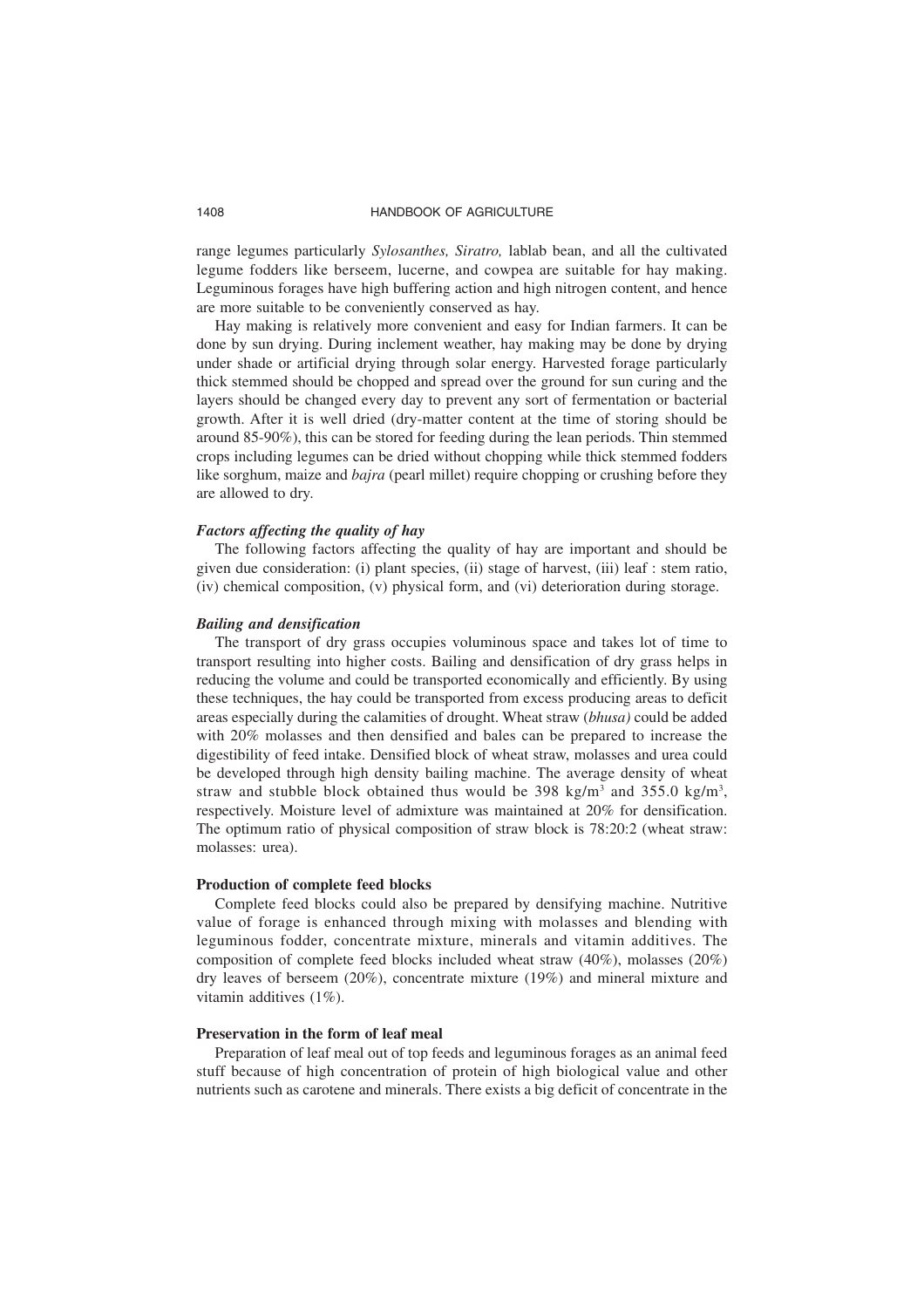range legumes particularly *Sylosanthes, Siratro,* lablab bean, and all the cultivated legume fodders like berseem, lucerne, and cowpea are suitable for hay making. Leguminous forages have high buffering action and high nitrogen content, and hence are more suitable to be conveniently conserved as hay.

Hay making is relatively more convenient and easy for Indian farmers. It can be done by sun drying. During inclement weather, hay making may be done by drying under shade or artificial drying through solar energy. Harvested forage particularly thick stemmed should be chopped and spread over the ground for sun curing and the layers should be changed every day to prevent any sort of fermentation or bacterial growth. After it is well dried (dry-matter content at the time of storing should be around 85-90%), this can be stored for feeding during the lean periods. Thin stemmed crops including legumes can be dried without chopping while thick stemmed fodders like sorghum, maize and *bajra* (pearl millet) require chopping or crushing before they are allowed to dry.

#### *Factors affecting the quality of hay*

The following factors affecting the quality of hay are important and should be given due consideration: (i) plant species, (ii) stage of harvest, (iii) leaf : stem ratio, (iv) chemical composition, (v) physical form, and (vi) deterioration during storage.

#### *Bailing and densification*

The transport of dry grass occupies voluminous space and takes lot of time to transport resulting into higher costs. Bailing and densification of dry grass helps in reducing the volume and could be transported economically and efficiently. By using these techniques, the hay could be transported from excess producing areas to deficit areas especially during the calamities of drought. Wheat straw (*bhusa)* could be added with 20% molasses and then densified and bales can be prepared to increase the digestibility of feed intake. Densified block of wheat straw, molasses and urea could be developed through high density bailing machine. The average density of wheat straw and stubble block obtained thus would be 398 kg/m$^3$ and 355.0 kg/m$^3$, respectively. Moisture level of admixture was maintained at 20% for densification. The optimum ratio of physical composition of straw block is 78:20:2 (wheat straw: molasses: urea).

### Production of complete feed blocks

Complete feed blocks could also be prepared by densifying machine. Nutritive value of forage is enhanced through mixing with molasses and blending with leguminous fodder, concentrate mixture, minerals and vitamin additives. The composition of complete feed blocks included wheat straw (40%), molasses (20%) dry leaves of berseem (20%), concentrate mixture (19%) and mineral mixture and vitamin additives (1%).

### Preservation in the form of leaf meal

Preparation of leaf meal out of top feeds and leguminous forages as an animal feed stuff because of high concentration of protein of high biological value and other nutrients such as carotene and minerals. There exists a big deficit of concentrate in the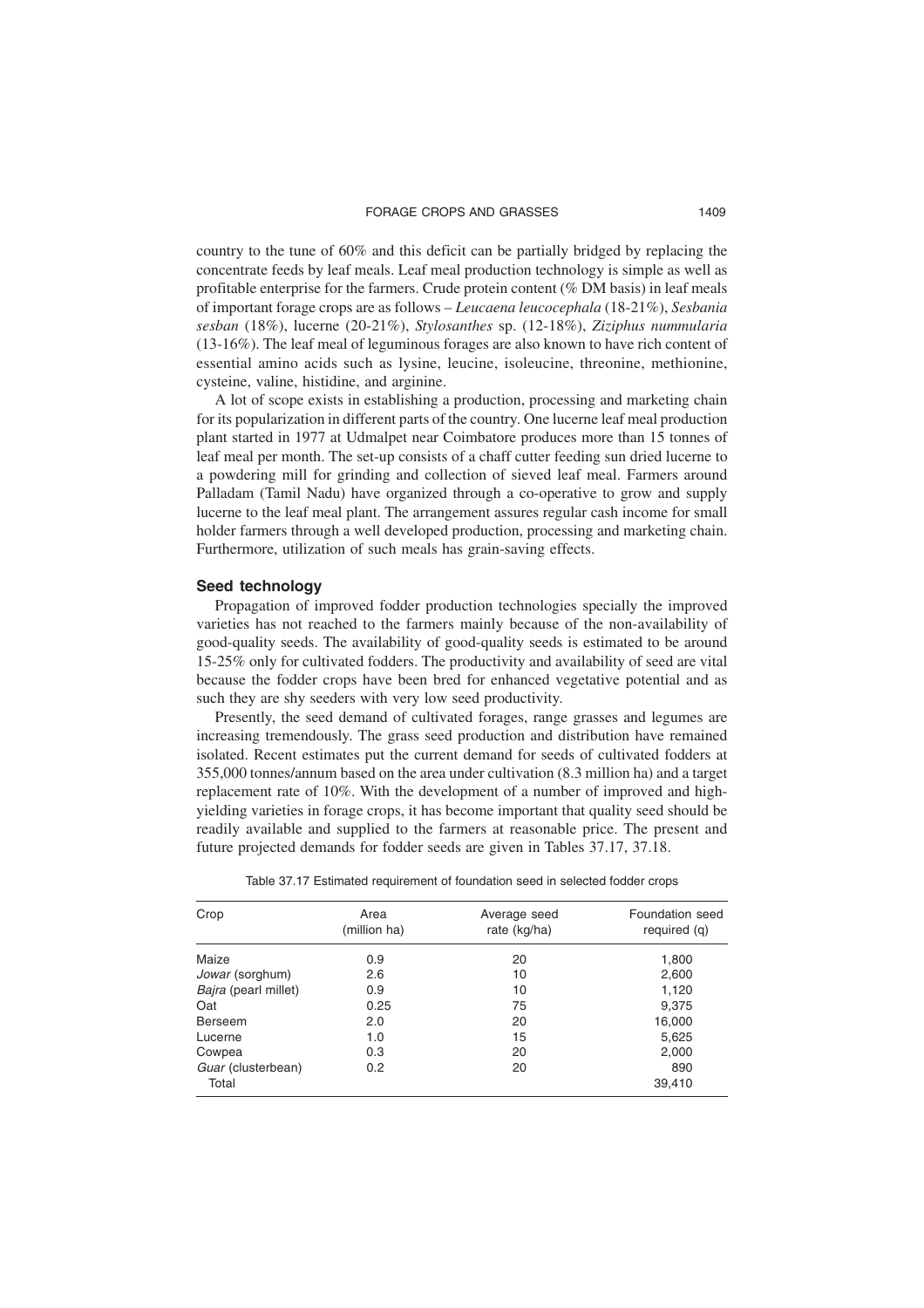country to the tune of 60% and this deficit can be partially bridged by replacing the concentrate feeds by leaf meals. Leaf meal production technology is simple as well as profitable enterprise for the farmers. Crude protein content (% DM basis) in leaf meals of important forage crops are as follows – *Leucaena leucocephala* (18-21%), *Sesbania sesban* (18%), lucerne (20-21%), *Stylosanthes* sp. (12-18%), *Ziziphus nummularia* (13-16%). The leaf meal of leguminous forages are also known to have rich content of essential amino acids such as lysine, leucine, isoleucine, threonine, methionine, cysteine, valine, histidine, and arginine.

A lot of scope exists in establishing a production, processing and marketing chain for its popularization in different parts of the country. One lucerne leaf meal production plant started in 1977 at Udmalpet near Coimbatore produces more than 15 tonnes of leaf meal per month. The set-up consists of a chaff cutter feeding sun dried lucerne to a powdering mill for grinding and collection of sieved leaf meal. Farmers around Palladam (Tamil Nadu) have organized through a co-operative to grow and supply lucerne to the leaf meal plant. The arrangement assures regular cash income for small holder farmers through a well developed production, processing and marketing chain. Furthermore, utilization of such meals has grain-saving effects.

### Seed technology

Propagation of improved fodder production technologies specially the improved varieties has not reached to the farmers mainly because of the non-availability of good-quality seeds. The availability of good-quality seeds is estimated to be around 15-25% only for cultivated fodders. The productivity and availability of seed are vital because the fodder crops have been bred for enhanced vegetative potential and as such they are shy seeders with very low seed productivity.

Presently, the seed demand of cultivated forages, range grasses and legumes are increasing tremendously. The grass seed production and distribution have remained isolated. Recent estimates put the current demand for seeds of cultivated fodders at 355,000 tonnes/annum based on the area under cultivation (8.3 million ha) and a target replacement rate of 10%. With the development of a number of improved and high-yielding varieties in forage crops, it has become important that quality seed should be readily available and supplied to the farmers at reasonable price. The present and future projected demands for fodder seeds are given in Tables 37.17, 37.18.

Table 37.17 Estimated requirement of foundation seed in selected fodder crops

| Crop | Area (million ha) | Average seed rate (kg/ha) | Foundation seed required (q) |
|---|---|---|---|
| Maize | 0.9 | 20 | 1,800 |
| *Jowar* (sorghum) | 2.6 | 10 | 2,600 |
| *Bajra* (pearl millet) | 0.9 | 10 | 1,120 |
| Oat | 0.25 | 75 | 9,375 |
| Berseem | 2.0 | 20 | 16,000 |
| Lucerne | 1.0 | 15 | 5,625 |
| Cowpea | 0.3 | 20 | 2,000 |
| *Guar* (clusterbean) | 0.2 | 20 | 890 |
| Total | | | 39,410 |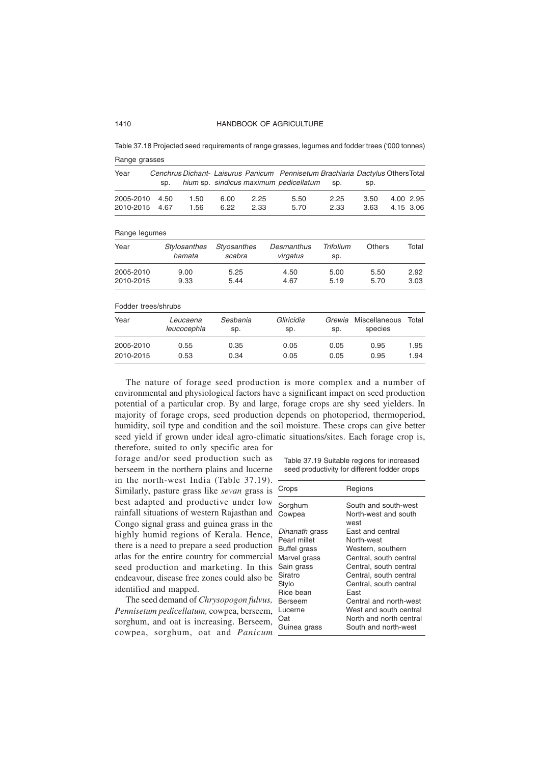Table 37.18 Projected seed requirements of range grasses, legumes and fodder trees ('000 tonnes)

Range grasses

| Year | *Cenchrus* sp. | *Dichanthium* sp. | *Laisurus sindicus* | *Panicum maximum* | *Pennisetum pedicellatum* | *Brachiaria* sp. | *Dactylus* sp. | Others | Total |
|---|---|---|---|---|---|---|---|---|---|
| 2005-2010 | 4.50 | 1.50 | 6.00 | 2.25 | 5.50 | 2.25 | 3.50 | 4.00 | 2.95 |
| 2010-2015 | 4.67 | 1.56 | 6.22 | 2.33 | 5.70 | 2.33 | 3.63 | 4.15 | 3.06 |

Range legumes

| Year | *Stylosanthes hamata* | *Styosanthes scabra* | *Desmanthus virgatus* | *Trifolium* sp. | Others | Total |
|---|---|---|---|---|---|---|
| 2005-2010 | 9.00 | 5.25 | 4.50 | 5.00 | 5.50 | 2.92 |
| 2010-2015 | 9.33 | 5.44 | 4.67 | 5.19 | 5.70 | 3.03 |

Fodder trees/shrubs

| Year | *Leucaena leucocephla* | *Sesbania* sp. | *Gliricidia* sp. | *Grewia* sp. | Miscellaneous species | Total |
|---|---|---|---|---|---|---|
| 2005-2010 | 0.55 | 0.35 | 0.05 | 0.05 | 0.95 | 1.95 |
| 2010-2015 | 0.53 | 0.34 | 0.05 | 0.05 | 0.95 | 1.94 |

The nature of forage seed production is more complex and a number of environmental and physiological factors have a significant impact on seed production potential of a particular crop. By and large, forage crops are shy seed yielders. In majority of forage crops, seed production depends on photoperiod, thermoperiod, humidity, soil type and condition and the soil moisture. These crops can give better seed yield if grown under ideal agro-climatic situations/sites. Each forage crop is, therefore, suited to only specific area for forage and/or seed production such as berseem in the northern plains and lucerne in the north-west India (Table 37.19). Similarly, pasture grass like *sevan* grass is best adapted and productive under low rainfall situations of western Rajasthan and Congo signal grass and guinea grass in the highly humid regions of Kerala. Hence, there is a need to prepare a seed production atlas for the entire country for commercial seed production and marketing. In this endeavour, disease free zones could also be identified and mapped.

Table 37.19 Suitable regions for increased seed productivity for different fodder crops

| Crops | Regions |
|---|---|
| Sorghum | South and south-west |
| Cowpea | North-west and south west |
| *Dinanath* grass | East and central |
| Pearl millet | North-west |
| Buffel grass | Western, southern |
| Marvel grass | Central, south central |
| Sain grass | Central, south central |
| Siratro | Central, south central |
| Stylo | Central, south central |
| Rice bean | East |
| Berseem | Central and north-west |
| Lucerne | West and south central |
| Oat | North and north central |
| Guinea grass | South and north-west |

The seed demand of *Chrysopogon fulvus, Pennisetum pedicellatum,* cowpea, berseem, sorghum, and oat is increasing. Berseem, cowpea, sorghum, oat and *Panicum*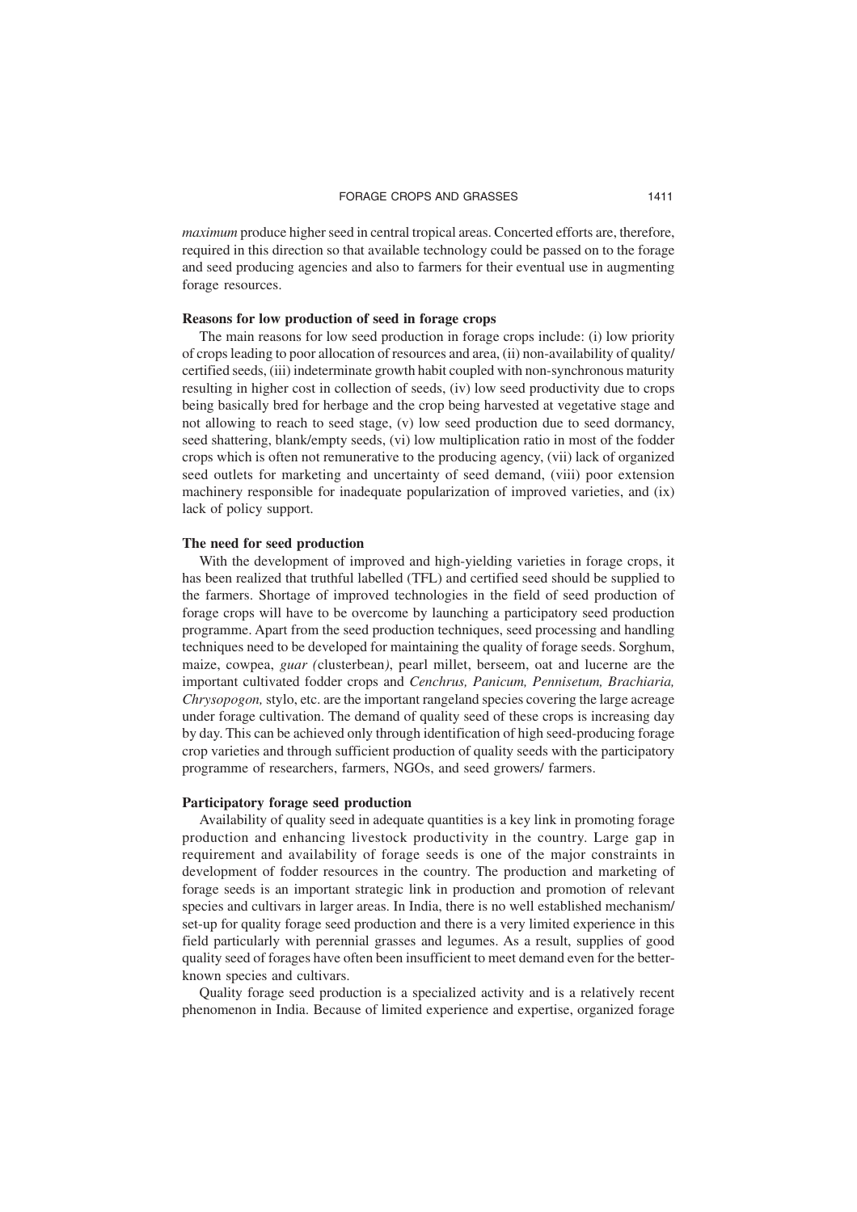*maximum* produce higher seed in central tropical areas. Concerted efforts are, therefore, required in this direction so that available technology could be passed on to the forage and seed producing agencies and also to farmers for their eventual use in augmenting forage resources.

### Reasons for low production of seed in forage crops

The main reasons for low seed production in forage crops include: (i) low priority of crops leading to poor allocation of resources and area, (ii) non-availability of quality/ certified seeds, (iii) indeterminate growth habit coupled with non-synchronous maturity resulting in higher cost in collection of seeds, (iv) low seed productivity due to crops being basically bred for herbage and the crop being harvested at vegetative stage and not allowing to reach to seed stage, (v) low seed production due to seed dormancy, seed shattering, blank/empty seeds, (vi) low multiplication ratio in most of the fodder crops which is often not remunerative to the producing agency, (vii) lack of organized seed outlets for marketing and uncertainty of seed demand, (viii) poor extension machinery responsible for inadequate popularization of improved varieties, and (ix) lack of policy support.

### The need for seed production

With the development of improved and high-yielding varieties in forage crops, it has been realized that truthful labelled (TFL) and certified seed should be supplied to the farmers. Shortage of improved technologies in the field of seed production of forage crops will have to be overcome by launching a participatory seed production programme. Apart from the seed production techniques, seed processing and handling techniques need to be developed for maintaining the quality of forage seeds. Sorghum, maize, cowpea, *guar (*clusterbean*)*, pearl millet, berseem, oat and lucerne are the important cultivated fodder crops and *Cenchrus, Panicum, Pennisetum, Brachiaria, Chrysopogon,* stylo, etc. are the important rangeland species covering the large acreage under forage cultivation. The demand of quality seed of these crops is increasing day by day. This can be achieved only through identification of high seed-producing forage crop varieties and through sufficient production of quality seeds with the participatory programme of researchers, farmers, NGOs, and seed growers/ farmers.

### Participatory forage seed production

Availability of quality seed in adequate quantities is a key link in promoting forage production and enhancing livestock productivity in the country. Large gap in requirement and availability of forage seeds is one of the major constraints in development of fodder resources in the country. The production and marketing of forage seeds is an important strategic link in production and promotion of relevant species and cultivars in larger areas. In India, there is no well established mechanism/ set-up for quality forage seed production and there is a very limited experience in this field particularly with perennial grasses and legumes. As a result, supplies of good quality seed of forages have often been insufficient to meet demand even for the better-known species and cultivars.

Quality forage seed production is a specialized activity and is a relatively recent phenomenon in India. Because of limited experience and expertise, organized forage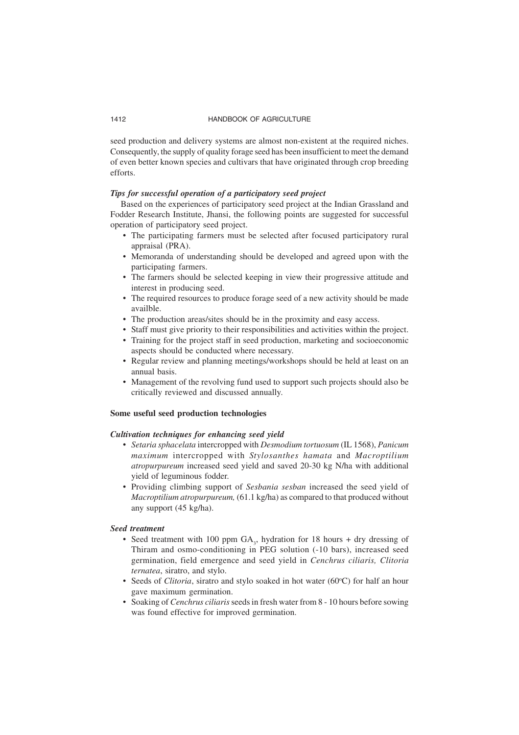seed production and delivery systems are almost non-existent at the required niches. Consequently, the supply of quality forage seed has been insufficient to meet the demand of even better known species and cultivars that have originated through crop breeding efforts.

***Tips for successful operation of a participatory seed project***

Based on the experiences of participatory seed project at the Indian Grassland and Fodder Research Institute, Jhansi, the following points are suggested for successful operation of participatory seed project.

- The participating farmers must be selected after focused participatory rural appraisal (PRA).
- Memoranda of understanding should be developed and agreed upon with the participating farmers.
- The farmers should be selected keeping in view their progressive attitude and interest in producing seed.
- The required resources to produce forage seed of a new activity should be made availble.
- The production areas/sites should be in the proximity and easy access.
- Staff must give priority to their responsibilities and activities within the project.
- Training for the project staff in seed production, marketing and socioeconomic aspects should be conducted where necessary.
- Regular review and planning meetings/workshops should be held at least on an annual basis.
- Management of the revolving fund used to support such projects should also be critically reviewed and discussed annually.

**Some useful seed production technologies**

***Cultivation techniques for enhancing seed yield***

- *Setaria sphacelata* intercropped with *Desmodium tortuosum* (IL 1568), *Panicum maximum* intercropped with *Stylosanthes hamata* and *Macroptilium atropurpureum* increased seed yield and saved 20-30 kg N/ha with additional yield of leguminous fodder.
- Providing climbing support of *Sesbania sesban* increased the seed yield of *Macroptilium atropurpureum,* (61.1 kg/ha) as compared to that produced without any support (45 kg/ha).

***Seed treatment***

- Seed treatment with 100 ppm $GA_3$, hydration for 18 hours + dry dressing of Thiram and osmo-conditioning in PEG solution (-10 bars), increased seed germination, field emergence and seed yield in *Cenchrus ciliaris, Clitoria ternatea*, siratro, and stylo.
- Seeds of *Clitoria*, siratro and stylo soaked in hot water (60°C) for half an hour gave maximum germination.
- Soaking of *Cenchrus ciliaris* seeds in fresh water from 8 - 10 hours before sowing was found effective for improved germination.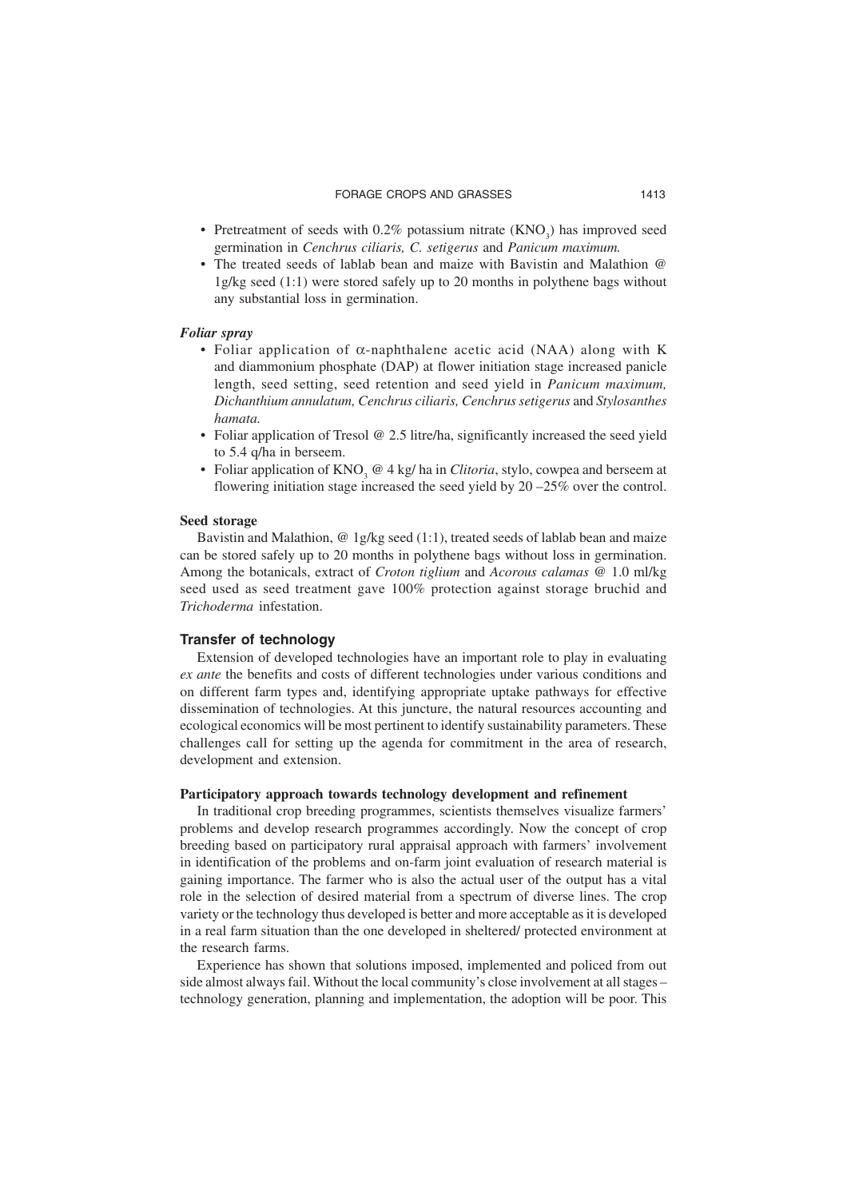- Pretreatment of seeds with 0.2% potassium nitrate ($KNO_3$) has improved seed germination in *Cenchrus ciliaris, C. setigerus* and *Panicum maximum.*
- The treated seeds of lablab bean and maize with Bavistin and Malathion @ 1g/kg seed (1:1) were stored safely up to 20 months in polythene bags without any substantial loss in germination.

### *Foliar spray*

- Foliar application of $\alpha$-naphthalene acetic acid (NAA) along with K and diammonium phosphate (DAP) at flower initiation stage increased panicle length, seed setting, seed retention and seed yield in *Panicum maximum, Dichanthium annulatum, Cenchrus ciliaris, Cenchrus setigerus* and *Stylosanthes hamata.*
- Foliar application of Tresol @ 2.5 litre/ha, significantly increased the seed yield to 5.4 q/ha in berseem.
- Foliar application of $KNO_3$ @ 4 kg/ ha in *Clitoria*, stylo, cowpea and berseem at flowering initiation stage increased the seed yield by 20 –25% over the control.

### Seed storage

Bavistin and Malathion, @ 1g/kg seed (1:1), treated seeds of lablab bean and maize can be stored safely up to 20 months in polythene bags without loss in germination. Among the botanicals, extract of *Croton tiglium* and *Acorous calamas* @ 1.0 ml/kg seed used as seed treatment gave 100% protection against storage bruchid and *Trichoderma* infestation.

## Transfer of technology

Extension of developed technologies have an important role to play in evaluating *ex ante* the benefits and costs of different technologies under various conditions and on different farm types and, identifying appropriate uptake pathways for effective dissemination of technologies. At this juncture, the natural resources accounting and ecological economics will be most pertinent to identify sustainability parameters. These challenges call for setting up the agenda for commitment in the area of research, development and extension.

### Participatory approach towards technology development and refinement

In traditional crop breeding programmes, scientists themselves visualize farmers' problems and develop research programmes accordingly. Now the concept of crop breeding based on participatory rural appraisal approach with farmers' involvement in identification of the problems and on-farm joint evaluation of research material is gaining importance. The farmer who is also the actual user of the output has a vital role in the selection of desired material from a spectrum of diverse lines. The crop variety or the technology thus developed is better and more acceptable as it is developed in a real farm situation than the one developed in sheltered/ protected environment at the research farms.

Experience has shown that solutions imposed, implemented and policed from out side almost always fail. Without the local community's close involvement at all stages – technology generation, planning and implementation, the adoption will be poor. This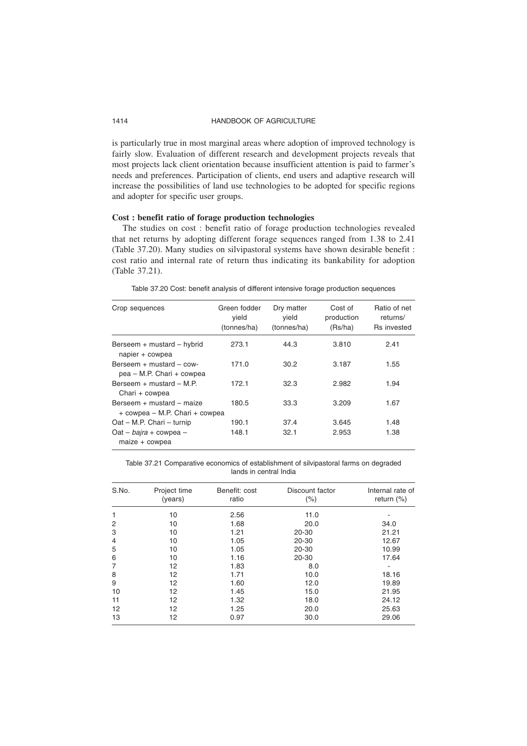is particularly true in most marginal areas where adoption of improved technology is fairly slow. Evaluation of different research and development projects reveals that most projects lack client orientation because insufficient attention is paid to farmer's needs and preferences. Participation of clients, end users and adaptive research will increase the possibilities of land use technologies to be adopted for specific regions and adopter for specific user groups.

**Cost : benefit ratio of forage production technologies**

The studies on cost : benefit ratio of forage production technologies revealed that net returns by adopting different forage sequences ranged from 1.38 to 2.41 (Table 37.20). Many studies on silvipastoral systems have shown desirable benefit : cost ratio and internal rate of return thus indicating its bankability for adoption (Table 37.21).

Table 37.20 Cost: benefit analysis of different intensive forage production sequences

| Crop sequences | Green fodder yield (tonnes/ha) | Dry matter yield (tonnes/ha) | Cost of production (Rs/ha) | Ratio of net returns/ Rs invested |
|---|---|---|---|---|
| Berseem + mustard – hybrid napier + cowpea | 273.1 | 44.3 | 3.810 | 2.41 |
| Berseem + mustard – cow-pea – M.P. Chari + cowpea | 171.0 | 30.2 | 3.187 | 1.55 |
| Berseem + mustard – M.P. Chari + cowpea | 172.1 | 32.3 | 2.982 | 1.94 |
| Berseem + mustard – maize + cowpea – M.P. Chari + cowpea | 180.5 | 33.3 | 3.209 | 1.67 |
| Oat – M.P. Chari – turnip | 190.1 | 37.4 | 3.645 | 1.48 |
| Oat – *bajra* + cowpea – maize + cowpea | 148.1 | 32.1 | 2.953 | 1.38 |

Table 37.21 Comparative economics of establishment of silvipastoral farms on degraded lands in central India

| S.No. | Project time (years) | Benefit: cost ratio | Discount factor (%) | Internal rate of return (%) |
|---|---|---|---|---|
| 1 | 10 | 2.56 | 11.0 | - |
| 2 | 10 | 1.68 | 20.0 | 34.0 |
| 3 | 10 | 1.21 | 20-30 | 21.21 |
| 4 | 10 | 1.05 | 20-30 | 12.67 |
| 5 | 10 | 1.05 | 20-30 | 10.99 |
| 6 | 10 | 1.16 | 20-30 | 17.64 |
| 7 | 12 | 1.83 | 8.0 | - |
| 8 | 12 | 1.71 | 10.0 | 18.16 |
| 9 | 12 | 1.60 | 12.0 | 19.89 |
| 10 | 12 | 1.45 | 15.0 | 21.95 |
| 11 | 12 | 1.32 | 18.0 | 24.12 |
| 12 | 12 | 1.25 | 20.0 | 25.63 |
| 13 | 12 | 0.97 | 30.0 | 29.06 |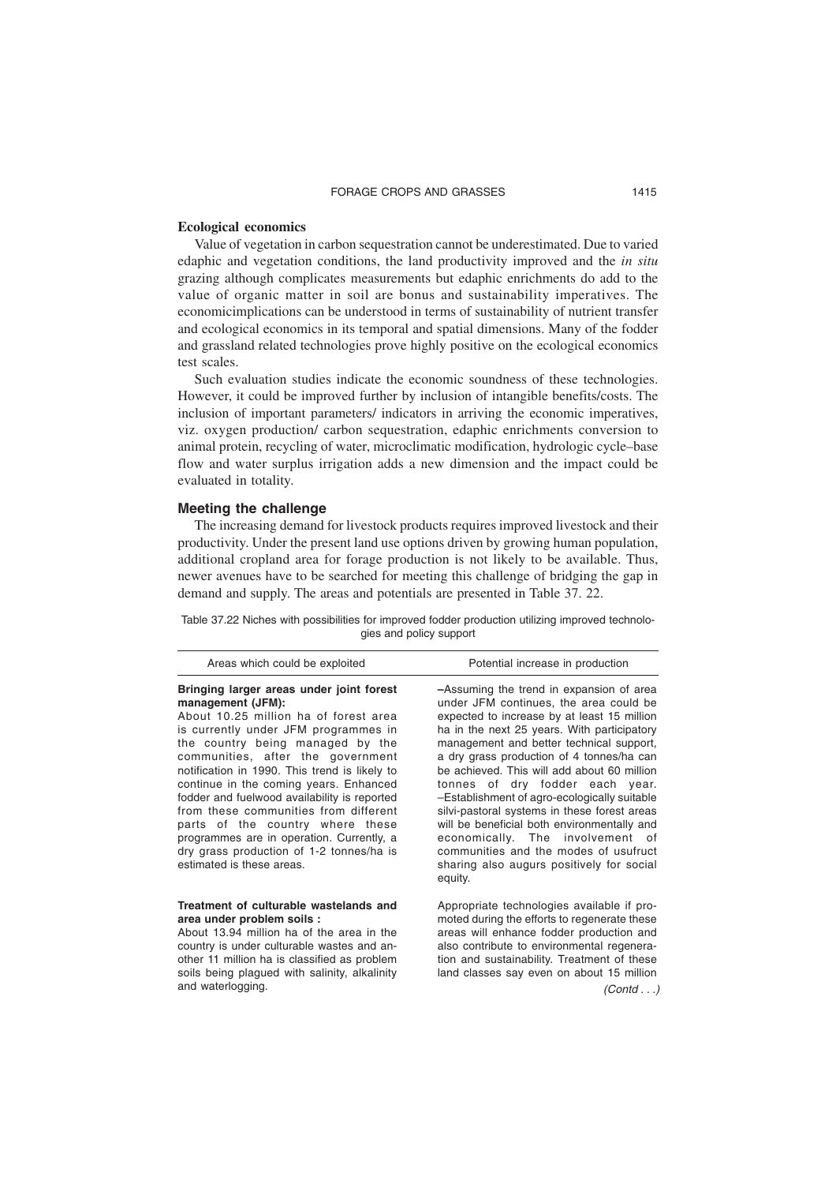## Ecological economics

Value of vegetation in carbon sequestration cannot be underestimated. Due to varied edaphic and vegetation conditions, the land productivity improved and the *in situ* grazing although complicates measurements but edaphic enrichments do add to the value of organic matter in soil are bonus and sustainability imperatives. The economicimplications can be understood in terms of sustainability of nutrient transfer and ecological economics in its temporal and spatial dimensions. Many of the fodder and grassland related technologies prove highly positive on the ecological economics test scales.

Such evaluation studies indicate the economic soundness of these technologies. However, it could be improved further by inclusion of intangible benefits/costs. The inclusion of important parameters/ indicators in arriving the economic imperatives, viz. oxygen production/ carbon sequestration, edaphic enrichments conversion to animal protein, recycling of water, microclimatic modification, hydrologic cycle–base flow and water surplus irrigation adds a new dimension and the impact could be evaluated in totality.

## Meeting the challenge

The increasing demand for livestock products requires improved livestock and their productivity. Under the present land use options driven by growing human population, additional cropland area for forage production is not likely to be available. Thus, newer avenues have to be searched for meeting this challenge of bridging the gap in demand and supply. The areas and potentials are presented in Table 37. 22.

Table 37.22 Niches with possibilities for improved fodder production utilizing improved technologies and policy support

| Areas which could be exploited | Potential increase in production |
|---|---|
| **Bringing larger areas under joint forest management (JFM):** About 10.25 million ha of forest area is currently under JFM programmes in the country being managed by the communities, after the government notification in 1990. This trend is likely to continue in the coming years. Enhanced fodder and fuelwood availability is reported from these communities from different parts of the country where these programmes are in operation. Currently, a dry grass production of 1-2 tonnes/ha is estimated is these areas. | –Assuming the trend in expansion of area under JFM continues, the area could be expected to increase by at least 15 million ha in the next 25 years. With participatory management and better technical support, a dry grass production of 4 tonnes/ha can be achieved. This will add about 60 million tonnes of dry fodder each year. –Establishment of agro-ecologically suitable silvi-pastoral systems in these forest areas will be beneficial both environmentally and economically. The involvement of communities and the modes of usufruct sharing also augurs positively for social equity. |
| **Treatment of culturable wastelands and area under problem soils :** About 13.94 million ha of the area in the country is under culturable wastes and another 11 million ha is classified as problem soils being plagued with salinity, alkalinity and waterlogging. | Appropriate technologies available if promoted during the efforts to regenerate these areas will enhance fodder production and also contribute to environmental regeneration and sustainability. Treatment of these land classes say even on about 15 million |

*(Contd . . .)*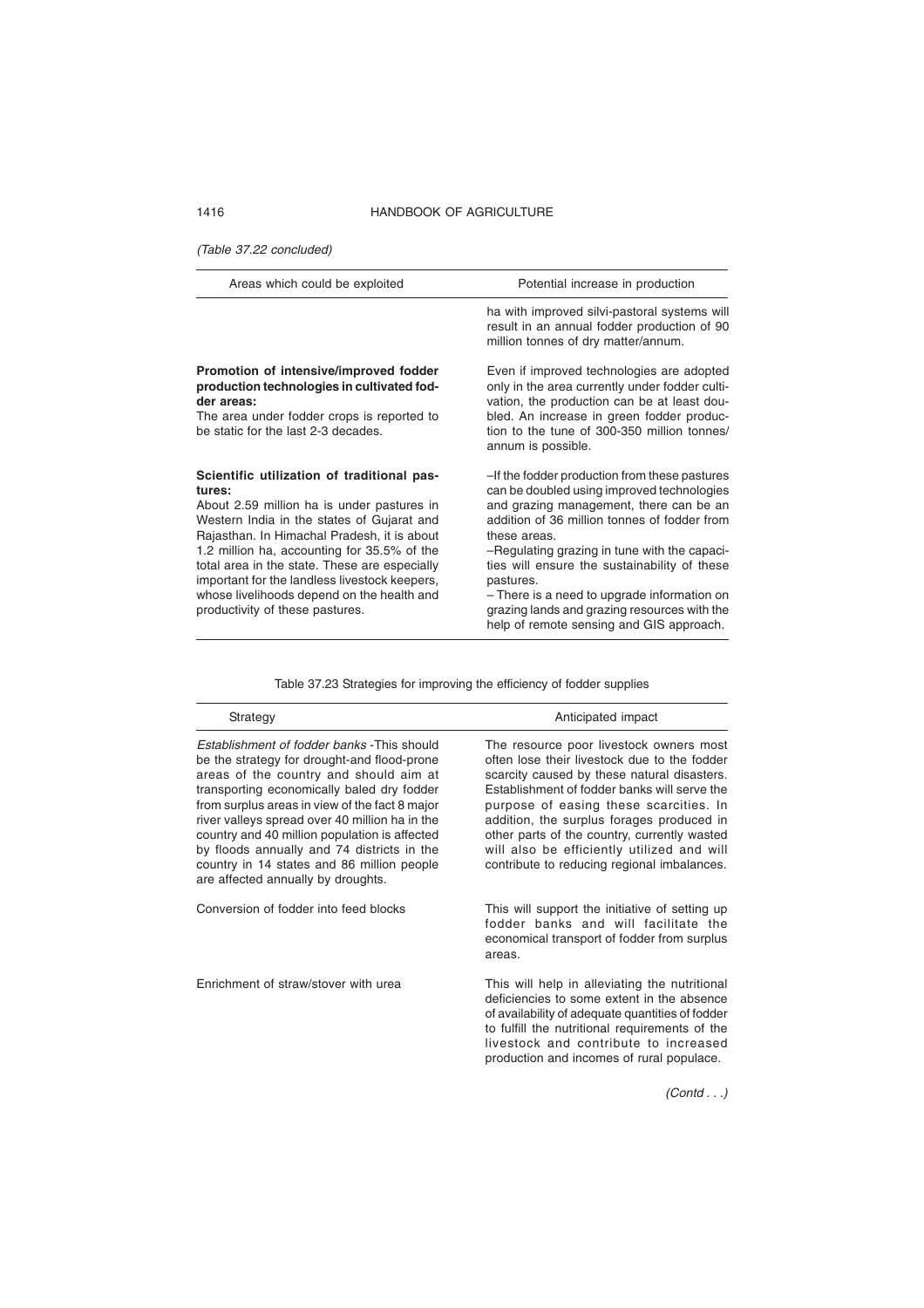*(Table 37.22 concluded)*

| Areas which could be exploited | Potential increase in production |
|---|---|
| | ha with improved silvi-pastoral systems will result in an annual fodder production of 90 million tonnes of dry matter/annum. |
| **Promotion of intensive/improved fodder production technologies in cultivated fodder areas:** The area under fodder crops is reported to be static for the last 2-3 decades. | Even if improved technologies are adopted only in the area currently under fodder cultivation, the production can be at least doubled. An increase in green fodder production to the tune of 300-350 million tonnes/annum is possible. |
| **Scientific utilization of traditional pastures:** About 2.59 million ha is under pastures in Western India in the states of Gujarat and Rajasthan. In Himachal Pradesh, it is about 1.2 million ha, accounting for 35.5% of the total area in the state. These are especially important for the landless livestock keepers, whose livelihoods depend on the health and productivity of these pastures. | –If the fodder production from these pastures can be doubled using improved technologies and grazing management, there can be an addition of 36 million tonnes of fodder from these areas. –Regulating grazing in tune with the capacities will ensure the sustainability of these pastures. – There is a need to upgrade information on grazing lands and grazing resources with the help of remote sensing and GIS approach. |

Table 37.23 Strategies for improving the efficiency of fodder supplies

| Strategy | Anticipated impact |
|---|---|
| *Establishment of fodder banks* -This should be the strategy for drought-and flood-prone areas of the country and should aim at transporting economically baled dry fodder from surplus areas in view of the fact 8 major river valleys spread over 40 million ha in the country and 40 million population is affected by floods annually and 74 districts in the country in 14 states and 86 million people are affected annually by droughts. | The resource poor livestock owners most often lose their livestock due to the fodder scarcity caused by these natural disasters. Establishment of fodder banks will serve the purpose of easing these scarcities. In addition, the surplus forages produced in other parts of the country, currently wasted will also be efficiently utilized and will contribute to reducing regional imbalances. |
| Conversion of fodder into feed blocks | This will support the initiative of setting up fodder banks and will facilitate the economical transport of fodder from surplus areas. |
| Enrichment of straw/stover with urea | This will help in alleviating the nutritional deficiencies to some extent in the absence of availability of adequate quantities of fodder to fulfill the nutritional requirements of the livestock and contribute to increased production and incomes of rural populace. |

*(Contd . . .)*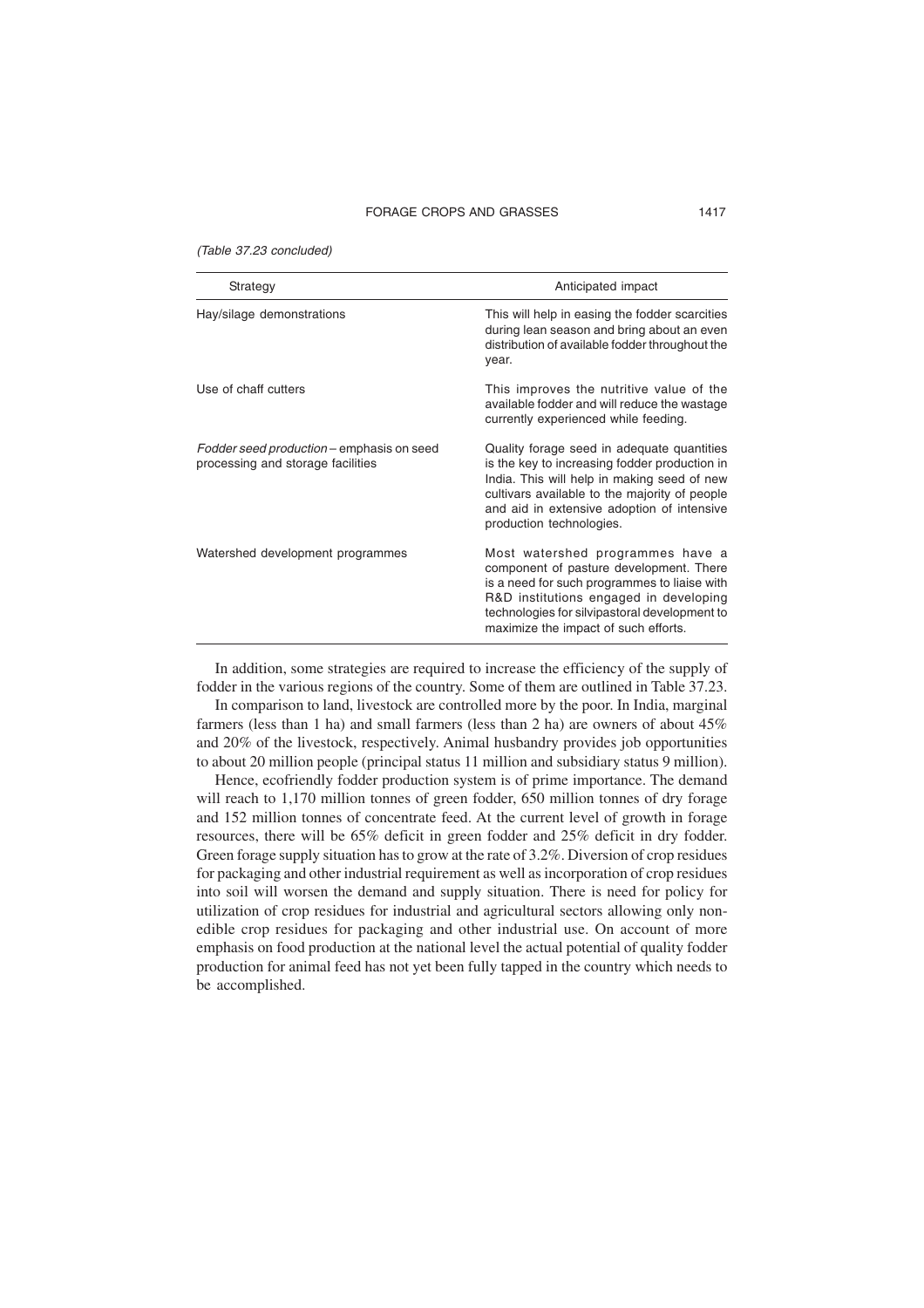*(Table 37.23 concluded)*

| Strategy | Anticipated impact |
|---|---|
| Hay/silage demonstrations | This will help in easing the fodder scarcities during lean season and bring about an even distribution of available fodder throughout the year. |
| Use of chaff cutters | This improves the nutritive value of the available fodder and will reduce the wastage currently experienced while feeding. |
| *Fodder seed production* – emphasis on seed processing and storage facilities | Quality forage seed in adequate quantities is the key to increasing fodder production in India. This will help in making seed of new cultivars available to the majority of people and aid in extensive adoption of intensive production technologies. |
| Watershed development programmes | Most watershed programmes have a component of pasture development. There is a need for such programmes to liaise with R&D institutions engaged in developing technologies for silvipastoral development to maximize the impact of such efforts. |

In addition, some strategies are required to increase the efficiency of the supply of fodder in the various regions of the country. Some of them are outlined in Table 37.23.

In comparison to land, livestock are controlled more by the poor. In India, marginal farmers (less than 1 ha) and small farmers (less than 2 ha) are owners of about 45% and 20% of the livestock, respectively. Animal husbandry provides job opportunities to about 20 million people (principal status 11 million and subsidiary status 9 million).

Hence, ecofriendly fodder production system is of prime importance. The demand will reach to 1,170 million tonnes of green fodder, 650 million tonnes of dry forage and 152 million tonnes of concentrate feed. At the current level of growth in forage resources, there will be 65% deficit in green fodder and 25% deficit in dry fodder. Green forage supply situation has to grow at the rate of 3.2%. Diversion of crop residues for packaging and other industrial requirement as well as incorporation of crop residues into soil will worsen the demand and supply situation. There is need for policy for utilization of crop residues for industrial and agricultural sectors allowing only non-edible crop residues for packaging and other industrial use. On account of more emphasis on food production at the national level the actual potential of quality fodder production for animal feed has not yet been fully tapped in the country which needs to be accomplished.